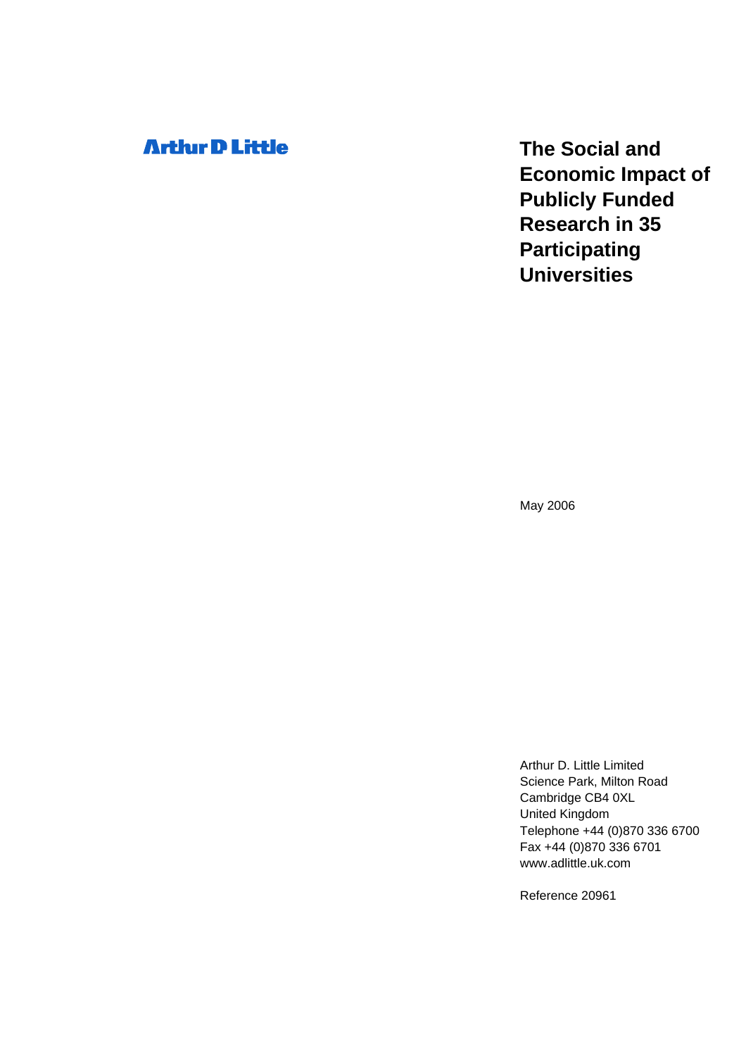Arthur D Little

# The Social and Economic Impact of Publicly Funded Research in 35 Participating Universities

May 2006

Arthur D. Little Limited
Science Park, Milton Road
Cambridge CB4 0XL
United Kingdom
Telephone +44 (0)870 336 6700
Fax +44 (0)870 336 6701
www.adlittle.uk.com

Reference 20961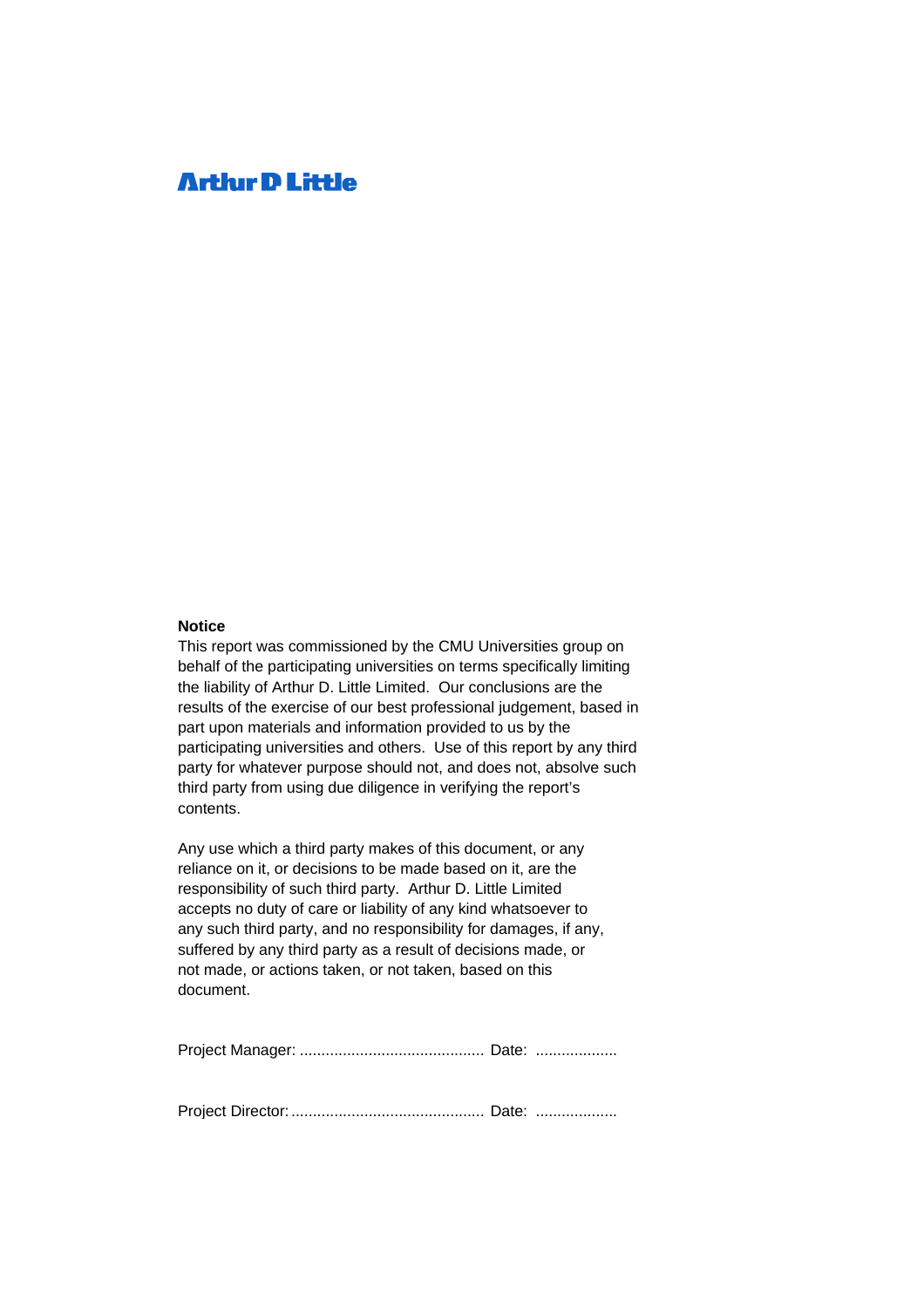Arthur D Little

**Notice**

This report was commissioned by the CMU Universities group on behalf of the participating universities on terms specifically limiting the liability of Arthur D. Little Limited. Our conclusions are the results of the exercise of our best professional judgement, based in part upon materials and information provided to us by the participating universities and others. Use of this report by any third party for whatever purpose should not, and does not, absolve such third party from using due diligence in verifying the report's contents.

Any use which a third party makes of this document, or any reliance on it, or decisions to be made based on it, are the responsibility of such third party. Arthur D. Little Limited accepts no duty of care or liability of any kind whatsoever to any such third party, and no responsibility for damages, if any, suffered by any third party as a result of decisions made, or not made, or actions taken, or not taken, based on this document.

Project Manager: ........................................... Date: ...................

Project Director: ............................................ Date: ...................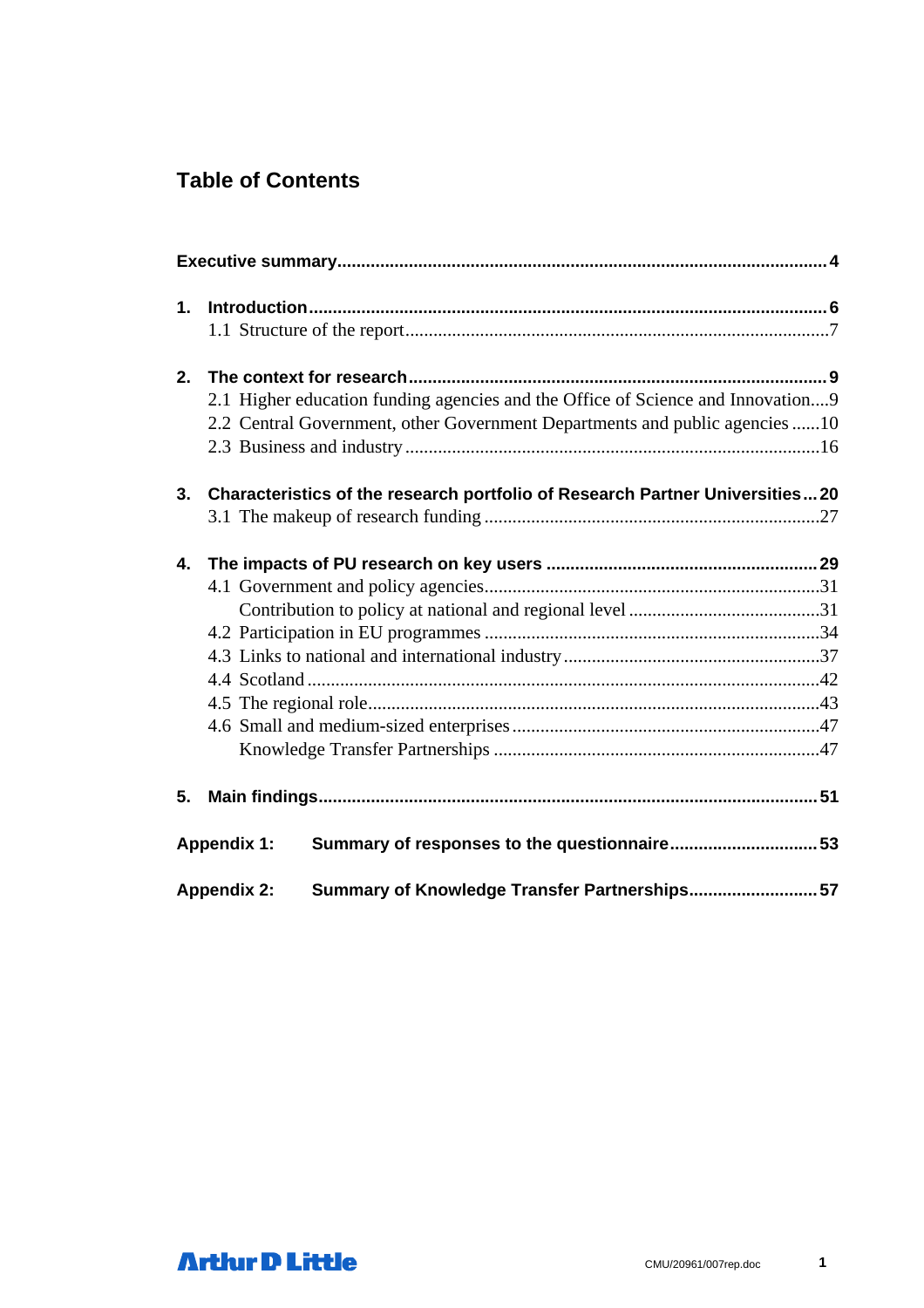# Table of Contents

**Executive summary** .......... **4**

**1. Introduction** .......... **6**
- 1.1 Structure of the report .......... 7

**2. The context for research** .......... **9**
- 2.1 Higher education funding agencies and the Office of Science and Innovation .......... 9
- 2.2 Central Government, other Government Departments and public agencies .......... 10
- 2.3 Business and industry .......... 16

**3. Characteristics of the research portfolio of Research Partner Universities** .......... **20**
- 3.1 The makeup of research funding .......... 27

**4. The impacts of PU research on key users** .......... **29**
- 4.1 Government and policy agencies .......... 31
  - Contribution to policy at national and regional level .......... 31
- 4.2 Participation in EU programmes .......... 34
- 4.3 Links to national and international industry .......... 37
- 4.4 Scotland .......... 42
- 4.5 The regional role .......... 43
- 4.6 Small and medium-sized enterprises .......... 47
  - Knowledge Transfer Partnerships .......... 47

**5. Main findings** .......... **51**

**Appendix 1: Summary of responses to the questionnaire** .......... **53**

**Appendix 2: Summary of Knowledge Transfer Partnerships** .......... **57**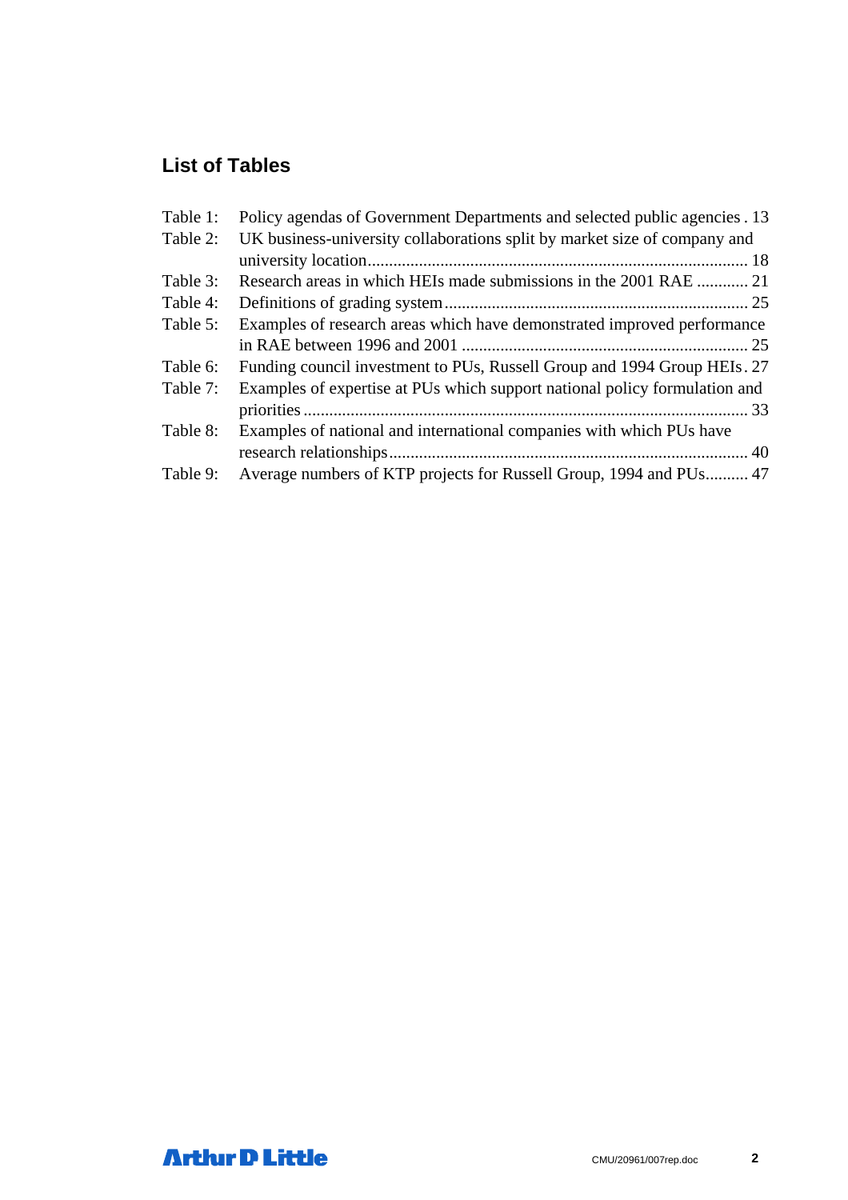## List of Tables

Table 1: Policy agendas of Government Departments and selected public agencies . 13

Table 2: UK business-university collaborations split by market size of company and university location ........................................................................................ 18

Table 3: Research areas in which HEIs made submissions in the 2001 RAE ............ 21

Table 4: Definitions of grading system ...................................................................... 25

Table 5: Examples of research areas which have demonstrated improved performance in RAE between 1996 and 2001 .................................................................. 25

Table 6: Funding council investment to PUs, Russell Group and 1994 Group HEIs . 27

Table 7: Examples of expertise at PUs which support national policy formulation and priorities ........................................................................................................ 33

Table 8: Examples of national and international companies with which PUs have research relationships.................................................................................... 40

Table 9: Average numbers of KTP projects for Russell Group, 1994 and PUs.......... 47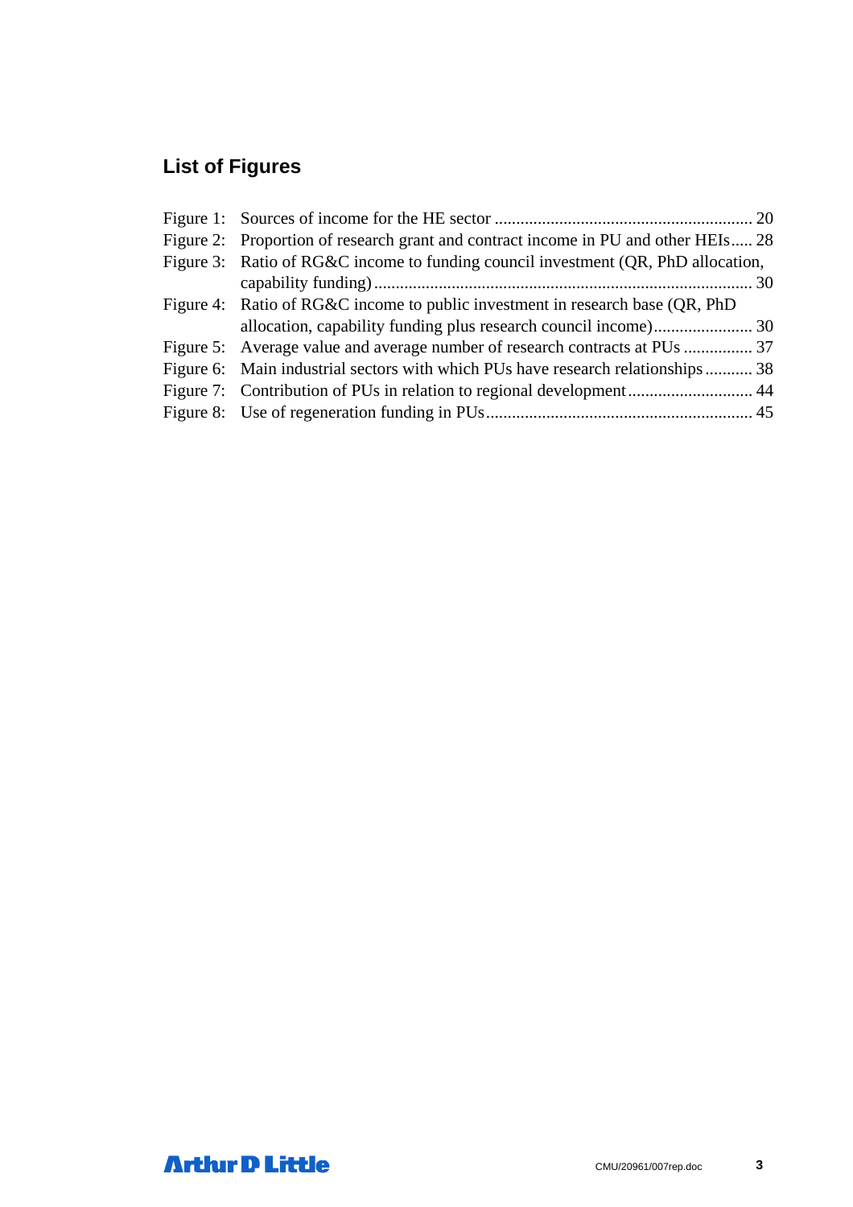## List of Figures

Figure 1: Sources of income for the HE sector ............................................................ 20

Figure 2: Proportion of research grant and contract income in PU and other HEIs..... 28

Figure 3: Ratio of RG&C income to funding council investment (QR, PhD allocation, capability funding)....................................................................................... 30

Figure 4: Ratio of RG&C income to public investment in research base (QR, PhD allocation, capability funding plus research council income)....................... 30

Figure 5: Average value and average number of research contracts at PUs ................ 37

Figure 6: Main industrial sectors with which PUs have research relationships........... 38

Figure 7: Contribution of PUs in relation to regional development............................. 44

Figure 8: Use of regeneration funding in PUs.............................................................. 45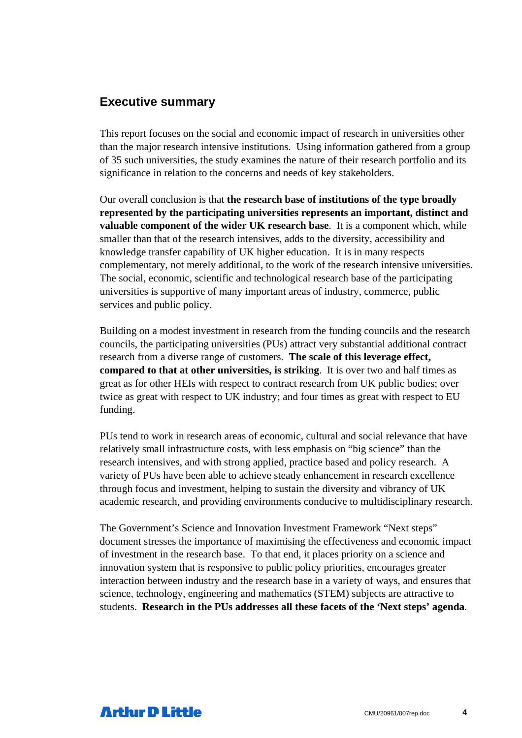## Executive summary

This report focuses on the social and economic impact of research in universities other than the major research intensive institutions. Using information gathered from a group of 35 such universities, the study examines the nature of their research portfolio and its significance in relation to the concerns and needs of key stakeholders.

Our overall conclusion is that **the research base of institutions of the type broadly represented by the participating universities represents an important, distinct and valuable component of the wider UK research base**. It is a component which, while smaller than that of the research intensives, adds to the diversity, accessibility and knowledge transfer capability of UK higher education. It is in many respects complementary, not merely additional, to the work of the research intensive universities. The social, economic, scientific and technological research base of the participating universities is supportive of many important areas of industry, commerce, public services and public policy.

Building on a modest investment in research from the funding councils and the research councils, the participating universities (PUs) attract very substantial additional contract research from a diverse range of customers. **The scale of this leverage effect, compared to that at other universities, is striking**. It is over two and half times as great as for other HEIs with respect to contract research from UK public bodies; over twice as great with respect to UK industry; and four times as great with respect to EU funding.

PUs tend to work in research areas of economic, cultural and social relevance that have relatively small infrastructure costs, with less emphasis on "big science" than the research intensives, and with strong applied, practice based and policy research. A variety of PUs have been able to achieve steady enhancement in research excellence through focus and investment, helping to sustain the diversity and vibrancy of UK academic research, and providing environments conducive to multidisciplinary research.

The Government's Science and Innovation Investment Framework "Next steps" document stresses the importance of maximising the effectiveness and economic impact of investment in the research base. To that end, it places priority on a science and innovation system that is responsive to public policy priorities, encourages greater interaction between industry and the research base in a variety of ways, and ensures that science, technology, engineering and mathematics (STEM) subjects are attractive to students. **Research in the PUs addresses all these facets of the 'Next steps' agenda**.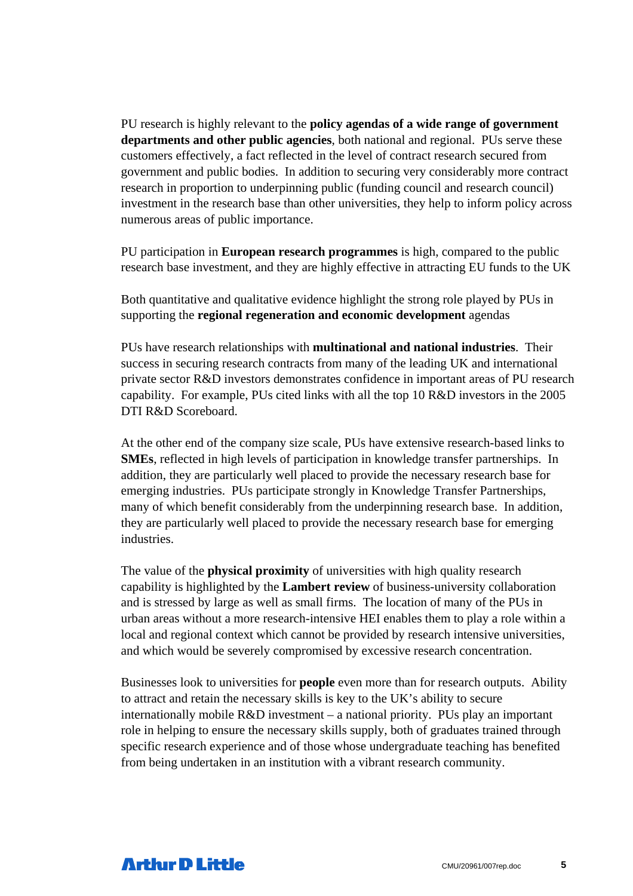PU research is highly relevant to the **policy agendas of a wide range of government departments and other public agencies**, both national and regional. PUs serve these customers effectively, a fact reflected in the level of contract research secured from government and public bodies. In addition to securing very considerably more contract research in proportion to underpinning public (funding council and research council) investment in the research base than other universities, they help to inform policy across numerous areas of public importance.

PU participation in **European research programmes** is high, compared to the public research base investment, and they are highly effective in attracting EU funds to the UK

Both quantitative and qualitative evidence highlight the strong role played by PUs in supporting the **regional regeneration and economic development** agendas

PUs have research relationships with **multinational and national industries**. Their success in securing research contracts from many of the leading UK and international private sector R&D investors demonstrates confidence in important areas of PU research capability. For example, PUs cited links with all the top 10 R&D investors in the 2005 DTI R&D Scoreboard.

At the other end of the company size scale, PUs have extensive research-based links to **SMEs**, reflected in high levels of participation in knowledge transfer partnerships. In addition, they are particularly well placed to provide the necessary research base for emerging industries. PUs participate strongly in Knowledge Transfer Partnerships, many of which benefit considerably from the underpinning research base. In addition, they are particularly well placed to provide the necessary research base for emerging industries.

The value of the **physical proximity** of universities with high quality research capability is highlighted by the **Lambert review** of business-university collaboration and is stressed by large as well as small firms. The location of many of the PUs in urban areas without a more research-intensive HEI enables them to play a role within a local and regional context which cannot be provided by research intensive universities, and which would be severely compromised by excessive research concentration.

Businesses look to universities for **people** even more than for research outputs. Ability to attract and retain the necessary skills is key to the UK's ability to secure internationally mobile R&D investment – a national priority. PUs play an important role in helping to ensure the necessary skills supply, both of graduates trained through specific research experience and of those whose undergraduate teaching has benefited from being undertaken in an institution with a vibrant research community.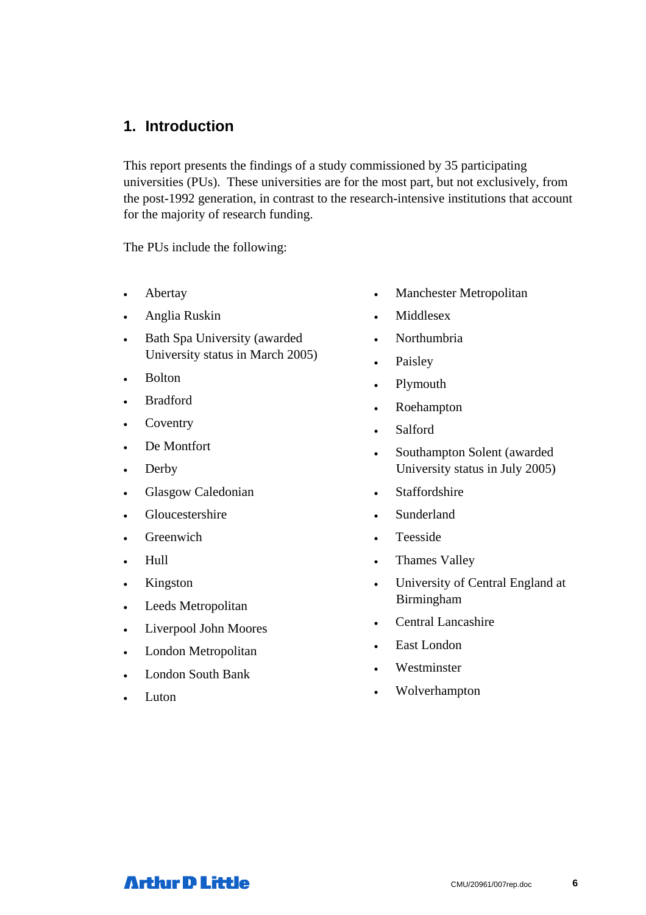# 1. Introduction

This report presents the findings of a study commissioned by 35 participating universities (PUs). These universities are for the most part, but not exclusively, from the post-1992 generation, in contrast to the research-intensive institutions that account for the majority of research funding.

The PUs include the following:

- Abertay
- Anglia Ruskin
- Bath Spa University (awarded University status in March 2005)
- Bolton
- Bradford
- Coventry
- De Montfort
- Derby
- Glasgow Caledonian
- Gloucestershire
- Greenwich
- Hull
- Kingston
- Leeds Metropolitan
- Liverpool John Moores
- London Metropolitan
- London South Bank
- Luton
- Manchester Metropolitan
- Middlesex
- Northumbria
- Paisley
- Plymouth
- Roehampton
- Salford
- Southampton Solent (awarded University status in July 2005)
- Staffordshire
- Sunderland
- Teesside
- Thames Valley
- University of Central England at Birmingham
- Central Lancashire
- East London
- Westminster
- Wolverhampton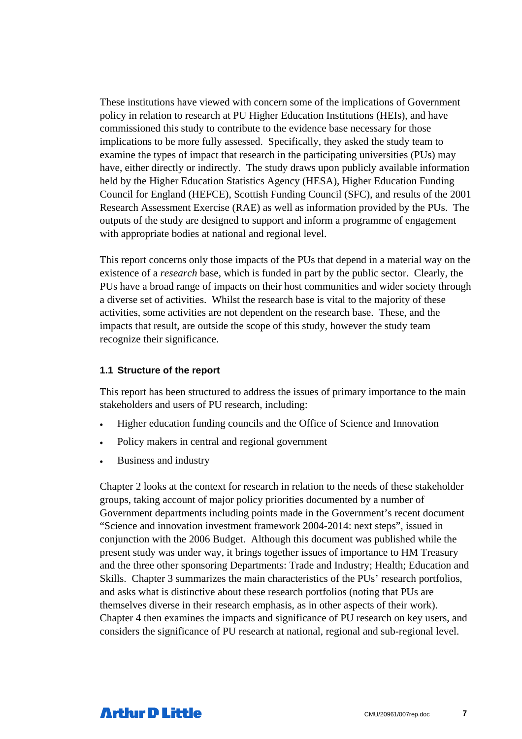These institutions have viewed with concern some of the implications of Government policy in relation to research at PU Higher Education Institutions (HEIs), and have commissioned this study to contribute to the evidence base necessary for those implications to be more fully assessed. Specifically, they asked the study team to examine the types of impact that research in the participating universities (PUs) may have, either directly or indirectly. The study draws upon publicly available information held by the Higher Education Statistics Agency (HESA), Higher Education Funding Council for England (HEFCE), Scottish Funding Council (SFC), and results of the 2001 Research Assessment Exercise (RAE) as well as information provided by the PUs. The outputs of the study are designed to support and inform a programme of engagement with appropriate bodies at national and regional level.

This report concerns only those impacts of the PUs that depend in a material way on the existence of a *research* base, which is funded in part by the public sector. Clearly, the PUs have a broad range of impacts on their host communities and wider society through a diverse set of activities. Whilst the research base is vital to the majority of these activities, some activities are not dependent on the research base. These, and the impacts that result, are outside the scope of this study, however the study team recognize their significance.

### 1.1 Structure of the report

This report has been structured to address the issues of primary importance to the main stakeholders and users of PU research, including:

- Higher education funding councils and the Office of Science and Innovation
- Policy makers in central and regional government
- Business and industry

Chapter 2 looks at the context for research in relation to the needs of these stakeholder groups, taking account of major policy priorities documented by a number of Government departments including points made in the Government's recent document "Science and innovation investment framework 2004-2014: next steps", issued in conjunction with the 2006 Budget. Although this document was published while the present study was under way, it brings together issues of importance to HM Treasury and the three other sponsoring Departments: Trade and Industry; Health; Education and Skills. Chapter 3 summarizes the main characteristics of the PUs' research portfolios, and asks what is distinctive about these research portfolios (noting that PUs are themselves diverse in their research emphasis, as in other aspects of their work). Chapter 4 then examines the impacts and significance of PU research on key users, and considers the significance of PU research at national, regional and sub-regional level.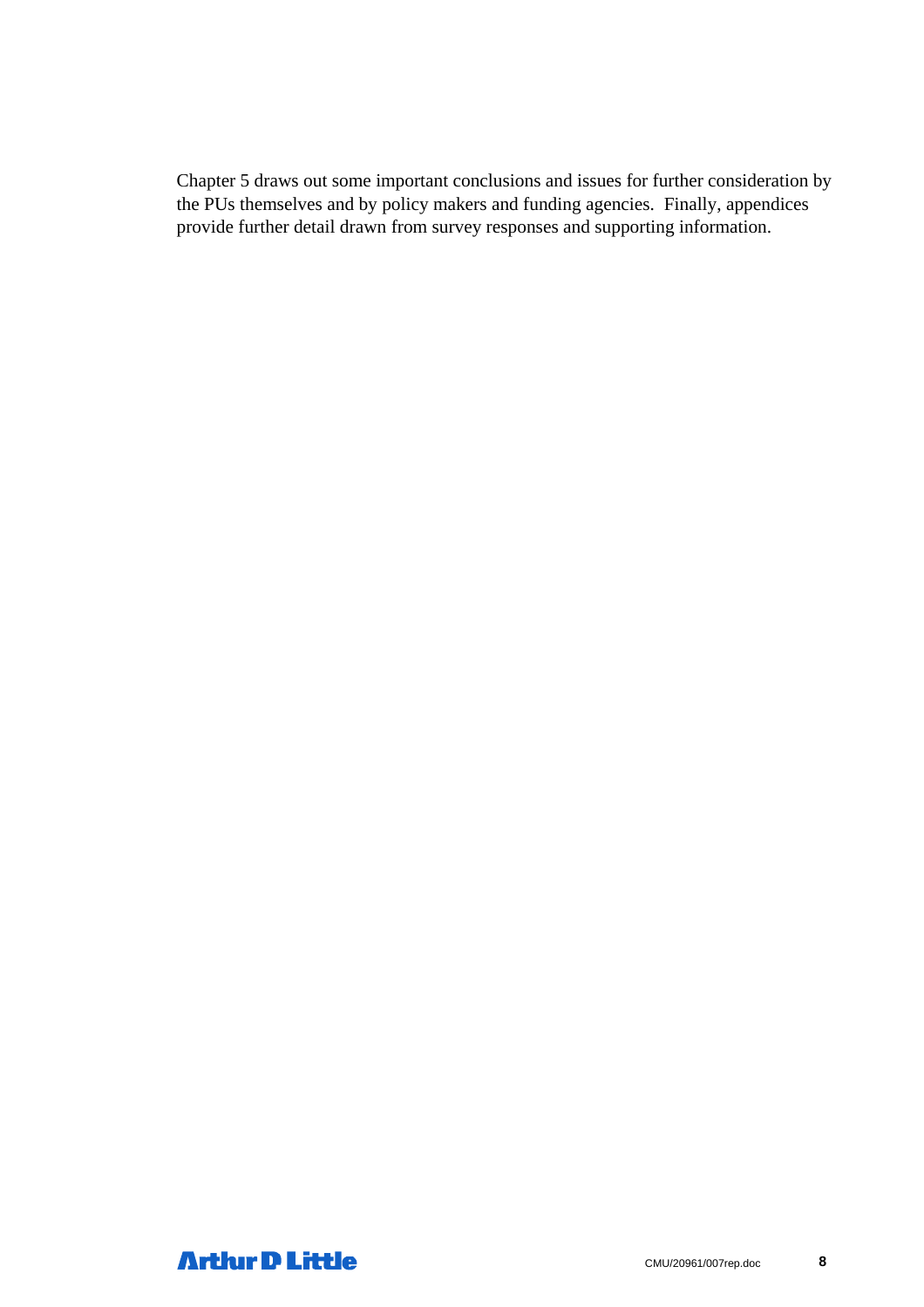Chapter 5 draws out some important conclusions and issues for further consideration by the PUs themselves and by policy makers and funding agencies. Finally, appendices provide further detail drawn from survey responses and supporting information.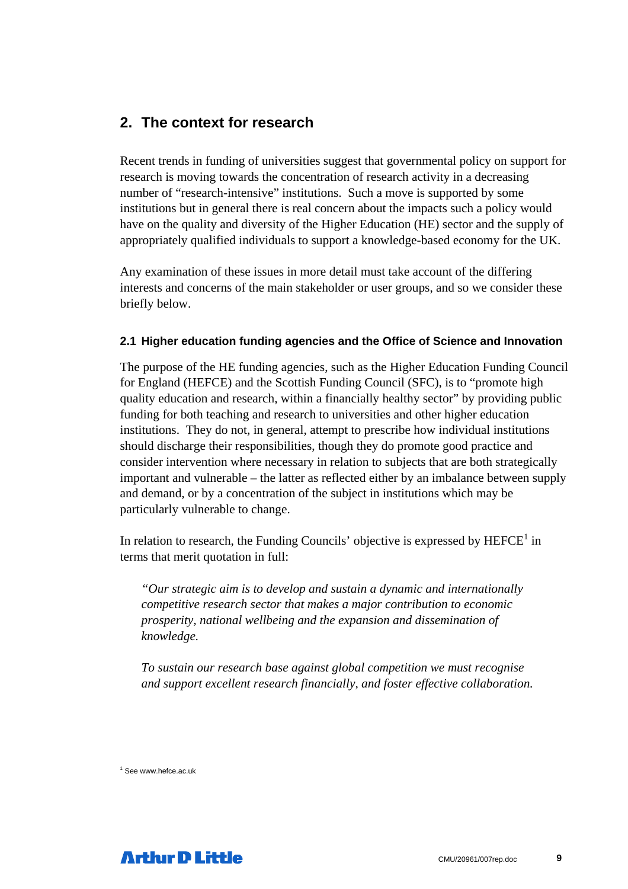## 2. The context for research

Recent trends in funding of universities suggest that governmental policy on support for research is moving towards the concentration of research activity in a decreasing number of "research-intensive" institutions. Such a move is supported by some institutions but in general there is real concern about the impacts such a policy would have on the quality and diversity of the Higher Education (HE) sector and the supply of appropriately qualified individuals to support a knowledge-based economy for the UK.

Any examination of these issues in more detail must take account of the differing interests and concerns of the main stakeholder or user groups, and so we consider these briefly below.

### 2.1 Higher education funding agencies and the Office of Science and Innovation

The purpose of the HE funding agencies, such as the Higher Education Funding Council for England (HEFCE) and the Scottish Funding Council (SFC), is to "promote high quality education and research, within a financially healthy sector" by providing public funding for both teaching and research to universities and other higher education institutions. They do not, in general, attempt to prescribe how individual institutions should discharge their responsibilities, though they do promote good practice and consider intervention where necessary in relation to subjects that are both strategically important and vulnerable – the latter as reflected either by an imbalance between supply and demand, or by a concentration of the subject in institutions which may be particularly vulnerable to change.

In relation to research, the Funding Councils' objective is expressed by HEFCE[1] in terms that merit quotation in full:

> *"Our strategic aim is to develop and sustain a dynamic and internationally competitive research sector that makes a major contribution to economic prosperity, national wellbeing and the expansion and dissemination of knowledge.*
>
> *To sustain our research base against global competition we must recognise and support excellent research financially, and foster effective collaboration.*

[1] See www.hefce.ac.uk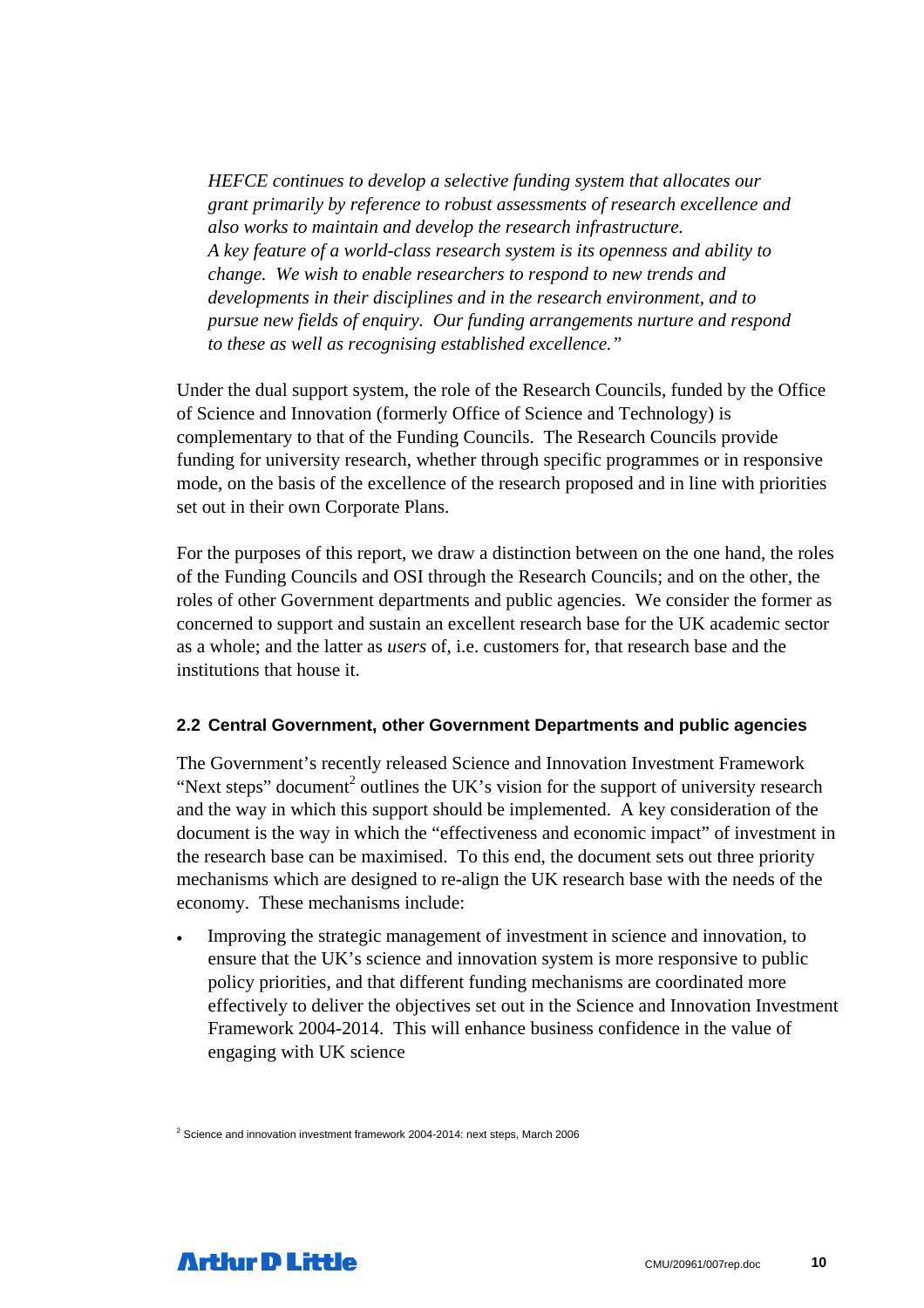*HEFCE continues to develop a selective funding system that allocates our grant primarily by reference to robust assessments of research excellence and also works to maintain and develop the research infrastructure.*
*A key feature of a world-class research system is its openness and ability to change. We wish to enable researchers to respond to new trends and developments in their disciplines and in the research environment, and to pursue new fields of enquiry. Our funding arrangements nurture and respond to these as well as recognising established excellence."*

Under the dual support system, the role of the Research Councils, funded by the Office of Science and Innovation (formerly Office of Science and Technology) is complementary to that of the Funding Councils. The Research Councils provide funding for university research, whether through specific programmes or in responsive mode, on the basis of the excellence of the research proposed and in line with priorities set out in their own Corporate Plans.

For the purposes of this report, we draw a distinction between on the one hand, the roles of the Funding Councils and OSI through the Research Councils; and on the other, the roles of other Government departments and public agencies. We consider the former as concerned to support and sustain an excellent research base for the UK academic sector as a whole; and the latter as *users* of, i.e. customers for, that research base and the institutions that house it.

### 2.2 Central Government, other Government Departments and public agencies

The Government's recently released Science and Innovation Investment Framework "Next steps" document[2] outlines the UK's vision for the support of university research and the way in which this support should be implemented. A key consideration of the document is the way in which the "effectiveness and economic impact" of investment in the research base can be maximised. To this end, the document sets out three priority mechanisms which are designed to re-align the UK research base with the needs of the economy. These mechanisms include:

- Improving the strategic management of investment in science and innovation, to ensure that the UK's science and innovation system is more responsive to public policy priorities, and that different funding mechanisms are coordinated more effectively to deliver the objectives set out in the Science and Innovation Investment Framework 2004-2014. This will enhance business confidence in the value of engaging with UK science

[2] Science and innovation investment framework 2004-2014: next steps, March 2006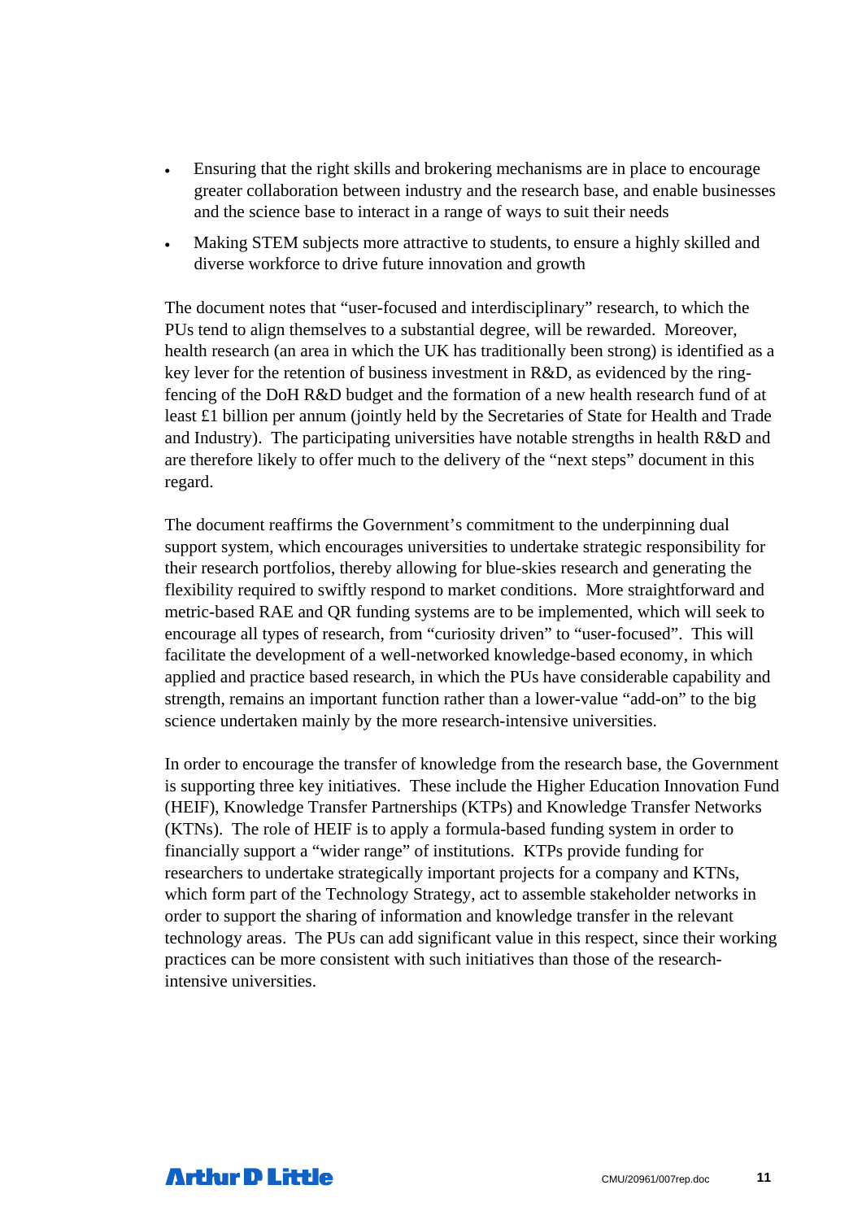- Ensuring that the right skills and brokering mechanisms are in place to encourage greater collaboration between industry and the research base, and enable businesses and the science base to interact in a range of ways to suit their needs
- Making STEM subjects more attractive to students, to ensure a highly skilled and diverse workforce to drive future innovation and growth

The document notes that "user-focused and interdisciplinary" research, to which the PUs tend to align themselves to a substantial degree, will be rewarded. Moreover, health research (an area in which the UK has traditionally been strong) is identified as a key lever for the retention of business investment in R&D, as evidenced by the ring-fencing of the DoH R&D budget and the formation of a new health research fund of at least £1 billion per annum (jointly held by the Secretaries of State for Health and Trade and Industry). The participating universities have notable strengths in health R&D and are therefore likely to offer much to the delivery of the "next steps" document in this regard.

The document reaffirms the Government's commitment to the underpinning dual support system, which encourages universities to undertake strategic responsibility for their research portfolios, thereby allowing for blue-skies research and generating the flexibility required to swiftly respond to market conditions. More straightforward and metric-based RAE and QR funding systems are to be implemented, which will seek to encourage all types of research, from "curiosity driven" to "user-focused". This will facilitate the development of a well-networked knowledge-based economy, in which applied and practice based research, in which the PUs have considerable capability and strength, remains an important function rather than a lower-value "add-on" to the big science undertaken mainly by the more research-intensive universities.

In order to encourage the transfer of knowledge from the research base, the Government is supporting three key initiatives. These include the Higher Education Innovation Fund (HEIF), Knowledge Transfer Partnerships (KTPs) and Knowledge Transfer Networks (KTNs). The role of HEIF is to apply a formula-based funding system in order to financially support a "wider range" of institutions. KTPs provide funding for researchers to undertake strategically important projects for a company and KTNs, which form part of the Technology Strategy, act to assemble stakeholder networks in order to support the sharing of information and knowledge transfer in the relevant technology areas. The PUs can add significant value in this respect, since their working practices can be more consistent with such initiatives than those of the research-intensive universities.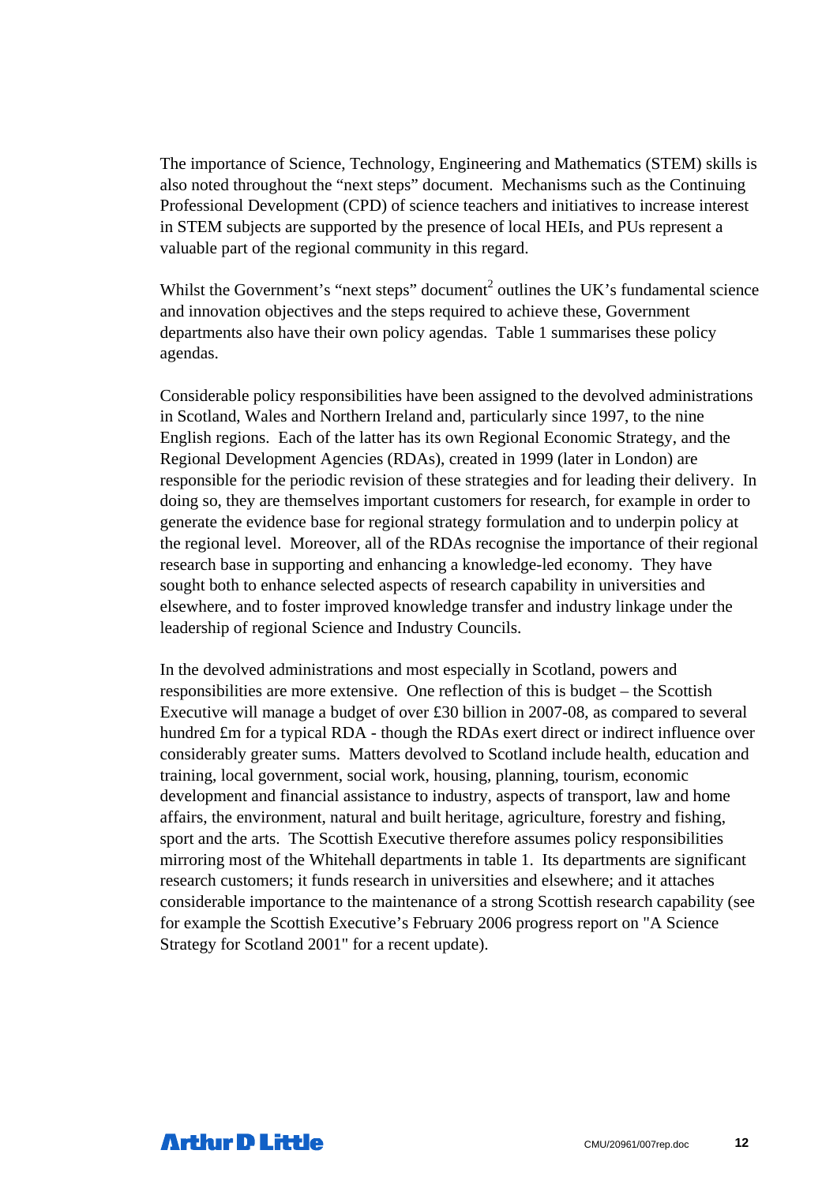The importance of Science, Technology, Engineering and Mathematics (STEM) skills is also noted throughout the "next steps" document. Mechanisms such as the Continuing Professional Development (CPD) of science teachers and initiatives to increase interest in STEM subjects are supported by the presence of local HEIs, and PUs represent a valuable part of the regional community in this regard.

Whilst the Government's "next steps" document[2] outlines the UK's fundamental science and innovation objectives and the steps required to achieve these, Government departments also have their own policy agendas. Table 1 summarises these policy agendas.

Considerable policy responsibilities have been assigned to the devolved administrations in Scotland, Wales and Northern Ireland and, particularly since 1997, to the nine English regions. Each of the latter has its own Regional Economic Strategy, and the Regional Development Agencies (RDAs), created in 1999 (later in London) are responsible for the periodic revision of these strategies and for leading their delivery. In doing so, they are themselves important customers for research, for example in order to generate the evidence base for regional strategy formulation and to underpin policy at the regional level. Moreover, all of the RDAs recognise the importance of their regional research base in supporting and enhancing a knowledge-led economy. They have sought both to enhance selected aspects of research capability in universities and elsewhere, and to foster improved knowledge transfer and industry linkage under the leadership of regional Science and Industry Councils.

In the devolved administrations and most especially in Scotland, powers and responsibilities are more extensive. One reflection of this is budget – the Scottish Executive will manage a budget of over £30 billion in 2007-08, as compared to several hundred £m for a typical RDA - though the RDAs exert direct or indirect influence over considerably greater sums. Matters devolved to Scotland include health, education and training, local government, social work, housing, planning, tourism, economic development and financial assistance to industry, aspects of transport, law and home affairs, the environment, natural and built heritage, agriculture, forestry and fishing, sport and the arts. The Scottish Executive therefore assumes policy responsibilities mirroring most of the Whitehall departments in table 1. Its departments are significant research customers; it funds research in universities and elsewhere; and it attaches considerable importance to the maintenance of a strong Scottish research capability (see for example the Scottish Executive's February 2006 progress report on "A Science Strategy for Scotland 2001" for a recent update).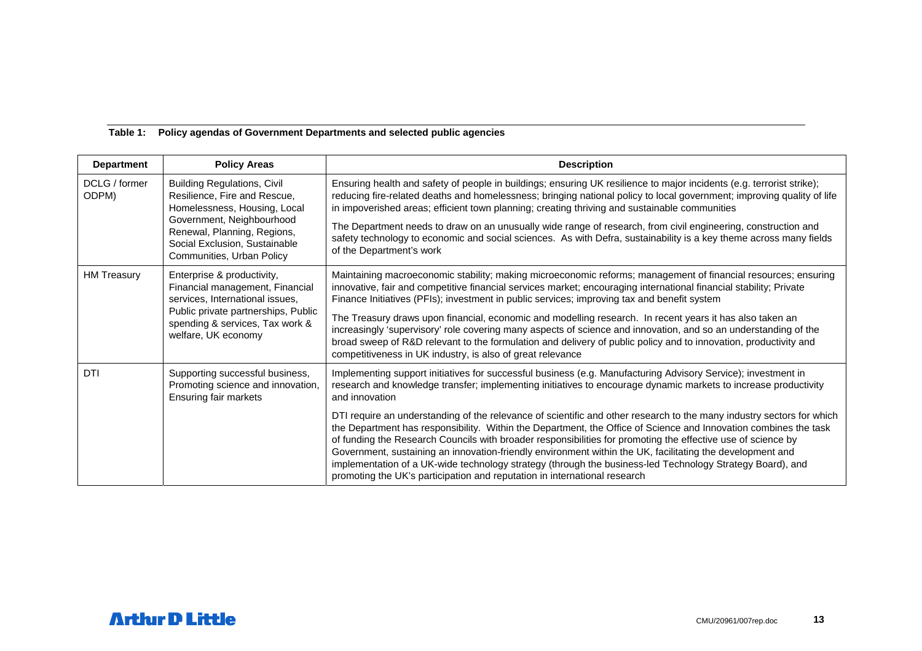**Table 1: Policy agendas of Government Departments and selected public agencies**

| Department | Policy Areas | Description |
|---|---|---|
| DCLG / former ODPM) | Building Regulations, Civil Resilience, Fire and Rescue, Homelessness, Housing, Local Government, Neighbourhood Renewal, Planning, Regions, Social Exclusion, Sustainable Communities, Urban Policy | Ensuring health and safety of people in buildings; ensuring UK resilience to major incidents (e.g. terrorist strike); reducing fire-related deaths and homelessness; bringing national policy to local government; improving quality of life in impoverished areas; efficient town planning; creating thriving and sustainable communities<br><br>The Department needs to draw on an unusually wide range of research, from civil engineering, construction and safety technology to economic and social sciences. As with Defra, sustainability is a key theme across many fields of the Department's work |
| HM Treasury | Enterprise & productivity, Financial management, Financial services, International issues, Public private partnerships, Public spending & services, Tax work & welfare, UK economy | Maintaining macroeconomic stability; making microeconomic reforms; management of financial resources; ensuring innovative, fair and competitive financial services market; encouraging international financial stability; Private Finance Initiatives (PFIs); investment in public services; improving tax and benefit system<br><br>The Treasury draws upon financial, economic and modelling research. In recent years it has also taken an increasingly 'supervisory' role covering many aspects of science and innovation, and so an understanding of the broad sweep of R&D relevant to the formulation and delivery of public policy and to innovation, productivity and competitiveness in UK industry, is also of great relevance |
| DTI | Supporting successful business, Promoting science and innovation, Ensuring fair markets | Implementing support initiatives for successful business (e.g. Manufacturing Advisory Service); investment in research and knowledge transfer; implementing initiatives to encourage dynamic markets to increase productivity and innovation<br><br>DTI require an understanding of the relevance of scientific and other research to the many industry sectors for which the Department has responsibility. Within the Department, the Office of Science and Innovation combines the task of funding the Research Councils with broader responsibilities for promoting the effective use of science by Government, sustaining an innovation-friendly environment within the UK, facilitating the development and implementation of a UK-wide technology strategy (through the business-led Technology Strategy Board), and promoting the UK's participation and reputation in international research |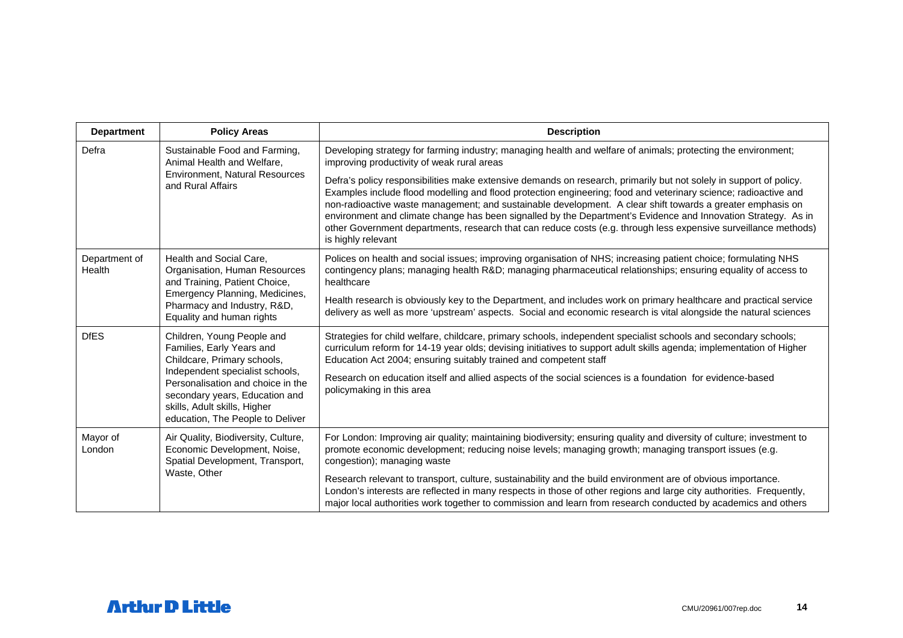| Department | Policy Areas | Description |
|---|---|---|
| Defra | Sustainable Food and Farming, Animal Health and Welfare, Environment, Natural Resources and Rural Affairs | Developing strategy for farming industry; managing health and welfare of animals; protecting the environment; improving productivity of weak rural areas<br><br>Defra's policy responsibilities make extensive demands on research, primarily but not solely in support of policy. Examples include flood modelling and flood protection engineering; food and veterinary science; radioactive and non-radioactive waste management; and sustainable development. A clear shift towards a greater emphasis on environment and climate change has been signalled by the Department's Evidence and Innovation Strategy. As in other Government departments, research that can reduce costs (e.g. through less expensive surveillance methods) is highly relevant |
| Department of Health | Health and Social Care, Organisation, Human Resources and Training, Patient Choice, Emergency Planning, Medicines, Pharmacy and Industry, R&D, Equality and human rights | Polices on health and social issues; improving organisation of NHS; increasing patient choice; formulating NHS contingency plans; managing health R&D; managing pharmaceutical relationships; ensuring equality of access to healthcare<br><br>Health research is obviously key to the Department, and includes work on primary healthcare and practical service delivery as well as more 'upstream' aspects. Social and economic research is vital alongside the natural sciences |
| DfES | Children, Young People and Families, Early Years and Childcare, Primary schools, Independent specialist schools, Personalisation and choice in the secondary years, Education and skills, Adult skills, Higher education, The People to Deliver | Strategies for child welfare, childcare, primary schools, independent specialist schools and secondary schools; curriculum reform for 14-19 year olds; devising initiatives to support adult skills agenda; implementation of Higher Education Act 2004; ensuring suitably trained and competent staff<br><br>Research on education itself and allied aspects of the social sciences is a foundation for evidence-based policymaking in this area |
| Mayor of London | Air Quality, Biodiversity, Culture, Economic Development, Noise, Spatial Development, Transport, Waste, Other | For London: Improving air quality; maintaining biodiversity; ensuring quality and diversity of culture; investment to promote economic development; reducing noise levels; managing growth; managing transport issues (e.g. congestion); managing waste<br><br>Research relevant to transport, culture, sustainability and the build environment are of obvious importance. London's interests are reflected in many respects in those of other regions and large city authorities. Frequently, major local authorities work together to commission and learn from research conducted by academics and others |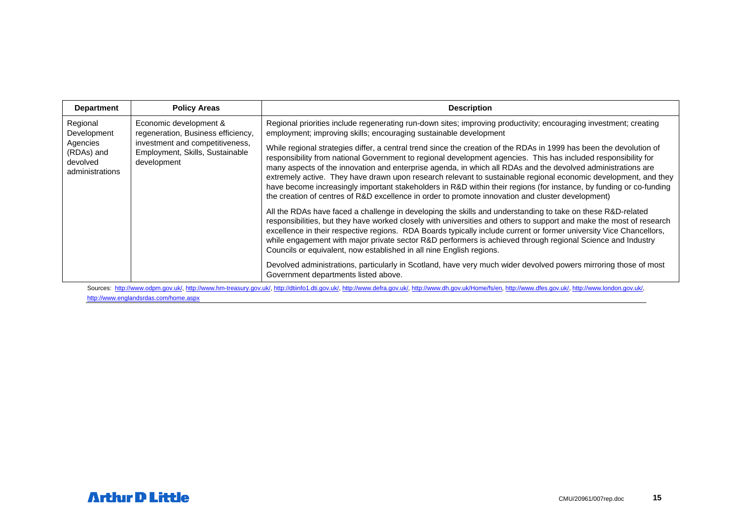| Department | Policy Areas | Description |
| --- | --- | --- |
| Regional Development Agencies (RDAs) and devolved administrations | Economic development & regeneration, Business efficiency, investment and competitiveness, Employment, Skills, Sustainable development | Regional priorities include regenerating run-down sites; improving productivity; encouraging investment; creating employment; improving skills; encouraging sustainable development<br><br>While regional strategies differ, a central trend since the creation of the RDAs in 1999 has been the devolution of responsibility from national Government to regional development agencies. This has included responsibility for many aspects of the innovation and enterprise agenda, in which all RDAs and the devolved administrations are extremely active. They have drawn upon research relevant to sustainable regional economic development, and they have become increasingly important stakeholders in R&D within their regions (for instance, by funding or co-funding the creation of centres of R&D excellence in order to promote innovation and cluster development)<br><br>All the RDAs have faced a challenge in developing the skills and understanding to take on these R&D-related responsibilities, but they have worked closely with universities and others to support and make the most of research excellence in their respective regions. RDA Boards typically include current or former university Vice Chancellors, while engagement with major private sector R&D performers is achieved through regional Science and Industry Councils or equivalent, now established in all nine English regions.<br><br>Devolved administrations, particularly in Scotland, have very much wider devolved powers mirroring those of most Government departments listed above. |

Sources: http://www.odpm.gov.uk/, http://www.hm-treasury.gov.uk/, http://dtiinfo1.dti.gov.uk/, http://www.defra.gov.uk/, http://www.dh.gov.uk/Home/fs/en, http://www.dfes.gov.uk/, http://www.london.gov.uk/, http://www.englandsrdas.com/home.aspx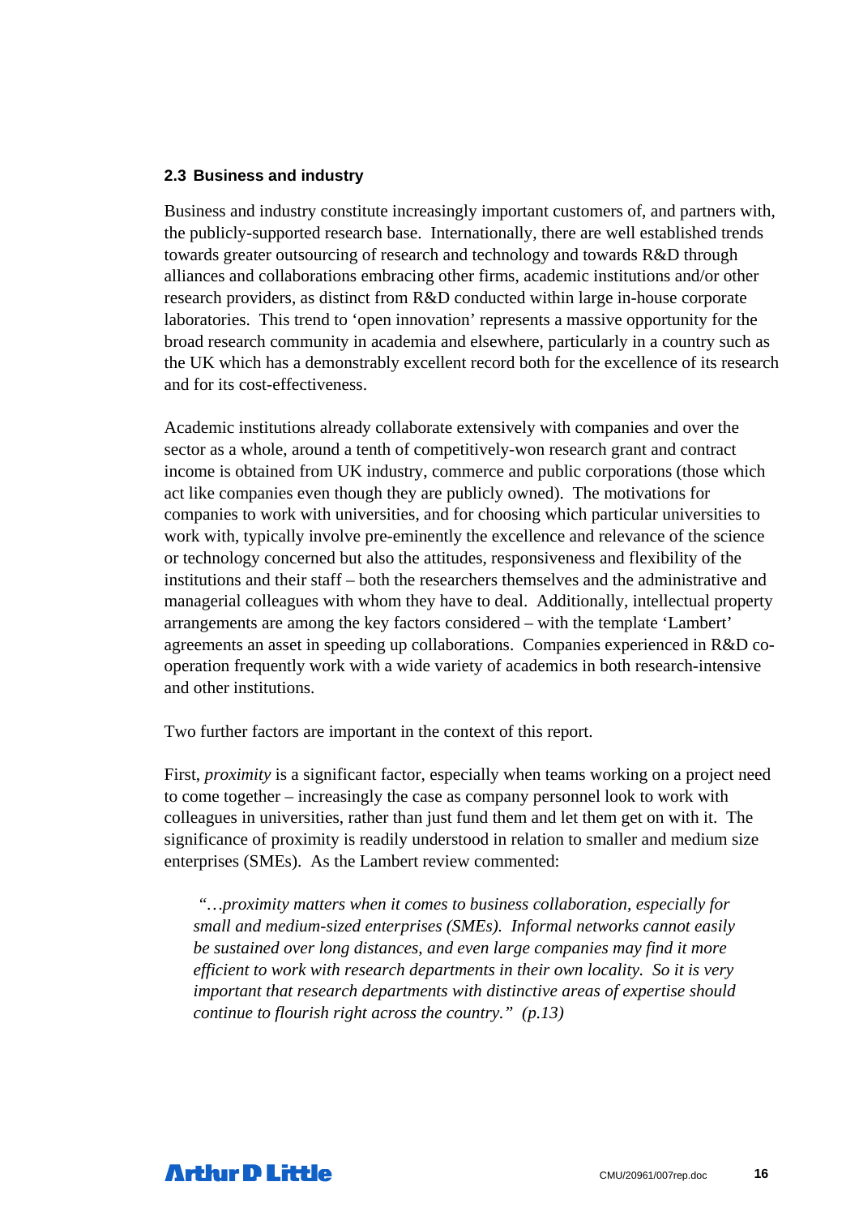### 2.3 Business and industry

Business and industry constitute increasingly important customers of, and partners with, the publicly-supported research base. Internationally, there are well established trends towards greater outsourcing of research and technology and towards R&D through alliances and collaborations embracing other firms, academic institutions and/or other research providers, as distinct from R&D conducted within large in-house corporate laboratories. This trend to 'open innovation' represents a massive opportunity for the broad research community in academia and elsewhere, particularly in a country such as the UK which has a demonstrably excellent record both for the excellence of its research and for its cost-effectiveness.

Academic institutions already collaborate extensively with companies and over the sector as a whole, around a tenth of competitively-won research grant and contract income is obtained from UK industry, commerce and public corporations (those which act like companies even though they are publicly owned). The motivations for companies to work with universities, and for choosing which particular universities to work with, typically involve pre-eminently the excellence and relevance of the science or technology concerned but also the attitudes, responsiveness and flexibility of the institutions and their staff – both the researchers themselves and the administrative and managerial colleagues with whom they have to deal. Additionally, intellectual property arrangements are among the key factors considered – with the template 'Lambert' agreements an asset in speeding up collaborations. Companies experienced in R&D co-operation frequently work with a wide variety of academics in both research-intensive and other institutions.

Two further factors are important in the context of this report.

First, *proximity* is a significant factor, especially when teams working on a project need to come together – increasingly the case as company personnel look to work with colleagues in universities, rather than just fund them and let them get on with it. The significance of proximity is readily understood in relation to smaller and medium size enterprises (SMEs). As the Lambert review commented:

> *"…proximity matters when it comes to business collaboration, especially for small and medium-sized enterprises (SMEs). Informal networks cannot easily be sustained over long distances, and even large companies may find it more efficient to work with research departments in their own locality. So it is very important that research departments with distinctive areas of expertise should continue to flourish right across the country." (p.13)*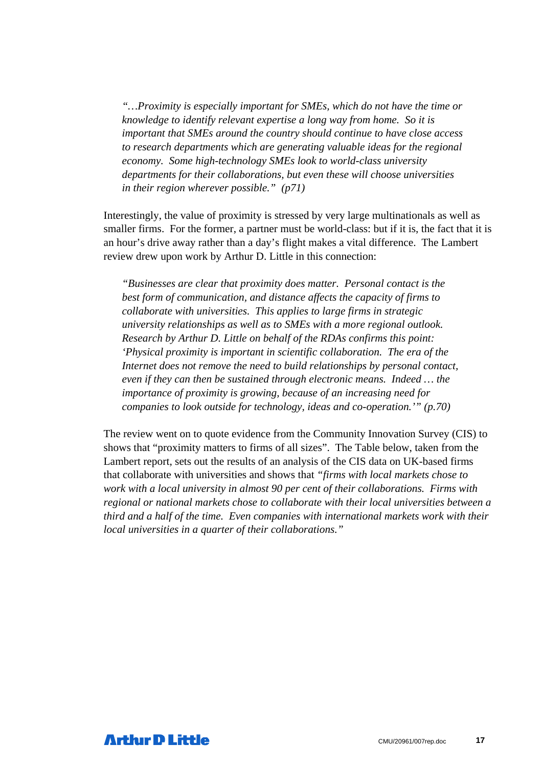> *"…Proximity is especially important for SMEs, which do not have the time or knowledge to identify relevant expertise a long way from home. So it is important that SMEs around the country should continue to have close access to research departments which are generating valuable ideas for the regional economy. Some high-technology SMEs look to world-class university departments for their collaborations, but even these will choose universities in their region wherever possible." (p71)*

Interestingly, the value of proximity is stressed by very large multinationals as well as smaller firms. For the former, a partner must be world-class: but if it is, the fact that it is an hour's drive away rather than a day's flight makes a vital difference. The Lambert review drew upon work by Arthur D. Little in this connection:

> *"Businesses are clear that proximity does matter. Personal contact is the best form of communication, and distance affects the capacity of firms to collaborate with universities. This applies to large firms in strategic university relationships as well as to SMEs with a more regional outlook. Research by Arthur D. Little on behalf of the RDAs confirms this point: 'Physical proximity is important in scientific collaboration. The era of the Internet does not remove the need to build relationships by personal contact, even if they can then be sustained through electronic means. Indeed … the importance of proximity is growing, because of an increasing need for companies to look outside for technology, ideas and co-operation.'" (p.70)*

The review went on to quote evidence from the Community Innovation Survey (CIS) to shows that "proximity matters to firms of all sizes". The Table below, taken from the Lambert report, sets out the results of an analysis of the CIS data on UK-based firms that collaborate with universities and shows that *"firms with local markets chose to work with a local university in almost 90 per cent of their collaborations. Firms with regional or national markets chose to collaborate with their local universities between a third and a half of the time. Even companies with international markets work with their local universities in a quarter of their collaborations."*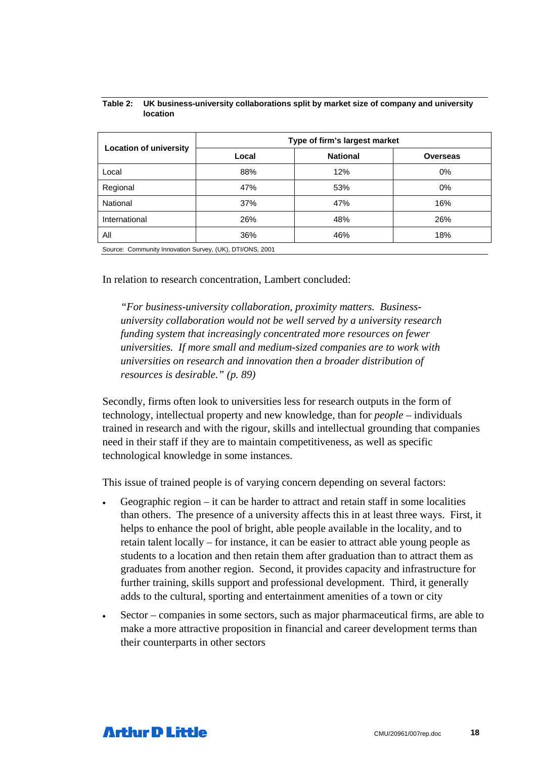**Table 2: UK business-university collaborations split by market size of company and university location**

| Location of university | Type of firm's largest market | | |
|---|---|---|---|
| | Local | National | Overseas |
| Local | 88% | 12% | 0% |
| Regional | 47% | 53% | 0% |
| National | 37% | 47% | 16% |
| International | 26% | 48% | 26% |
| All | 36% | 46% | 18% |

Source: Community Innovation Survey, (UK), DTI/ONS, 2001

In relation to research concentration, Lambert concluded:

> *"For business-university collaboration, proximity matters. Business-university collaboration would not be well served by a university research funding system that increasingly concentrated more resources on fewer universities. If more small and medium-sized companies are to work with universities on research and innovation then a broader distribution of resources is desirable." (p. 89)*

Secondly, firms often look to universities less for research outputs in the form of technology, intellectual property and new knowledge, than for *people* – individuals trained in research and with the rigour, skills and intellectual grounding that companies need in their staff if they are to maintain competitiveness, as well as specific technological knowledge in some instances.

This issue of trained people is of varying concern depending on several factors:

- Geographic region – it can be harder to attract and retain staff in some localities than others. The presence of a university affects this in at least three ways. First, it helps to enhance the pool of bright, able people available in the locality, and to retain talent locally – for instance, it can be easier to attract able young people as students to a location and then retain them after graduation than to attract them as graduates from another region. Second, it provides capacity and infrastructure for further training, skills support and professional development. Third, it generally adds to the cultural, sporting and entertainment amenities of a town or city
- Sector – companies in some sectors, such as major pharmaceutical firms, are able to make a more attractive proposition in financial and career development terms than their counterparts in other sectors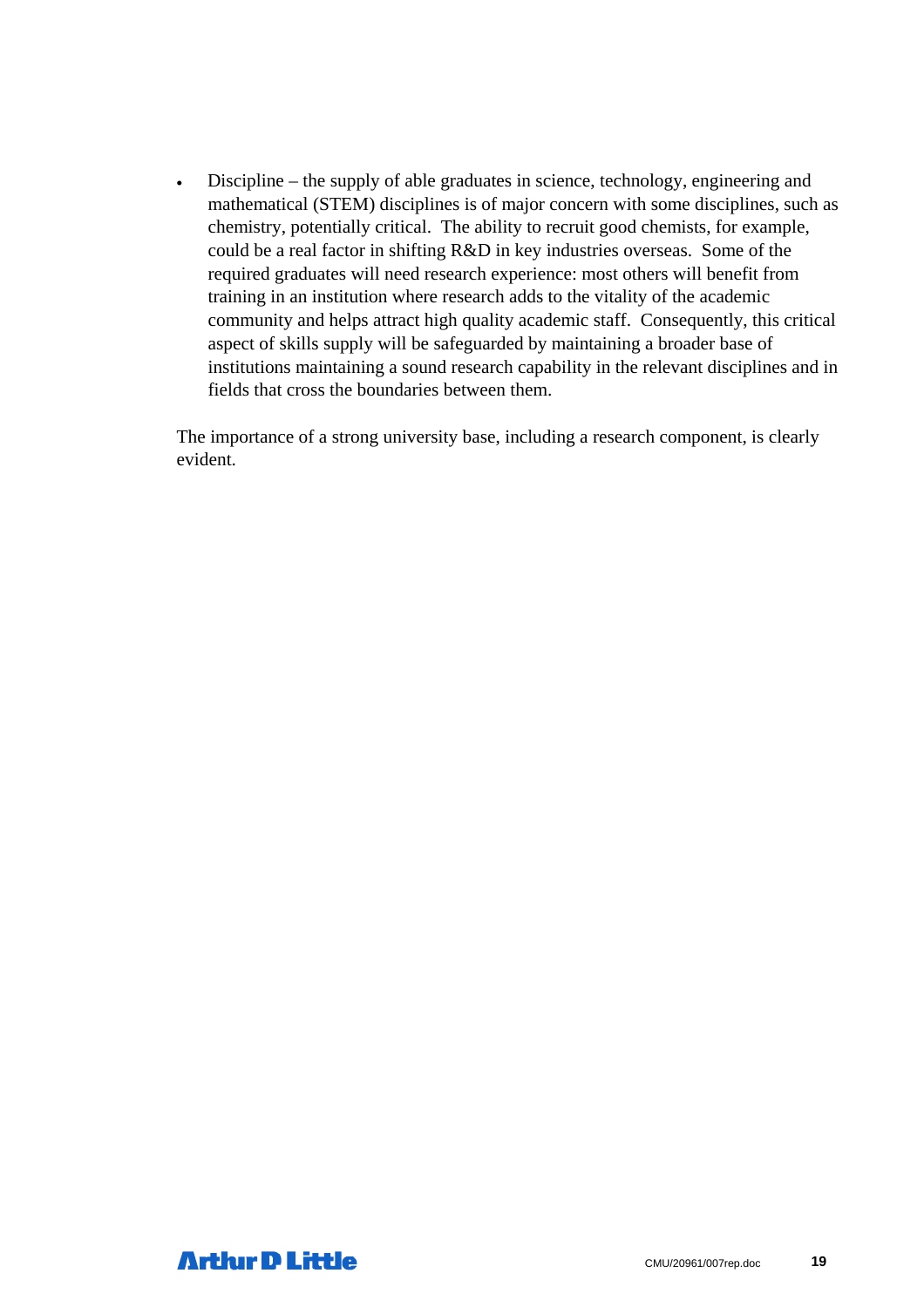- Discipline – the supply of able graduates in science, technology, engineering and mathematical (STEM) disciplines is of major concern with some disciplines, such as chemistry, potentially critical. The ability to recruit good chemists, for example, could be a real factor in shifting R&D in key industries overseas. Some of the required graduates will need research experience: most others will benefit from training in an institution where research adds to the vitality of the academic community and helps attract high quality academic staff. Consequently, this critical aspect of skills supply will be safeguarded by maintaining a broader base of institutions maintaining a sound research capability in the relevant disciplines and in fields that cross the boundaries between them.

The importance of a strong university base, including a research component, is clearly evident.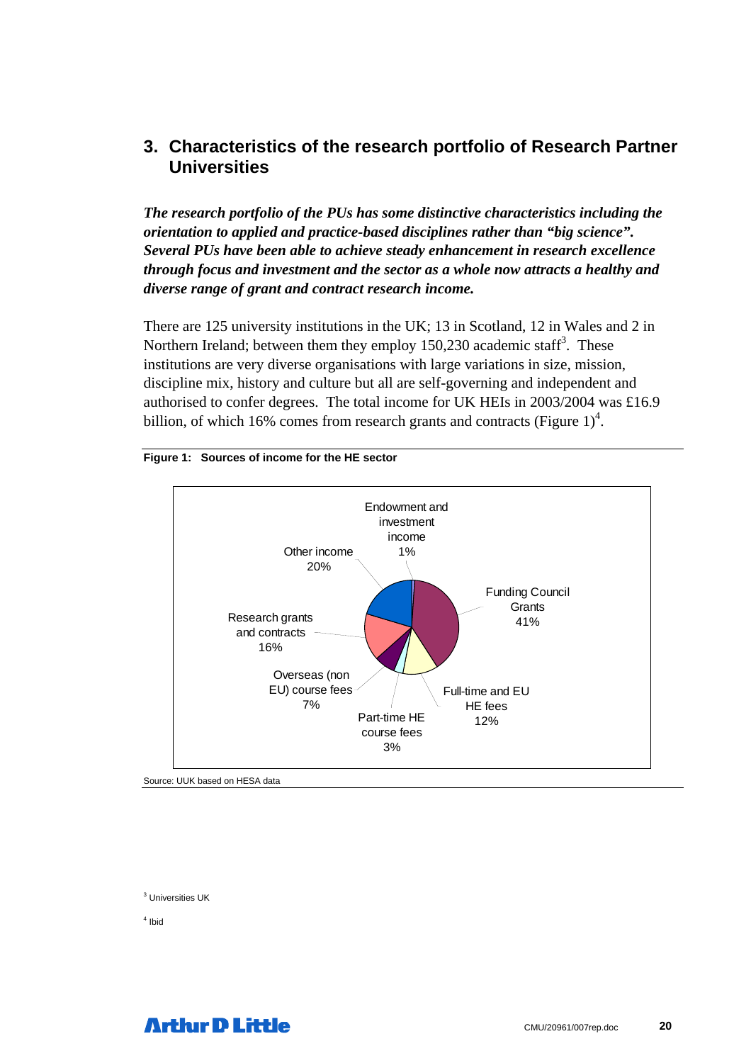## 3. Characteristics of the research portfolio of Research Partner Universities

***The research portfolio of the PUs has some distinctive characteristics including the orientation to applied and practice-based disciplines rather than "big science". Several PUs have been able to achieve steady enhancement in research excellence through focus and investment and the sector as a whole now attracts a healthy and diverse range of grant and contract research income.***

There are 125 university institutions in the UK; 13 in Scotland, 12 in Wales and 2 in Northern Ireland; between them they employ 150,230 academic staff[3]. These institutions are very diverse organisations with large variations in size, mission, discipline mix, history and culture but all are self-governing and independent and authorised to confer degrees. The total income for UK HEIs in 2003/2004 was £16.9 billion, of which 16% comes from research grants and contracts (Figure 1)[4].

**Figure 1: Sources of income for the HE sector**

Endowment and investment income 1%

Funding Council Grants 41%

Full-time and EU HE fees 12%

Part-time HE course fees 3%

Overseas (non EU) course fees 7%

Research grants and contracts 16%

Other income 20%

Source: UUK based on HESA data

[3] Universities UK

[4] Ibid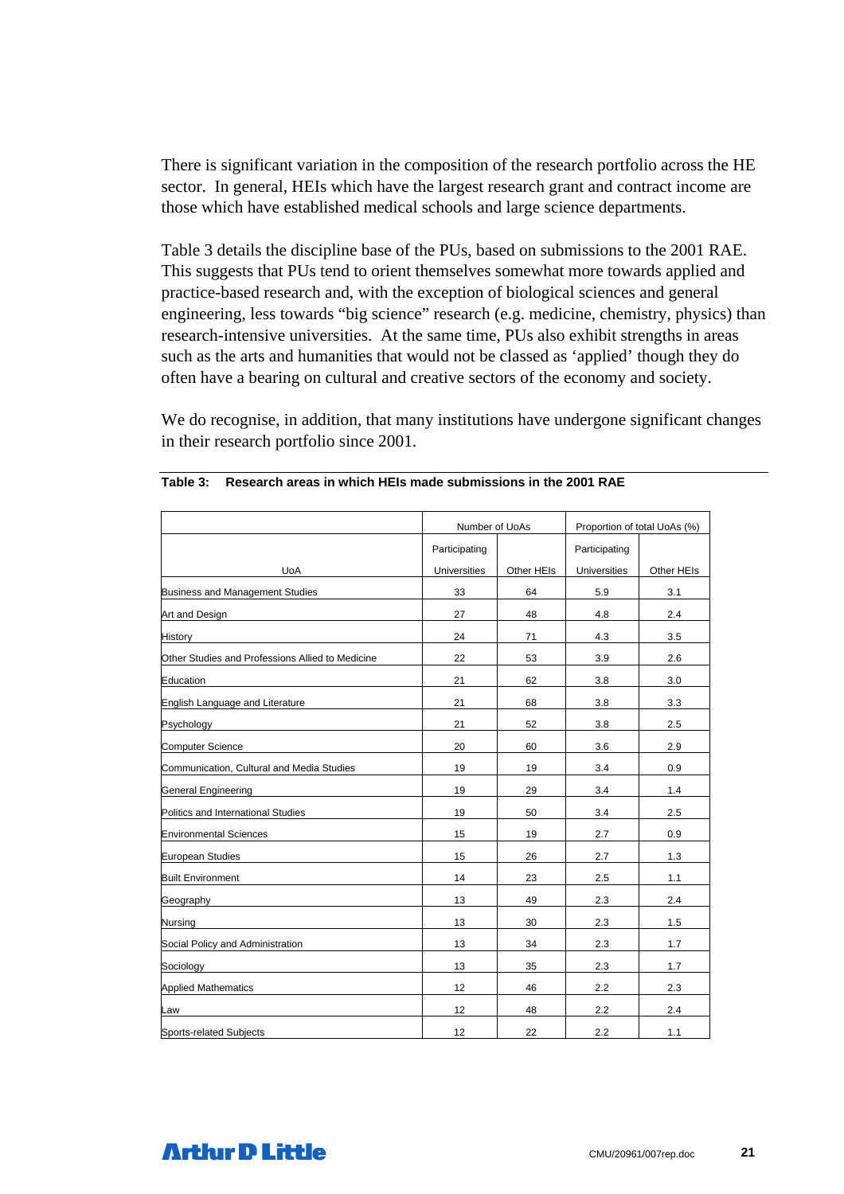There is significant variation in the composition of the research portfolio across the HE sector. In general, HEIs which have the largest research grant and contract income are those which have established medical schools and large science departments.

Table 3 details the discipline base of the PUs, based on submissions to the 2001 RAE. This suggests that PUs tend to orient themselves somewhat more towards applied and practice-based research and, with the exception of biological sciences and general engineering, less towards "big science" research (e.g. medicine, chemistry, physics) than research-intensive universities. At the same time, PUs also exhibit strengths in areas such as the arts and humanities that would not be classed as 'applied' though they do often have a bearing on cultural and creative sectors of the economy and society.

We do recognise, in addition, that many institutions have undergone significant changes in their research portfolio since 2001.

**Table 3: Research areas in which HEIs made submissions in the 2001 RAE**

| | Number of UoAs | | Proportion of total UoAs (%) | |
|---|---|---|---|---|
| UoA | Participating Universities | Other HEIs | Participating Universities | Other HEIs |
| Business and Management Studies | 33 | 64 | 5.9 | 3.1 |
| Art and Design | 27 | 48 | 4.8 | 2.4 |
| History | 24 | 71 | 4.3 | 3.5 |
| Other Studies and Professions Allied to Medicine | 22 | 53 | 3.9 | 2.6 |
| Education | 21 | 62 | 3.8 | 3.0 |
| English Language and Literature | 21 | 68 | 3.8 | 3.3 |
| Psychology | 21 | 52 | 3.8 | 2.5 |
| Computer Science | 20 | 60 | 3.6 | 2.9 |
| Communication, Cultural and Media Studies | 19 | 19 | 3.4 | 0.9 |
| General Engineering | 19 | 29 | 3.4 | 1.4 |
| Politics and International Studies | 19 | 50 | 3.4 | 2.5 |
| Environmental Sciences | 15 | 19 | 2.7 | 0.9 |
| European Studies | 15 | 26 | 2.7 | 1.3 |
| Built Environment | 14 | 23 | 2.5 | 1.1 |
| Geography | 13 | 49 | 2.3 | 2.4 |
| Nursing | 13 | 30 | 2.3 | 1.5 |
| Social Policy and Administration | 13 | 34 | 2.3 | 1.7 |
| Sociology | 13 | 35 | 2.3 | 1.7 |
| Applied Mathematics | 12 | 46 | 2.2 | 2.3 |
| Law | 12 | 48 | 2.2 | 2.4 |
| Sports-related Subjects | 12 | 22 | 2.2 | 1.1 |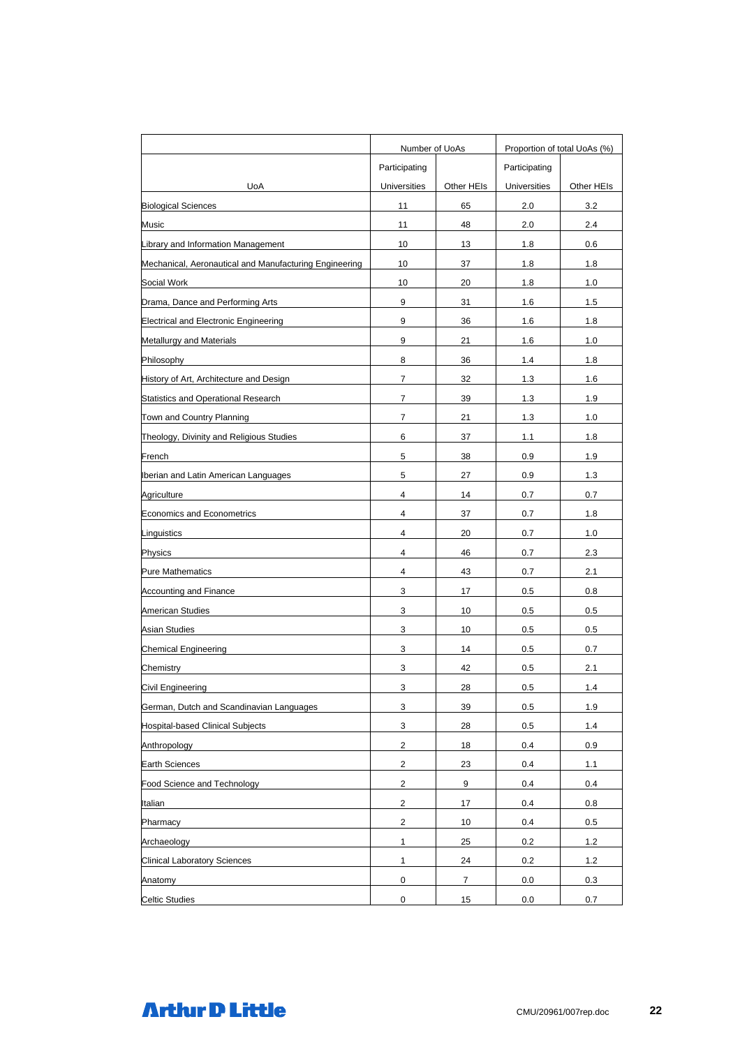| | Number of UoAs | | Proportion of total UoAs (%) | |
|---|---|---|---|---|
| UoA | Participating Universities | Other HEIs | Participating Universities | Other HEIs |
| Biological Sciences | 11 | 65 | 2.0 | 3.2 |
| Music | 11 | 48 | 2.0 | 2.4 |
| Library and Information Management | 10 | 13 | 1.8 | 0.6 |
| Mechanical, Aeronautical and Manufacturing Engineering | 10 | 37 | 1.8 | 1.8 |
| Social Work | 10 | 20 | 1.8 | 1.0 |
| Drama, Dance and Performing Arts | 9 | 31 | 1.6 | 1.5 |
| Electrical and Electronic Engineering | 9 | 36 | 1.6 | 1.8 |
| Metallurgy and Materials | 9 | 21 | 1.6 | 1.0 |
| Philosophy | 8 | 36 | 1.4 | 1.8 |
| History of Art, Architecture and Design | 7 | 32 | 1.3 | 1.6 |
| Statistics and Operational Research | 7 | 39 | 1.3 | 1.9 |
| Town and Country Planning | 7 | 21 | 1.3 | 1.0 |
| Theology, Divinity and Religious Studies | 6 | 37 | 1.1 | 1.8 |
| French | 5 | 38 | 0.9 | 1.9 |
| Iberian and Latin American Languages | 5 | 27 | 0.9 | 1.3 |
| Agriculture | 4 | 14 | 0.7 | 0.7 |
| Economics and Econometrics | 4 | 37 | 0.7 | 1.8 |
| Linguistics | 4 | 20 | 0.7 | 1.0 |
| Physics | 4 | 46 | 0.7 | 2.3 |
| Pure Mathematics | 4 | 43 | 0.7 | 2.1 |
| Accounting and Finance | 3 | 17 | 0.5 | 0.8 |
| American Studies | 3 | 10 | 0.5 | 0.5 |
| Asian Studies | 3 | 10 | 0.5 | 0.5 |
| Chemical Engineering | 3 | 14 | 0.5 | 0.7 |
| Chemistry | 3 | 42 | 0.5 | 2.1 |
| Civil Engineering | 3 | 28 | 0.5 | 1.4 |
| German, Dutch and Scandinavian Languages | 3 | 39 | 0.5 | 1.9 |
| Hospital-based Clinical Subjects | 3 | 28 | 0.5 | 1.4 |
| Anthropology | 2 | 18 | 0.4 | 0.9 |
| Earth Sciences | 2 | 23 | 0.4 | 1.1 |
| Food Science and Technology | 2 | 9 | 0.4 | 0.4 |
| Italian | 2 | 17 | 0.4 | 0.8 |
| Pharmacy | 2 | 10 | 0.4 | 0.5 |
| Archaeology | 1 | 25 | 0.2 | 1.2 |
| Clinical Laboratory Sciences | 1 | 24 | 0.2 | 1.2 |
| Anatomy | 0 | 7 | 0.0 | 0.3 |
| Celtic Studies | 0 | 15 | 0.0 | 0.7 |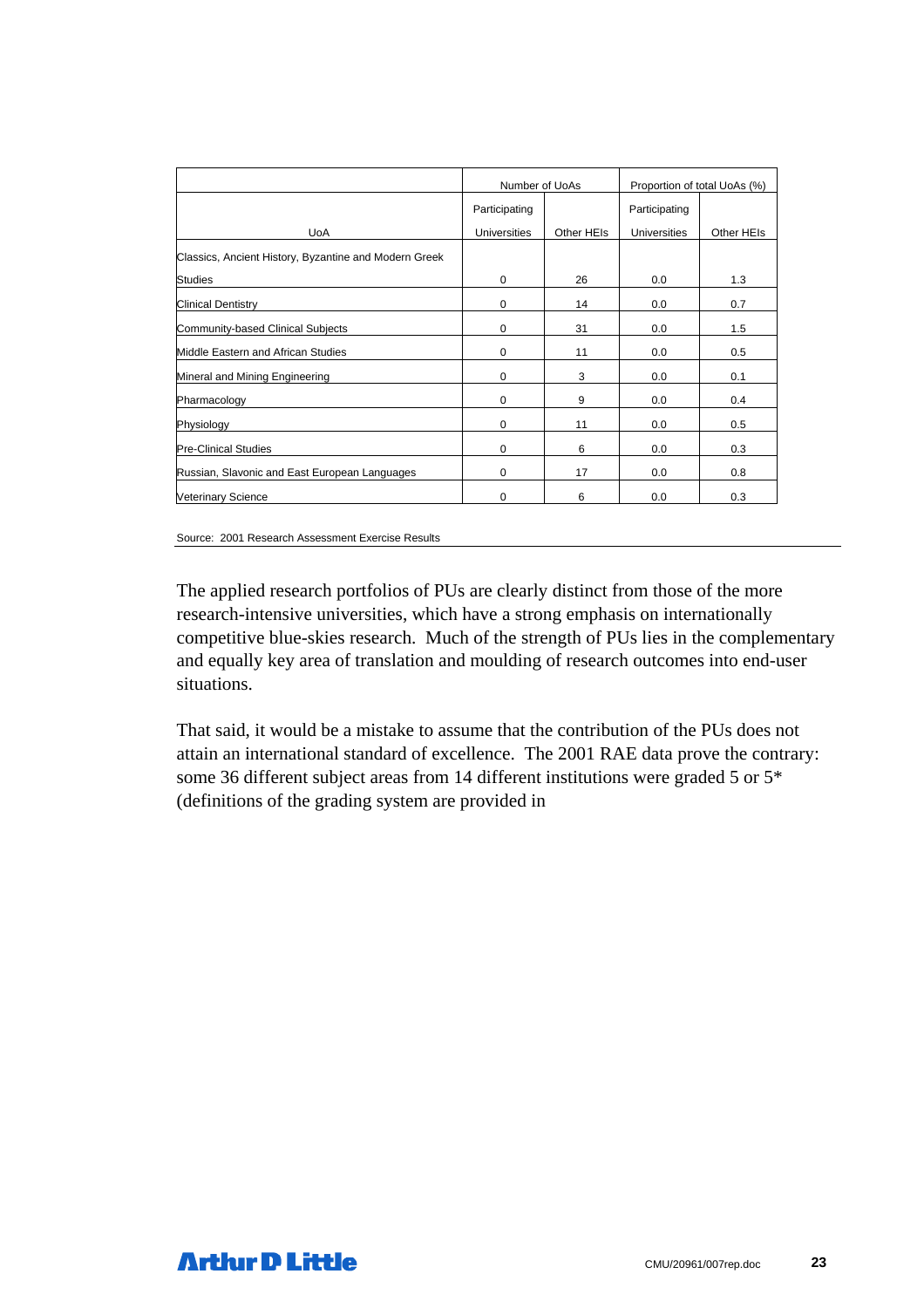| UoA | Number of UoAs | | Proportion of total UoAs (%) | |
|---|---|---|---|---|
| | Participating Universities | Other HEIs | Participating Universities | Other HEIs |
| Classics, Ancient History, Byzantine and Modern Greek Studies | 0 | 26 | 0.0 | 1.3 |
| Clinical Dentistry | 0 | 14 | 0.0 | 0.7 |
| Community-based Clinical Subjects | 0 | 31 | 0.0 | 1.5 |
| Middle Eastern and African Studies | 0 | 11 | 0.0 | 0.5 |
| Mineral and Mining Engineering | 0 | 3 | 0.0 | 0.1 |
| Pharmacology | 0 | 9 | 0.0 | 0.4 |
| Physiology | 0 | 11 | 0.0 | 0.5 |
| Pre-Clinical Studies | 0 | 6 | 0.0 | 0.3 |
| Russian, Slavonic and East European Languages | 0 | 17 | 0.0 | 0.8 |
| Veterinary Science | 0 | 6 | 0.0 | 0.3 |

Source: 2001 Research Assessment Exercise Results

The applied research portfolios of PUs are clearly distinct from those of the more research-intensive universities, which have a strong emphasis on internationally competitive blue-skies research. Much of the strength of PUs lies in the complementary and equally key area of translation and moulding of research outcomes into end-user situations.

That said, it would be a mistake to assume that the contribution of the PUs does not attain an international standard of excellence. The 2001 RAE data prove the contrary: some 36 different subject areas from 14 different institutions were graded 5 or 5* (definitions of the grading system are provided in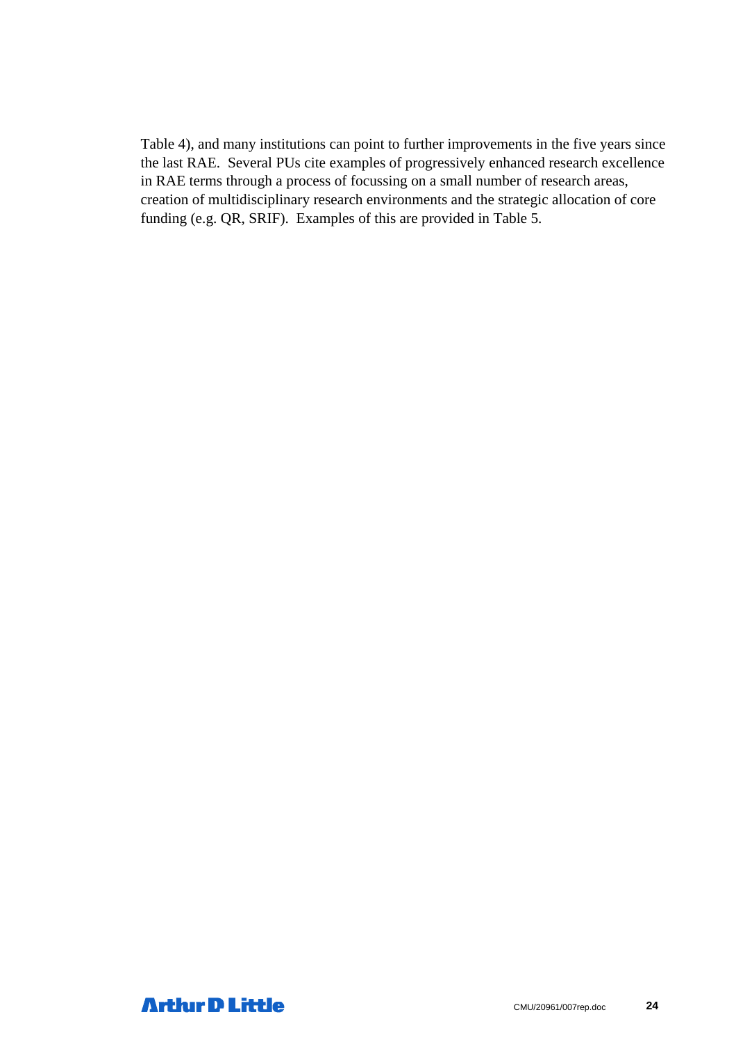Table 4), and many institutions can point to further improvements in the five years since the last RAE. Several PUs cite examples of progressively enhanced research excellence in RAE terms through a process of focussing on a small number of research areas, creation of multidisciplinary research environments and the strategic allocation of core funding (e.g. QR, SRIF). Examples of this are provided in Table 5.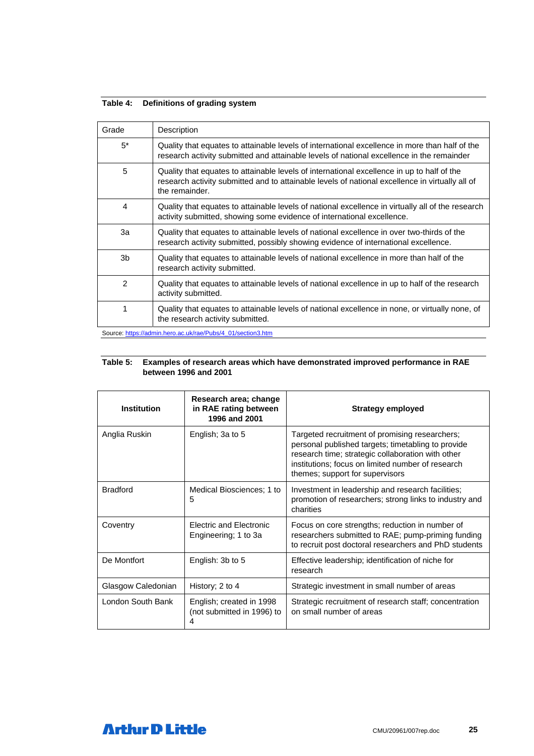**Table 4: Definitions of grading system**

| Grade | Description |
|---|---|
| 5* | Quality that equates to attainable levels of international excellence in more than half of the research activity submitted and attainable levels of national excellence in the remainder |
| 5 | Quality that equates to attainable levels of international excellence in up to half of the research activity submitted and to attainable levels of national excellence in virtually all of the remainder. |
| 4 | Quality that equates to attainable levels of national excellence in virtually all of the research activity submitted, showing some evidence of international excellence. |
| 3a | Quality that equates to attainable levels of national excellence in over two-thirds of the research activity submitted, possibly showing evidence of international excellence. |
| 3b | Quality that equates to attainable levels of national excellence in more than half of the research activity submitted. |
| 2 | Quality that equates to attainable levels of national excellence in up to half of the research activity submitted. |
| 1 | Quality that equates to attainable levels of national excellence in none, or virtually none, of the research activity submitted. |

Source: https://admin.hero.ac.uk/rae/Pubs/4_01/section3.htm

**Table 5: Examples of research areas which have demonstrated improved performance in RAE between 1996 and 2001**

| Institution | Research area; change in RAE rating between 1996 and 2001 | Strategy employed |
|---|---|---|
| Anglia Ruskin | English; 3a to 5 | Targeted recruitment of promising researchers; personal published targets; timetabling to provide research time; strategic collaboration with other institutions; focus on limited number of research themes; support for supervisors |
| Bradford | Medical Biosciences; 1 to 5 | Investment in leadership and research facilities; promotion of researchers; strong links to industry and charities |
| Coventry | Electric and Electronic Engineering; 1 to 3a | Focus on core strengths; reduction in number of researchers submitted to RAE; pump-priming funding to recruit post doctoral researchers and PhD students |
| De Montfort | English: 3b to 5 | Effective leadership; identification of niche for research |
| Glasgow Caledonian | History; 2 to 4 | Strategic investment in small number of areas |
| London South Bank | English; created in 1998 (not submitted in 1996) to 4 | Strategic recruitment of research staff; concentration on small number of areas |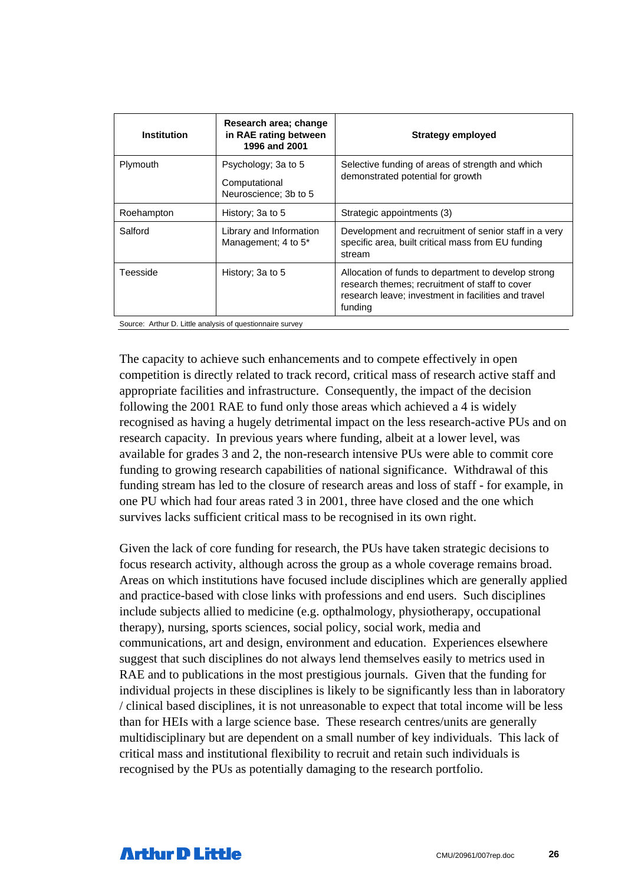| Institution | Research area; change in RAE rating between 1996 and 2001 | Strategy employed |
|---|---|---|
| Plymouth | Psychology; 3a to 5<br>Computational Neuroscience; 3b to 5 | Selective funding of areas of strength and which demonstrated potential for growth |
| Roehampton | History; 3a to 5 | Strategic appointments (3) |
| Salford | Library and Information Management; 4 to 5* | Development and recruitment of senior staff in a very specific area, built critical mass from EU funding stream |
| Teesside | History; 3a to 5 | Allocation of funds to department to develop strong research themes; recruitment of staff to cover research leave; investment in facilities and travel funding |

Source: Arthur D. Little analysis of questionnaire survey

The capacity to achieve such enhancements and to compete effectively in open competition is directly related to track record, critical mass of research active staff and appropriate facilities and infrastructure. Consequently, the impact of the decision following the 2001 RAE to fund only those areas which achieved a 4 is widely recognised as having a hugely detrimental impact on the less research-active PUs and on research capacity. In previous years where funding, albeit at a lower level, was available for grades 3 and 2, the non-research intensive PUs were able to commit core funding to growing research capabilities of national significance. Withdrawal of this funding stream has led to the closure of research areas and loss of staff - for example, in one PU which had four areas rated 3 in 2001, three have closed and the one which survives lacks sufficient critical mass to be recognised in its own right.

Given the lack of core funding for research, the PUs have taken strategic decisions to focus research activity, although across the group as a whole coverage remains broad. Areas on which institutions have focused include disciplines which are generally applied and practice-based with close links with professions and end users. Such disciplines include subjects allied to medicine (e.g. opthalmology, physiotherapy, occupational therapy), nursing, sports sciences, social policy, social work, media and communications, art and design, environment and education. Experiences elsewhere suggest that such disciplines do not always lend themselves easily to metrics used in RAE and to publications in the most prestigious journals. Given that the funding for individual projects in these disciplines is likely to be significantly less than in laboratory / clinical based disciplines, it is not unreasonable to expect that total income will be less than for HEIs with a large science base. These research centres/units are generally multidisciplinary but are dependent on a small number of key individuals. This lack of critical mass and institutional flexibility to recruit and retain such individuals is recognised by the PUs as potentially damaging to the research portfolio.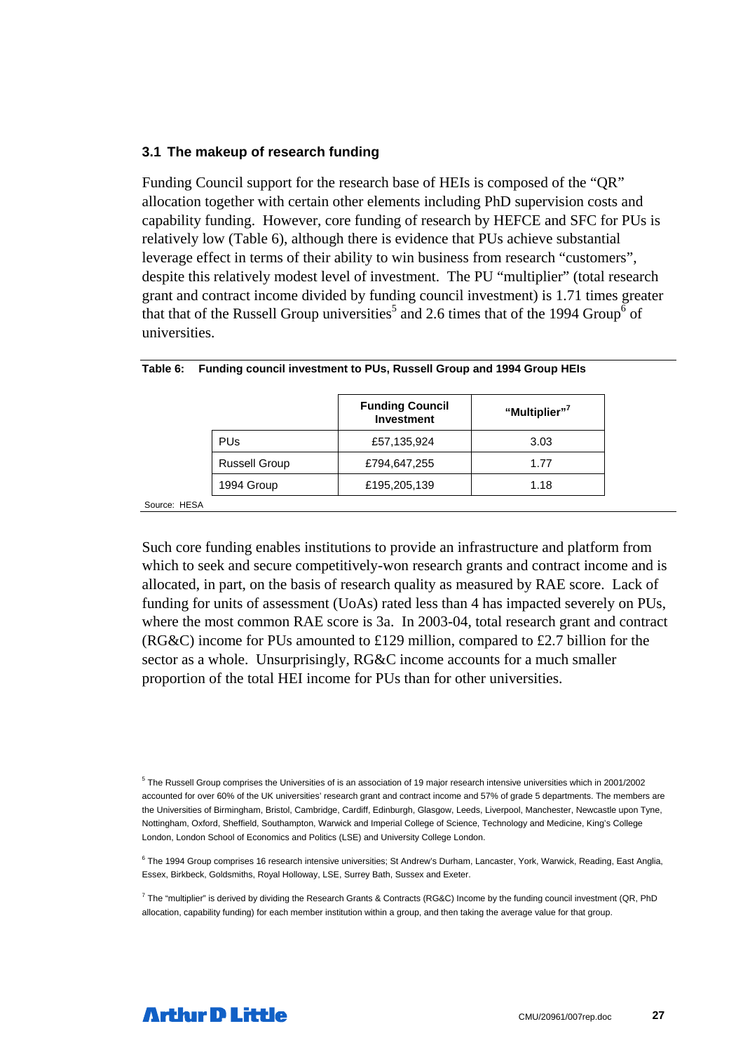### 3.1 The makeup of research funding

Funding Council support for the research base of HEIs is composed of the "QR" allocation together with certain other elements including PhD supervision costs and capability funding. However, core funding of research by HEFCE and SFC for PUs is relatively low (Table 6), although there is evidence that PUs achieve substantial leverage effect in terms of their ability to win business from research "customers", despite this relatively modest level of investment. The PU "multiplier" (total research grant and contract income divided by funding council investment) is 1.71 times greater that that of the Russell Group universities[5] and 2.6 times that of the 1994 Group[6] of universities.

**Table 6: Funding council investment to PUs, Russell Group and 1994 Group HEIs**

| | Funding Council Investment | "Multiplier"[7] |
|---|---|---|
| PUs | £57,135,924 | 3.03 |
| Russell Group | £794,647,255 | 1.77 |
| 1994 Group | £195,205,139 | 1.18 |

Source: HESA

Such core funding enables institutions to provide an infrastructure and platform from which to seek and secure competitively-won research grants and contract income and is allocated, in part, on the basis of research quality as measured by RAE score. Lack of funding for units of assessment (UoAs) rated less than 4 has impacted severely on PUs, where the most common RAE score is 3a. In 2003-04, total research grant and contract (RG&C) income for PUs amounted to £129 million, compared to £2.7 billion for the sector as a whole. Unsurprisingly, RG&C income accounts for a much smaller proportion of the total HEI income for PUs than for other universities.

[5] The Russell Group comprises the Universities of is an association of 19 major research intensive universities which in 2001/2002 accounted for over 60% of the UK universities' research grant and contract income and 57% of grade 5 departments. The members are the Universities of Birmingham, Bristol, Cambridge, Cardiff, Edinburgh, Glasgow, Leeds, Liverpool, Manchester, Newcastle upon Tyne, Nottingham, Oxford, Sheffield, Southampton, Warwick and Imperial College of Science, Technology and Medicine, King's College London, London School of Economics and Politics (LSE) and University College London.

[6] The 1994 Group comprises 16 research intensive universities; St Andrew's Durham, Lancaster, York, Warwick, Reading, East Anglia, Essex, Birkbeck, Goldsmiths, Royal Holloway, LSE, Surrey Bath, Sussex and Exeter.

[7] The "multiplier" is derived by dividing the Research Grants & Contracts (RG&C) Income by the funding council investment (QR, PhD allocation, capability funding) for each member institution within a group, and then taking the average value for that group.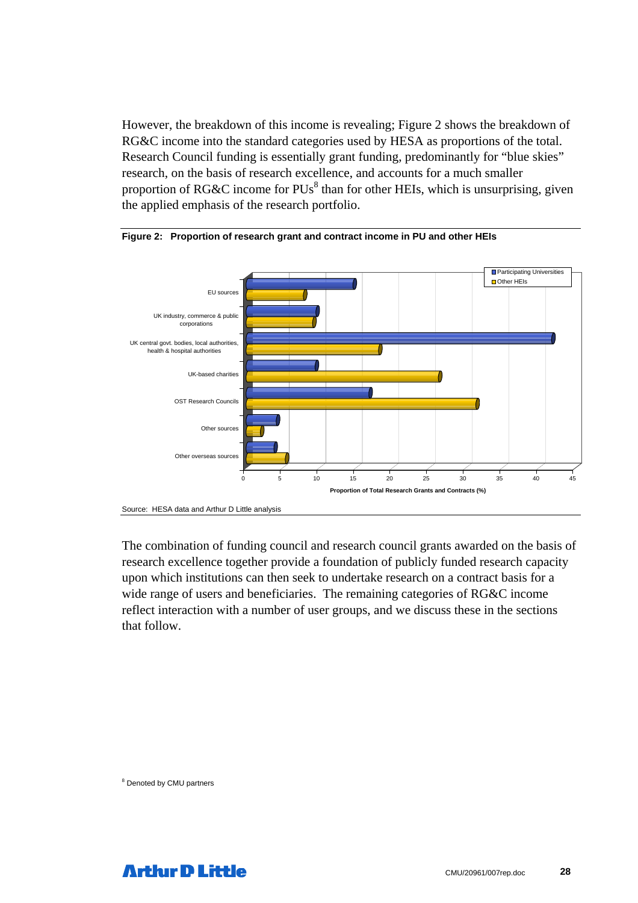However, the breakdown of this income is revealing; Figure 2 shows the breakdown of RG&C income into the standard categories used by HESA as proportions of the total. Research Council funding is essentially grant funding, predominantly for "blue skies" research, on the basis of research excellence, and accounts for a much smaller proportion of RG&C income for PUs[8] than for other HEIs, which is unsurprising, given the applied emphasis of the research portfolio.

**Figure 2: Proportion of research grant and contract income in PU and other HEIs**

Participating Universities
Other HEIs

EU sources
UK industry, commerce & public corporations
UK central govt. bodies, local authorities, health & hospital authorities
UK-based charities
OST Research Councils
Other sources
Other overseas sources

0 5 10 15 20 25 30 35 40 45

Proportion of Total Research Grants and Contracts (%)

Source: HESA data and Arthur D Little analysis

The combination of funding council and research council grants awarded on the basis of research excellence together provide a foundation of publicly funded research capacity upon which institutions can then seek to undertake research on a contract basis for a wide range of users and beneficiaries. The remaining categories of RG&C income reflect interaction with a number of user groups, and we discuss these in the sections that follow.

[8] Denoted by CMU partners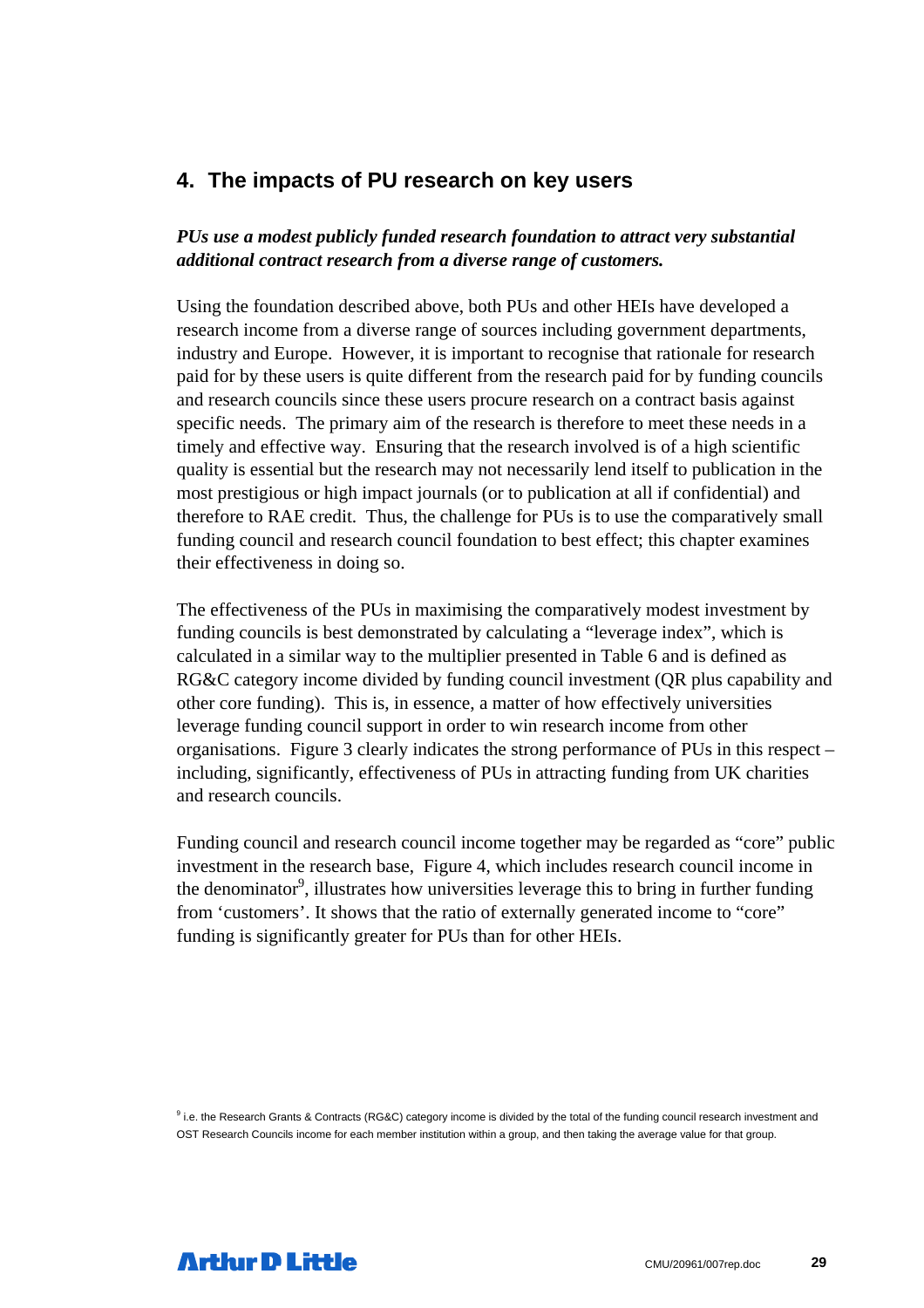## 4. The impacts of PU research on key users

***PUs use a modest publicly funded research foundation to attract very substantial additional contract research from a diverse range of customers.***

Using the foundation described above, both PUs and other HEIs have developed a research income from a diverse range of sources including government departments, industry and Europe. However, it is important to recognise that rationale for research paid for by these users is quite different from the research paid for by funding councils and research councils since these users procure research on a contract basis against specific needs. The primary aim of the research is therefore to meet these needs in a timely and effective way. Ensuring that the research involved is of a high scientific quality is essential but the research may not necessarily lend itself to publication in the most prestigious or high impact journals (or to publication at all if confidential) and therefore to RAE credit. Thus, the challenge for PUs is to use the comparatively small funding council and research council foundation to best effect; this chapter examines their effectiveness in doing so.

The effectiveness of the PUs in maximising the comparatively modest investment by funding councils is best demonstrated by calculating a "leverage index", which is calculated in a similar way to the multiplier presented in Table 6 and is defined as RG&C category income divided by funding council investment (QR plus capability and other core funding). This is, in essence, a matter of how effectively universities leverage funding council support in order to win research income from other organisations. Figure 3 clearly indicates the strong performance of PUs in this respect – including, significantly, effectiveness of PUs in attracting funding from UK charities and research councils.

Funding council and research council income together may be regarded as "core" public investment in the research base, Figure 4, which includes research council income in the denominator[9], illustrates how universities leverage this to bring in further funding from 'customers'. It shows that the ratio of externally generated income to "core" funding is significantly greater for PUs than for other HEIs.

[9] i.e. the Research Grants & Contracts (RG&C) category income is divided by the total of the funding council research investment and OST Research Councils income for each member institution within a group, and then taking the average value for that group.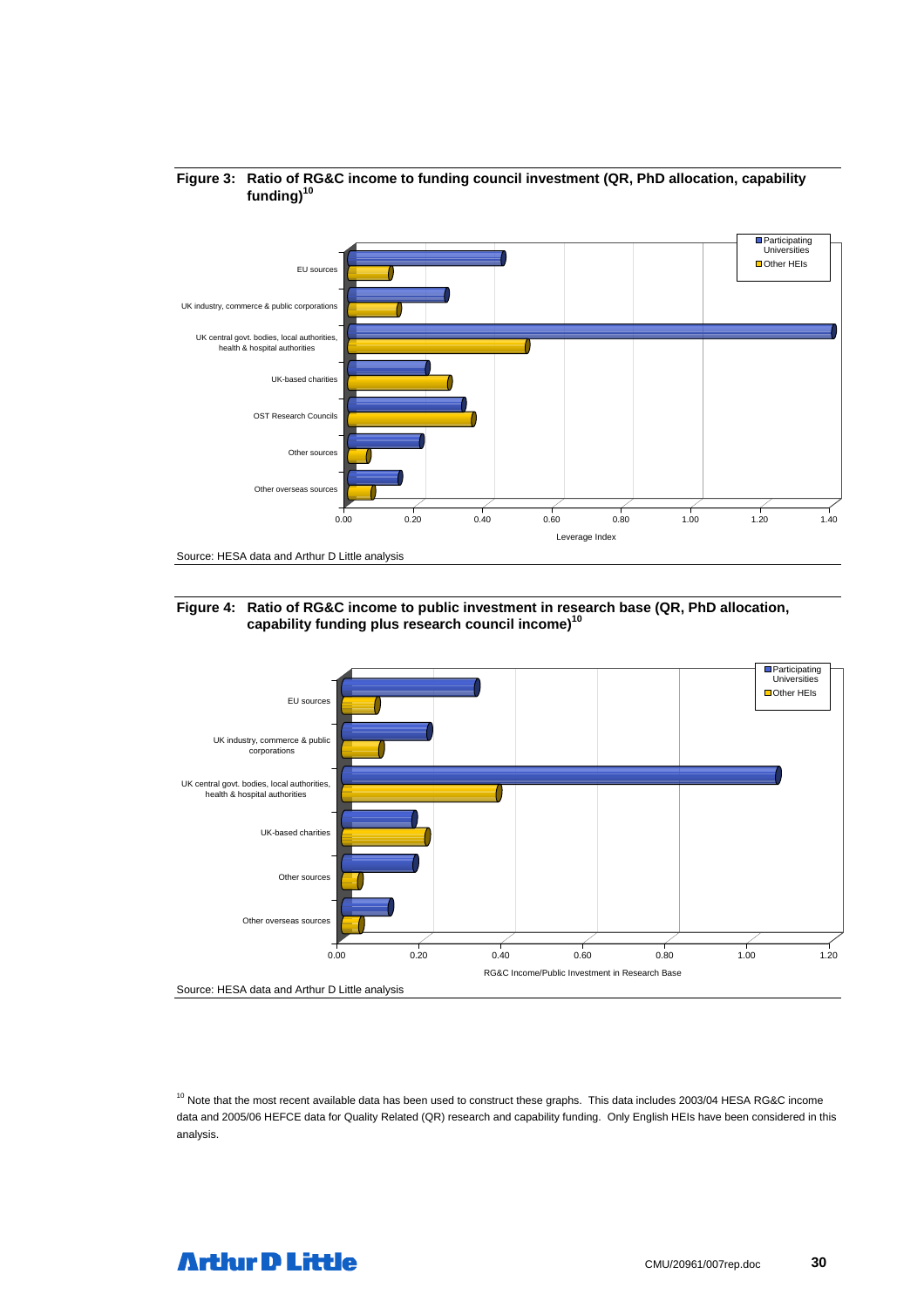**Figure 3: Ratio of RG&C income to funding council investment (QR, PhD allocation, capability funding)[10]**

Participating Universities
Other HEIs

EU sources
UK industry, commerce & public corporations
UK central govt. bodies, local authorities, health & hospital authorities
UK-based charities
OST Research Councils
Other sources
Other overseas sources

0.00
0.20
0.40
0.60
0.80
1.00
1.20
1.40

Leverage Index

Source: HESA data and Arthur D Little analysis

**Figure 4: Ratio of RG&C income to public investment in research base (QR, PhD allocation, capability funding plus research council income)[10]**

Participating Universities
Other HEIs

EU sources
UK industry, commerce & public corporations
UK central govt. bodies, local authorities, health & hospital authorities
UK-based charities
Other sources
Other overseas sources

0.00
0.20
0.40
0.60
0.80
1.00
1.20

RG&C Income/Public Investment in Research Base

Source: HESA data and Arthur D Little analysis

[10] Note that the most recent available data has been used to construct these graphs. This data includes 2003/04 HESA RG&C income data and 2005/06 HEFCE data for Quality Related (QR) research and capability funding. Only English HEIs have been considered in this analysis.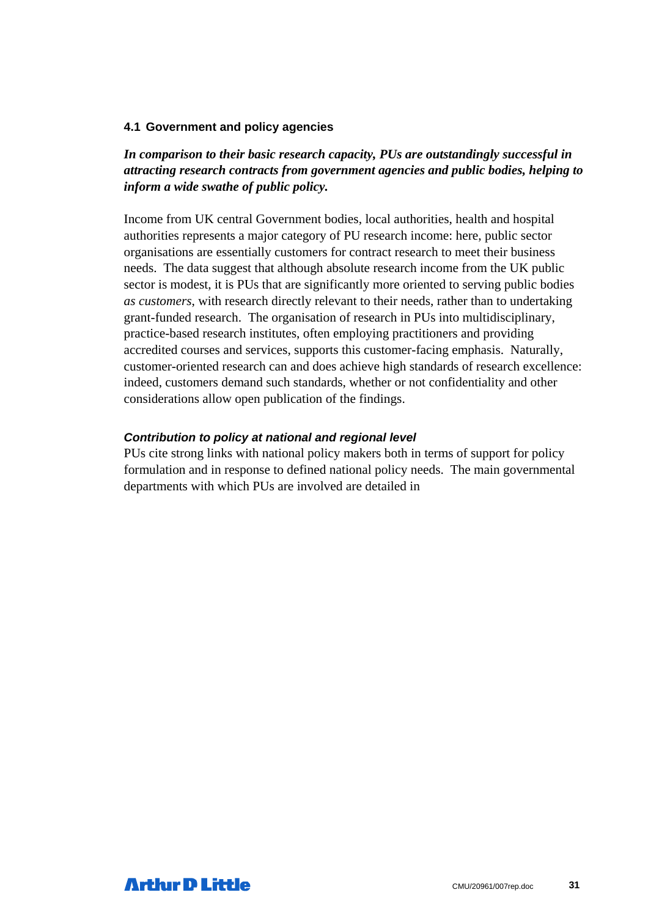### 4.1 Government and policy agencies

***In comparison to their basic research capacity, PUs are outstandingly successful in attracting research contracts from government agencies and public bodies, helping to inform a wide swathe of public policy.***

Income from UK central Government bodies, local authorities, health and hospital authorities represents a major category of PU research income: here, public sector organisations are essentially customers for contract research to meet their business needs. The data suggest that although absolute research income from the UK public sector is modest, it is PUs that are significantly more oriented to serving public bodies *as customers*, with research directly relevant to their needs, rather than to undertaking grant-funded research. The organisation of research in PUs into multidisciplinary, practice-based research institutes, often employing practitioners and providing accredited courses and services, supports this customer-facing emphasis. Naturally, customer-oriented research can and does achieve high standards of research excellence: indeed, customers demand such standards, whether or not confidentiality and other considerations allow open publication of the findings.

***Contribution to policy at national and regional level***

PUs cite strong links with national policy makers both in terms of support for policy formulation and in response to defined national policy needs. The main governmental departments with which PUs are involved are detailed in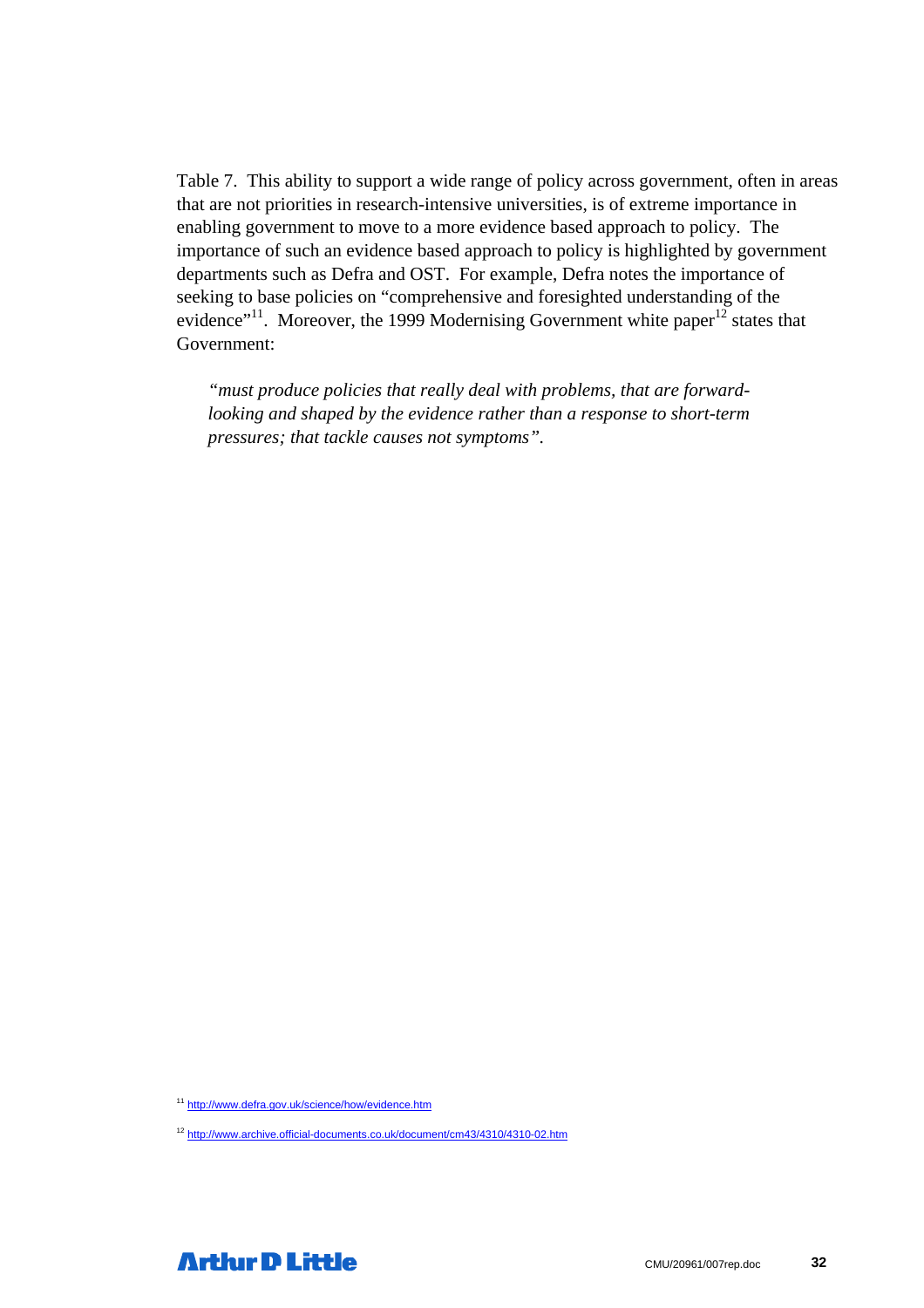Table 7. This ability to support a wide range of policy across government, often in areas that are not priorities in research-intensive universities, is of extreme importance in enabling government to move to a more evidence based approach to policy. The importance of such an evidence based approach to policy is highlighted by government departments such as Defra and OST. For example, Defra notes the importance of seeking to base policies on "comprehensive and foresighted understanding of the evidence"[11]. Moreover, the 1999 Modernising Government white paper[12] states that Government:

> *"must produce policies that really deal with problems, that are forward-looking and shaped by the evidence rather than a response to short-term pressures; that tackle causes not symptoms".*

[11] http://www.defra.gov.uk/science/how/evidence.htm

[12] http://www.archive.official-documents.co.uk/document/cm43/4310/4310-02.htm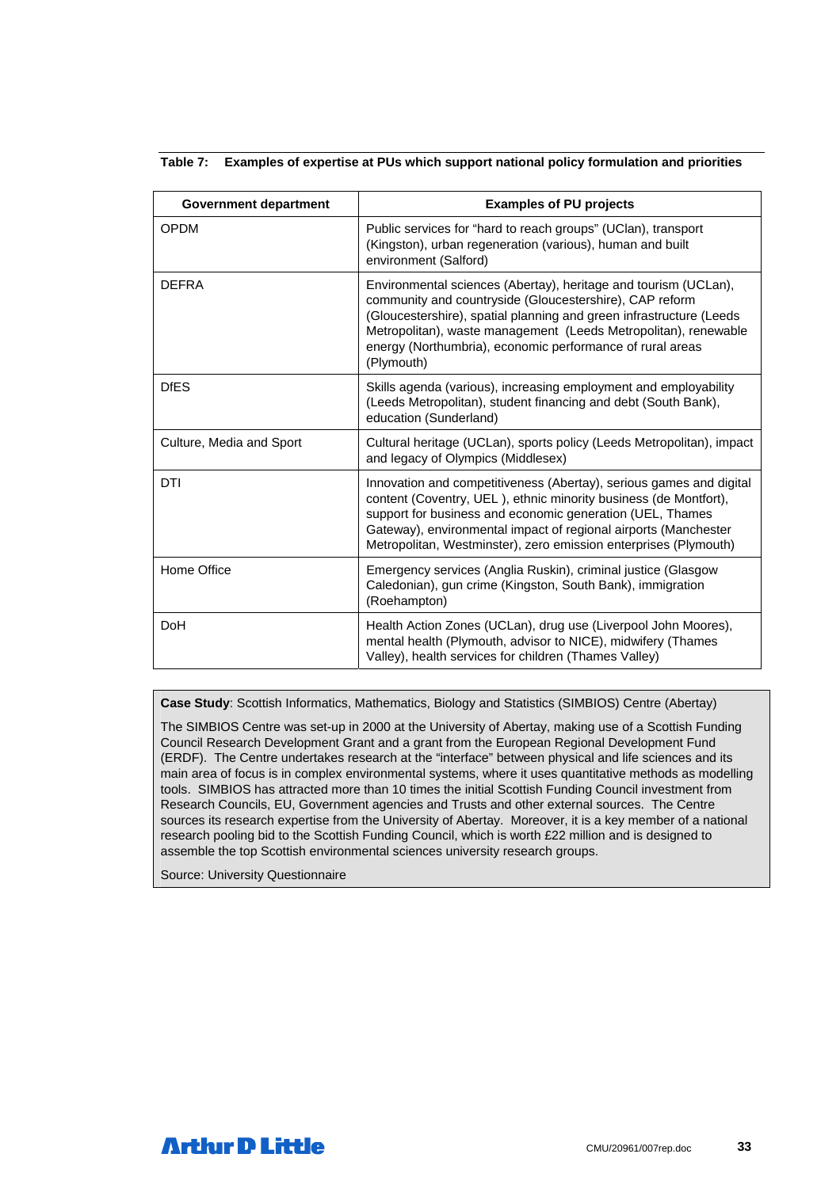**Table 7: Examples of expertise at PUs which support national policy formulation and priorities**

| Government department | Examples of PU projects |
| --- | --- |
| OPDM | Public services for "hard to reach groups" (UClan), transport (Kingston), urban regeneration (various), human and built environment (Salford) |
| DEFRA | Environmental sciences (Abertay), heritage and tourism (UCLan), community and countryside (Gloucestershire), CAP reform (Gloucestershire), spatial planning and green infrastructure (Leeds Metropolitan), waste management (Leeds Metropolitan), renewable energy (Northumbria), economic performance of rural areas (Plymouth) |
| DfES | Skills agenda (various), increasing employment and employability (Leeds Metropolitan), student financing and debt (South Bank), education (Sunderland) |
| Culture, Media and Sport | Cultural heritage (UCLan), sports policy (Leeds Metropolitan), impact and legacy of Olympics (Middlesex) |
| DTI | Innovation and competitiveness (Abertay), serious games and digital content (Coventry, UEL ), ethnic minority business (de Montfort), support for business and economic generation (UEL, Thames Gateway), environmental impact of regional airports (Manchester Metropolitan, Westminster), zero emission enterprises (Plymouth) |
| Home Office | Emergency services (Anglia Ruskin), criminal justice (Glasgow Caledonian), gun crime (Kingston, South Bank), immigration (Roehampton) |
| DoH | Health Action Zones (UCLan), drug use (Liverpool John Moores), mental health (Plymouth, advisor to NICE), midwifery (Thames Valley), health services for children (Thames Valley) |

**Case Study**: Scottish Informatics, Mathematics, Biology and Statistics (SIMBIOS) Centre (Abertay)

The SIMBIOS Centre was set-up in 2000 at the University of Abertay, making use of a Scottish Funding Council Research Development Grant and a grant from the European Regional Development Fund (ERDF). The Centre undertakes research at the "interface" between physical and life sciences and its main area of focus is in complex environmental systems, where it uses quantitative methods as modelling tools. SIMBIOS has attracted more than 10 times the initial Scottish Funding Council investment from Research Councils, EU, Government agencies and Trusts and other external sources. The Centre sources its research expertise from the University of Abertay. Moreover, it is a key member of a national research pooling bid to the Scottish Funding Council, which is worth £22 million and is designed to assemble the top Scottish environmental sciences university research groups.

Source: University Questionnaire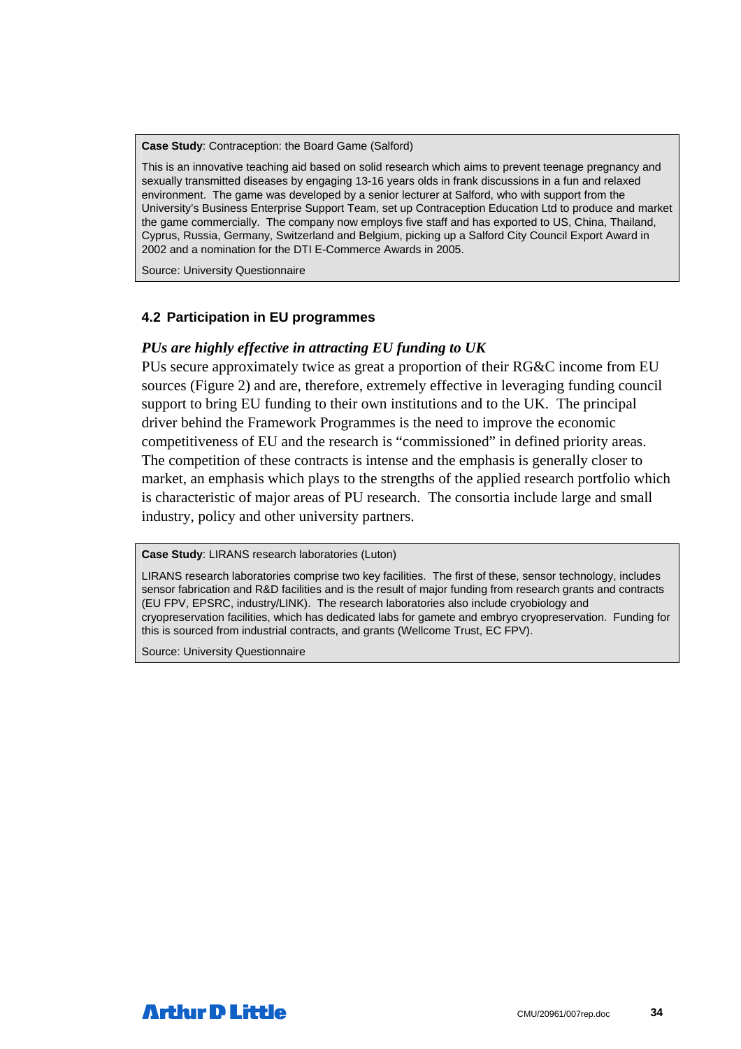**Case Study**: Contraception: the Board Game (Salford)

This is an innovative teaching aid based on solid research which aims to prevent teenage pregnancy and sexually transmitted diseases by engaging 13-16 years olds in frank discussions in a fun and relaxed environment. The game was developed by a senior lecturer at Salford, who with support from the University's Business Enterprise Support Team, set up Contraception Education Ltd to produce and market the game commercially. The company now employs five staff and has exported to US, China, Thailand, Cyprus, Russia, Germany, Switzerland and Belgium, picking up a Salford City Council Export Award in 2002 and a nomination for the DTI E-Commerce Awards in 2005.

Source: University Questionnaire

## 4.2 Participation in EU programmes

***PUs are highly effective in attracting EU funding to UK***

PUs secure approximately twice as great a proportion of their RG&C income from EU sources (Figure 2) and are, therefore, extremely effective in leveraging funding council support to bring EU funding to their own institutions and to the UK. The principal driver behind the Framework Programmes is the need to improve the economic competitiveness of EU and the research is "commissioned" in defined priority areas. The competition of these contracts is intense and the emphasis is generally closer to market, an emphasis which plays to the strengths of the applied research portfolio which is characteristic of major areas of PU research. The consortia include large and small industry, policy and other university partners.

**Case Study**: LIRANS research laboratories (Luton)

LIRANS research laboratories comprise two key facilities. The first of these, sensor technology, includes sensor fabrication and R&D facilities and is the result of major funding from research grants and contracts (EU FPV, EPSRC, industry/LINK). The research laboratories also include cryobiology and cryopreservation facilities, which has dedicated labs for gamete and embryo cryopreservation. Funding for this is sourced from industrial contracts, and grants (Wellcome Trust, EC FPV).

Source: University Questionnaire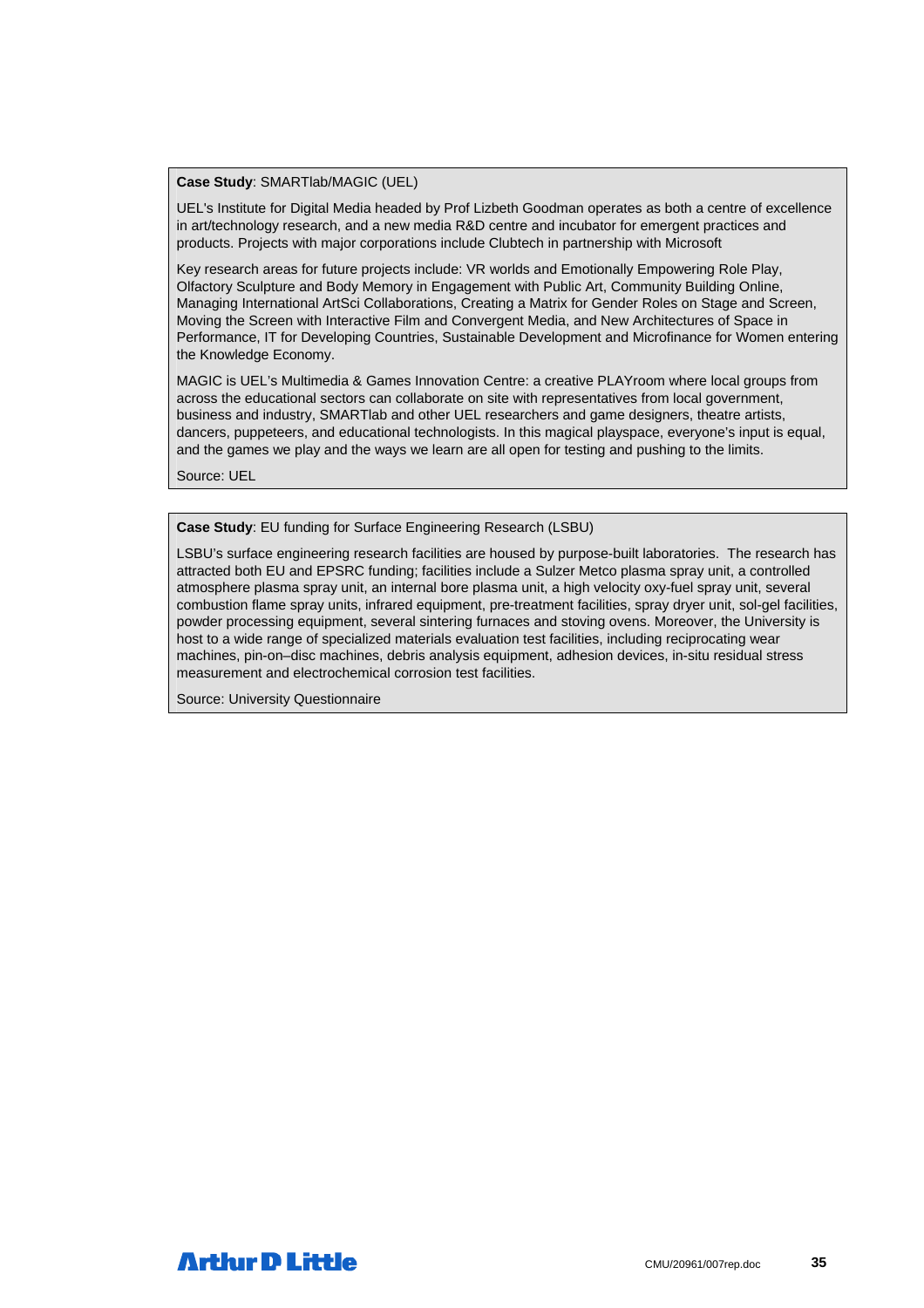**Case Study**: SMARTlab/MAGIC (UEL)

UEL's Institute for Digital Media headed by Prof Lizbeth Goodman operates as both a centre of excellence in art/technology research, and a new media R&D centre and incubator for emergent practices and products. Projects with major corporations include Clubtech in partnership with Microsoft

Key research areas for future projects include: VR worlds and Emotionally Empowering Role Play, Olfactory Sculpture and Body Memory in Engagement with Public Art, Community Building Online, Managing International ArtSci Collaborations, Creating a Matrix for Gender Roles on Stage and Screen, Moving the Screen with Interactive Film and Convergent Media, and New Architectures of Space in Performance, IT for Developing Countries, Sustainable Development and Microfinance for Women entering the Knowledge Economy.

MAGIC is UEL's Multimedia & Games Innovation Centre: a creative PLAYroom where local groups from across the educational sectors can collaborate on site with representatives from local government, business and industry, SMARTlab and other UEL researchers and game designers, theatre artists, dancers, puppeteers, and educational technologists. In this magical playspace, everyone's input is equal, and the games we play and the ways we learn are all open for testing and pushing to the limits.

Source: UEL

**Case Study**: EU funding for Surface Engineering Research (LSBU)

LSBU's surface engineering research facilities are housed by purpose-built laboratories. The research has attracted both EU and EPSRC funding; facilities include a Sulzer Metco plasma spray unit, a controlled atmosphere plasma spray unit, an internal bore plasma unit, a high velocity oxy-fuel spray unit, several combustion flame spray units, infrared equipment, pre-treatment facilities, spray dryer unit, sol-gel facilities, powder processing equipment, several sintering furnaces and stoving ovens. Moreover, the University is host to a wide range of specialized materials evaluation test facilities, including reciprocating wear machines, pin-on–disc machines, debris analysis equipment, adhesion devices, in-situ residual stress measurement and electrochemical corrosion test facilities.

Source: University Questionnaire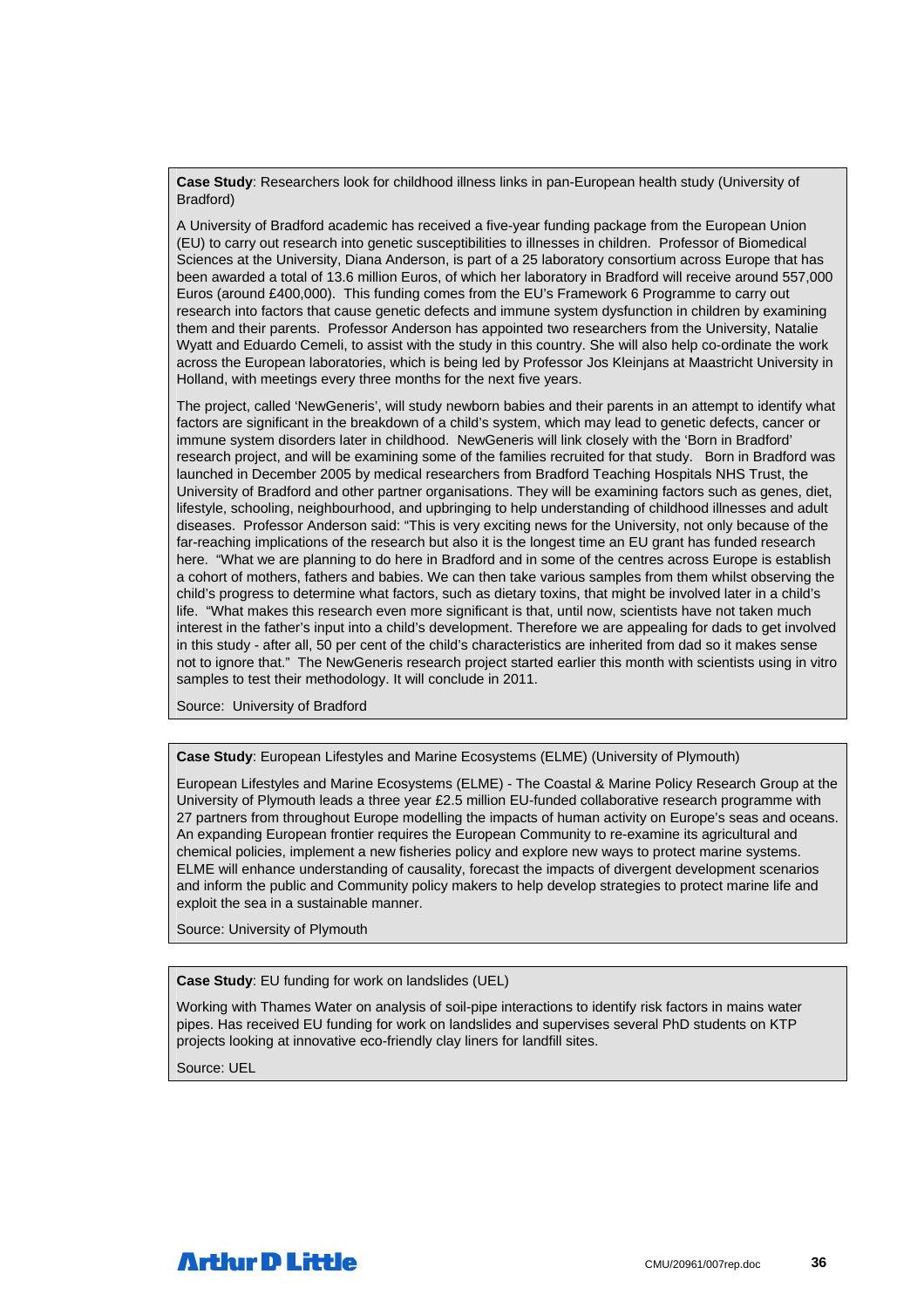**Case Study**: Researchers look for childhood illness links in pan-European health study (University of Bradford)

A University of Bradford academic has received a five-year funding package from the European Union (EU) to carry out research into genetic susceptibilities to illnesses in children. Professor of Biomedical Sciences at the University, Diana Anderson, is part of a 25 laboratory consortium across Europe that has been awarded a total of 13.6 million Euros, of which her laboratory in Bradford will receive around 557,000 Euros (around £400,000). This funding comes from the EU's Framework 6 Programme to carry out research into factors that cause genetic defects and immune system dysfunction in children by examining them and their parents. Professor Anderson has appointed two researchers from the University, Natalie Wyatt and Eduardo Cemeli, to assist with the study in this country. She will also help co-ordinate the work across the European laboratories, which is being led by Professor Jos Kleinjans at Maastricht University in Holland, with meetings every three months for the next five years.

The project, called 'NewGeneris', will study newborn babies and their parents in an attempt to identify what factors are significant in the breakdown of a child's system, which may lead to genetic defects, cancer or immune system disorders later in childhood. NewGeneris will link closely with the 'Born in Bradford' research project, and will be examining some of the families recruited for that study. Born in Bradford was launched in December 2005 by medical researchers from Bradford Teaching Hospitals NHS Trust, the University of Bradford and other partner organisations. They will be examining factors such as genes, diet, lifestyle, schooling, neighbourhood, and upbringing to help understanding of childhood illnesses and adult diseases. Professor Anderson said: "This is very exciting news for the University, not only because of the far-reaching implications of the research but also it is the longest time an EU grant has funded research here. "What we are planning to do here in Bradford and in some of the centres across Europe is establish a cohort of mothers, fathers and babies. We can then take various samples from them whilst observing the child's progress to determine what factors, such as dietary toxins, that might be involved later in a child's life. "What makes this research even more significant is that, until now, scientists have not taken much interest in the father's input into a child's development. Therefore we are appealing for dads to get involved in this study - after all, 50 per cent of the child's characteristics are inherited from dad so it makes sense not to ignore that." The NewGeneris research project started earlier this month with scientists using in vitro samples to test their methodology. It will conclude in 2011.

Source: University of Bradford

**Case Study**: European Lifestyles and Marine Ecosystems (ELME) (University of Plymouth)

European Lifestyles and Marine Ecosystems (ELME) - The Coastal & Marine Policy Research Group at the University of Plymouth leads a three year £2.5 million EU-funded collaborative research programme with 27 partners from throughout Europe modelling the impacts of human activity on Europe's seas and oceans. An expanding European frontier requires the European Community to re-examine its agricultural and chemical policies, implement a new fisheries policy and explore new ways to protect marine systems. ELME will enhance understanding of causality, forecast the impacts of divergent development scenarios and inform the public and Community policy makers to help develop strategies to protect marine life and exploit the sea in a sustainable manner.

Source: University of Plymouth

**Case Study**: EU funding for work on landslides (UEL)

Working with Thames Water on analysis of soil-pipe interactions to identify risk factors in mains water pipes. Has received EU funding for work on landslides and supervises several PhD students on KTP projects looking at innovative eco-friendly clay liners for landfill sites.

Source: UEL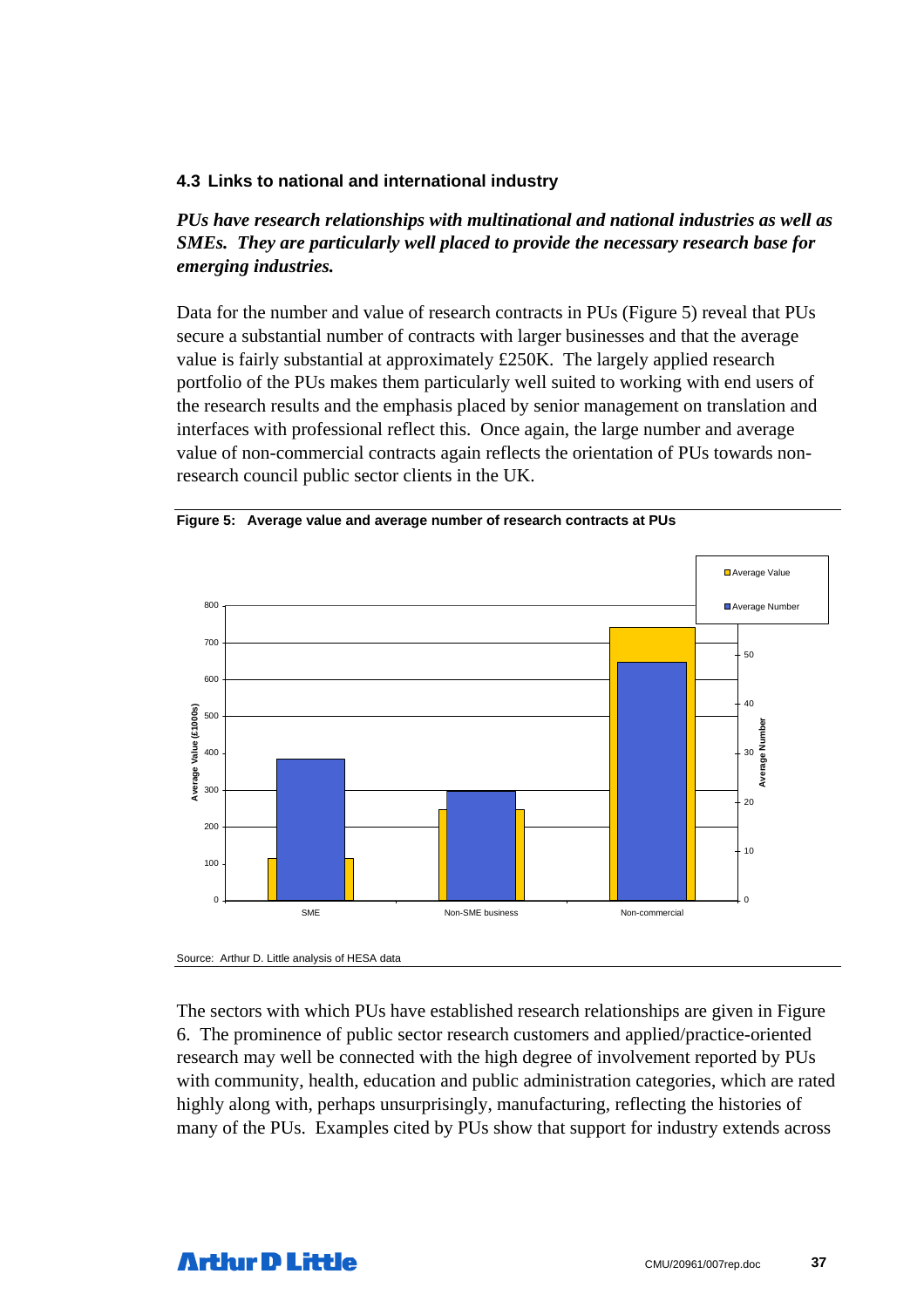### 4.3 Links to national and international industry

***PUs have research relationships with multinational and national industries as well as SMEs. They are particularly well placed to provide the necessary research base for emerging industries.***

Data for the number and value of research contracts in PUs (Figure 5) reveal that PUs secure a substantial number of contracts with larger businesses and that the average value is fairly substantial at approximately £250K. The largely applied research portfolio of the PUs makes them particularly well suited to working with end users of the research results and the emphasis placed by senior management on translation and interfaces with professional reflect this. Once again, the large number and average value of non-commercial contracts again reflects the orientation of PUs towards non-research council public sector clients in the UK.

**Figure 5: Average value and average number of research contracts at PUs**

Average Value
Average Number

Average Value (£1000s)
800
700
600
500
400
300
200
100
0

Average Number
50
40
30
20
10
0

SME
Non-SME business
Non-commercial

Source: Arthur D. Little analysis of HESA data

The sectors with which PUs have established research relationships are given in Figure 6. The prominence of public sector research customers and applied/practice-oriented research may well be connected with the high degree of involvement reported by PUs with community, health, education and public administration categories, which are rated highly along with, perhaps unsurprisingly, manufacturing, reflecting the histories of many of the PUs. Examples cited by PUs show that support for industry extends across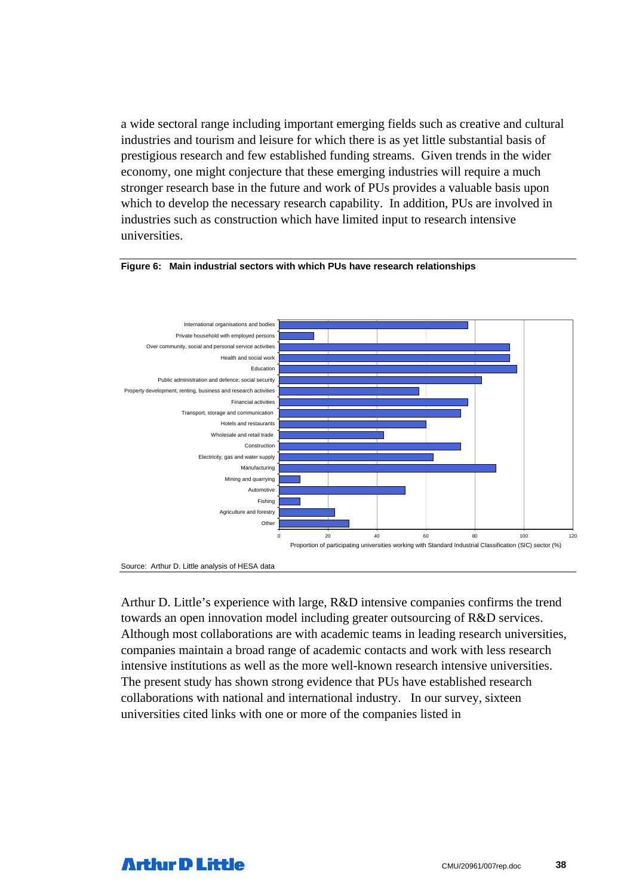a wide sectoral range including important emerging fields such as creative and cultural industries and tourism and leisure for which there is as yet little substantial basis of prestigious research and few established funding streams. Given trends in the wider economy, one might conjecture that these emerging industries will require a much stronger research base in the future and work of PUs provides a valuable basis upon which to develop the necessary research capability. In addition, PUs are involved in industries such as construction which have limited input to research intensive universities.

**Figure 6: Main industrial sectors with which PUs have research relationships**

International organisations and bodies
Private household with employed persons
Over community, social and personal service activities
Health and social work
Education
Public administration and defence; social security
Property development, renting, business and research activities
Financial activities
Transport, storage and communication
Hotels and restaurants
Wholesale and retail trade
Construction
Electricity, gas and water supply
Manufacturing
Mining and quarrying
Automotive
Fishing
Agriculture and forestry
Other

0 20 40 60 80 100 120

Proportion of participating universities working with Standard Industrial Classification (SIC) sector (%)

Source: Arthur D. Little analysis of HESA data

Arthur D. Little's experience with large, R&D intensive companies confirms the trend towards an open innovation model including greater outsourcing of R&D services. Although most collaborations are with academic teams in leading research universities, companies maintain a broad range of academic contacts and work with less research intensive institutions as well as the more well-known research intensive universities. The present study has shown strong evidence that PUs have established research collaborations with national and international industry. In our survey, sixteen universities cited links with one or more of the companies listed in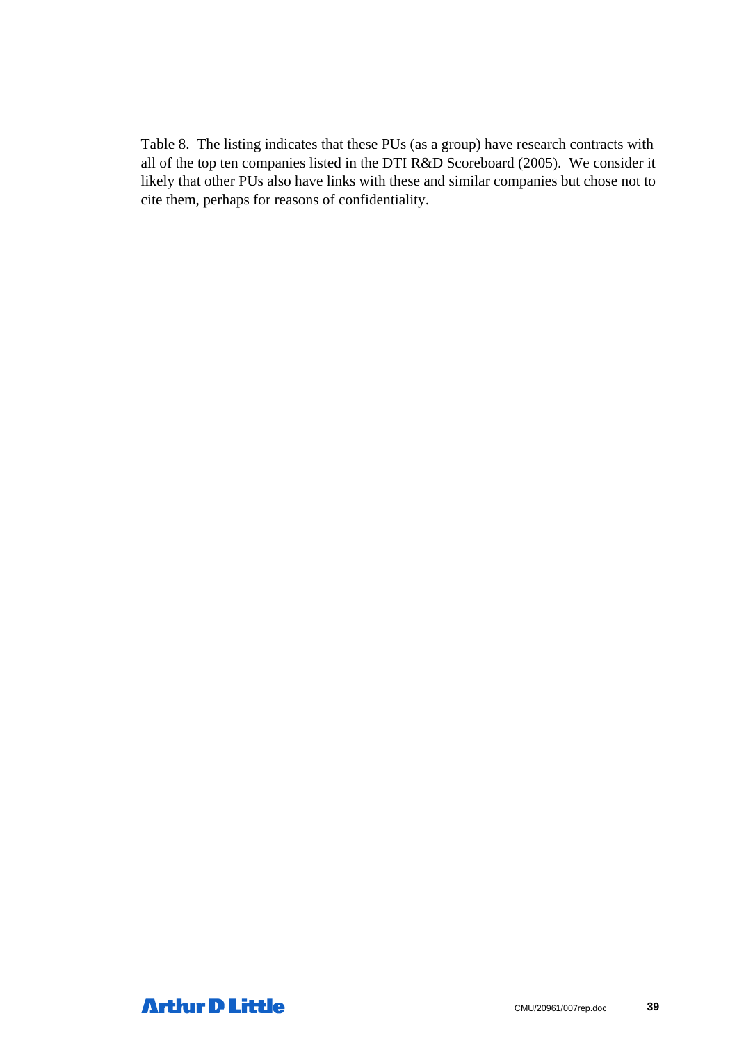Table 8. The listing indicates that these PUs (as a group) have research contracts with all of the top ten companies listed in the DTI R&D Scoreboard (2005). We consider it likely that other PUs also have links with these and similar companies but chose not to cite them, perhaps for reasons of confidentiality.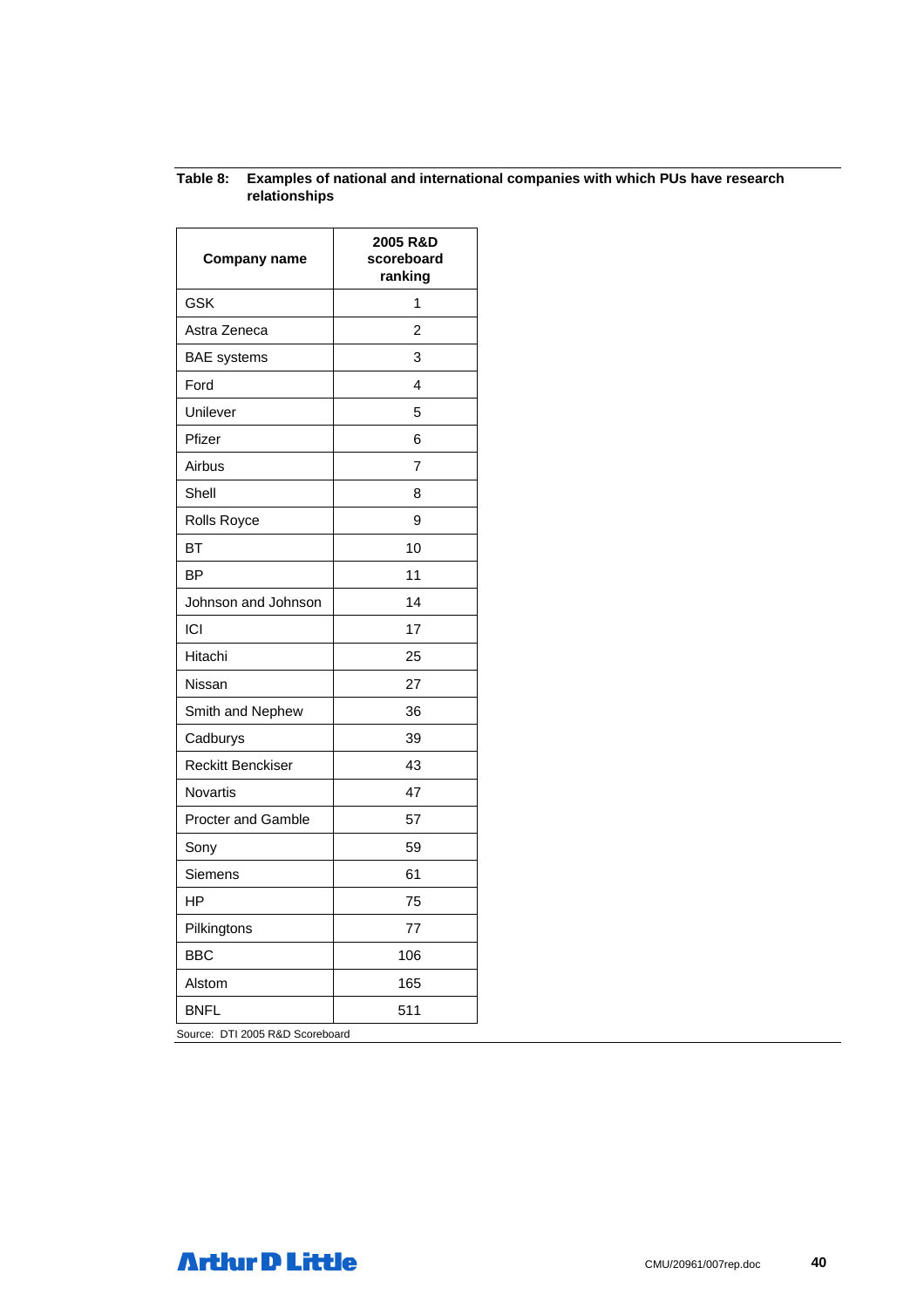**Table 8: Examples of national and international companies with which PUs have research relationships**

| Company name | 2005 R&D scoreboard ranking |
|---|---|
| GSK | 1 |
| Astra Zeneca | 2 |
| BAE systems | 3 |
| Ford | 4 |
| Unilever | 5 |
| Pfizer | 6 |
| Airbus | 7 |
| Shell | 8 |
| Rolls Royce | 9 |
| BT | 10 |
| BP | 11 |
| Johnson and Johnson | 14 |
| ICI | 17 |
| Hitachi | 25 |
| Nissan | 27 |
| Smith and Nephew | 36 |
| Cadburys | 39 |
| Reckitt Benckiser | 43 |
| Novartis | 47 |
| Procter and Gamble | 57 |
| Sony | 59 |
| Siemens | 61 |
| HP | 75 |
| Pilkingtons | 77 |
| BBC | 106 |
| Alstom | 165 |
| BNFL | 511 |

Source: DTI 2005 R&D Scoreboard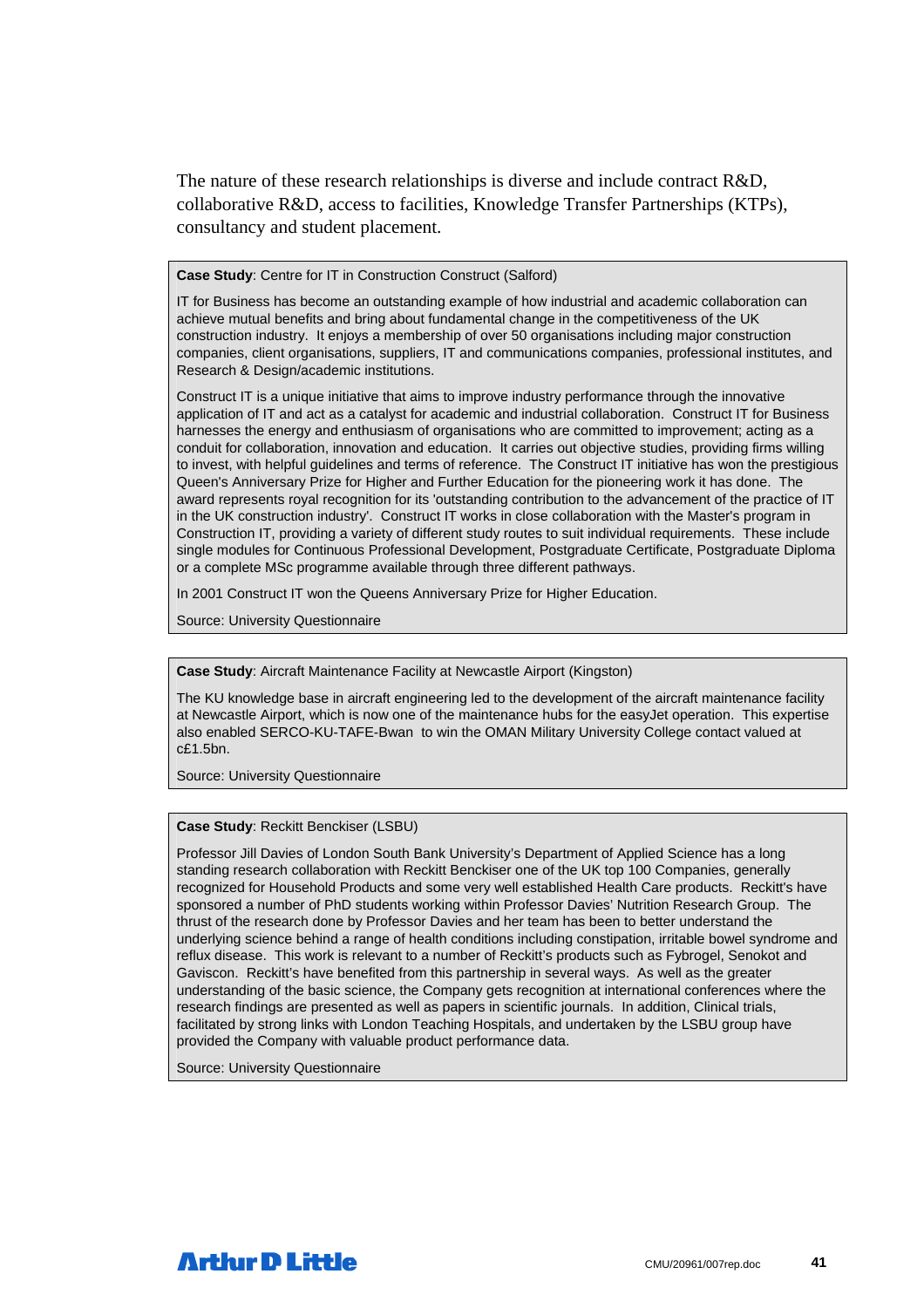The nature of these research relationships is diverse and include contract R&D, collaborative R&D, access to facilities, Knowledge Transfer Partnerships (KTPs), consultancy and student placement.

> **Case Study**: Centre for IT in Construction Construct (Salford)
>
> IT for Business has become an outstanding example of how industrial and academic collaboration can achieve mutual benefits and bring about fundamental change in the competitiveness of the UK construction industry. It enjoys a membership of over 50 organisations including major construction companies, client organisations, suppliers, IT and communications companies, professional institutes, and Research & Design/academic institutions.
>
> Construct IT is a unique initiative that aims to improve industry performance through the innovative application of IT and act as a catalyst for academic and industrial collaboration. Construct IT for Business harnesses the energy and enthusiasm of organisations who are committed to improvement; acting as a conduit for collaboration, innovation and education. It carries out objective studies, providing firms willing to invest, with helpful guidelines and terms of reference. The Construct IT initiative has won the prestigious Queen's Anniversary Prize for Higher and Further Education for the pioneering work it has done. The award represents royal recognition for its 'outstanding contribution to the advancement of the practice of IT in the UK construction industry'. Construct IT works in close collaboration with the Master's program in Construction IT, providing a variety of different study routes to suit individual requirements. These include single modules for Continuous Professional Development, Postgraduate Certificate, Postgraduate Diploma or a complete MSc programme available through three different pathways.
>
> In 2001 Construct IT won the Queens Anniversary Prize for Higher Education.
>
> Source: University Questionnaire

> **Case Study**: Aircraft Maintenance Facility at Newcastle Airport (Kingston)
>
> The KU knowledge base in aircraft engineering led to the development of the aircraft maintenance facility at Newcastle Airport, which is now one of the maintenance hubs for the easyJet operation. This expertise also enabled SERCO-KU-TAFE-Bwan to win the OMAN Military University College contact valued at c£1.5bn.
>
> Source: University Questionnaire

> **Case Study**: Reckitt Benckiser (LSBU)
>
> Professor Jill Davies of London South Bank University's Department of Applied Science has a long standing research collaboration with Reckitt Benckiser one of the UK top 100 Companies, generally recognized for Household Products and some very well established Health Care products. Reckitt's have sponsored a number of PhD students working within Professor Davies' Nutrition Research Group. The thrust of the research done by Professor Davies and her team has been to better understand the underlying science behind a range of health conditions including constipation, irritable bowel syndrome and reflux disease. This work is relevant to a number of Reckitt's products such as Fybrogel, Senokot and Gaviscon. Reckitt's have benefited from this partnership in several ways. As well as the greater understanding of the basic science, the Company gets recognition at international conferences where the research findings are presented as well as papers in scientific journals. In addition, Clinical trials, facilitated by strong links with London Teaching Hospitals, and undertaken by the LSBU group have provided the Company with valuable product performance data.
>
> Source: University Questionnaire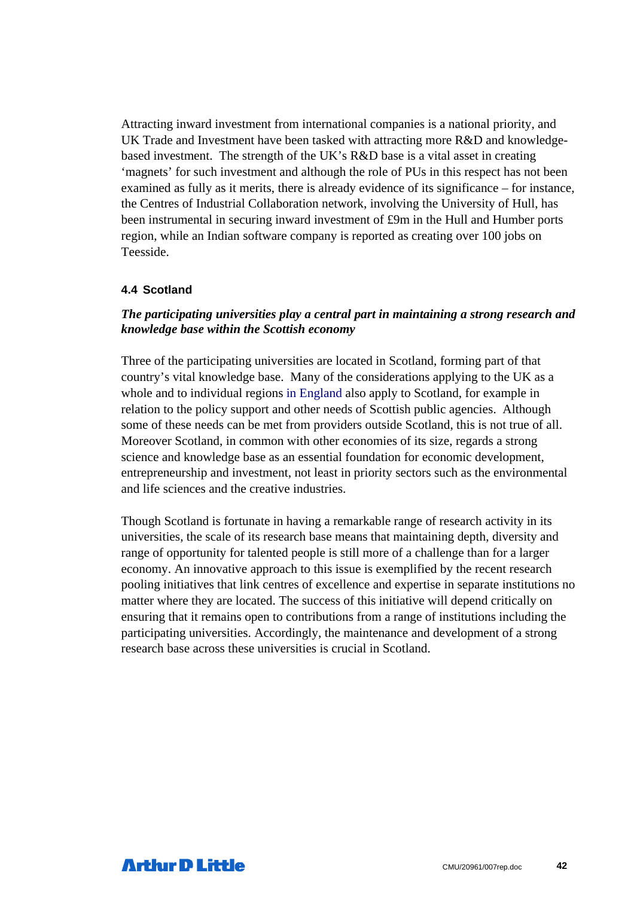Attracting inward investment from international companies is a national priority, and UK Trade and Investment have been tasked with attracting more R&D and knowledge-based investment.  The strength of the UK's R&D base is a vital asset in creating 'magnets' for such investment and although the role of PUs in this respect has not been examined as fully as it merits, there is already evidence of its significance – for instance, the Centres of Industrial Collaboration network, involving the University of Hull, has been instrumental in securing inward investment of £9m in the Hull and Humber ports region, while an Indian software company is reported as creating over 100 jobs on Teesside.

### 4.4 Scotland

***The participating universities play a central part in maintaining a strong research and knowledge base within the Scottish economy***

Three of the participating universities are located in Scotland, forming part of that country's vital knowledge base.  Many of the considerations applying to the UK as a whole and to individual regions in England also apply to Scotland, for example in relation to the policy support and other needs of Scottish public agencies.  Although some of these needs can be met from providers outside Scotland, this is not true of all.  Moreover Scotland, in common with other economies of its size, regards a strong science and knowledge base as an essential foundation for economic development, entrepreneurship and investment, not least in priority sectors such as the environmental and life sciences and the creative industries.

Though Scotland is fortunate in having a remarkable range of research activity in its universities, the scale of its research base means that maintaining depth, diversity and range of opportunity for talented people is still more of a challenge than for a larger economy. An innovative approach to this issue is exemplified by the recent research pooling initiatives that link centres of excellence and expertise in separate institutions no matter where they are located. The success of this initiative will depend critically on ensuring that it remains open to contributions from a range of institutions including the participating universities. Accordingly, the maintenance and development of a strong research base across these universities is crucial in Scotland.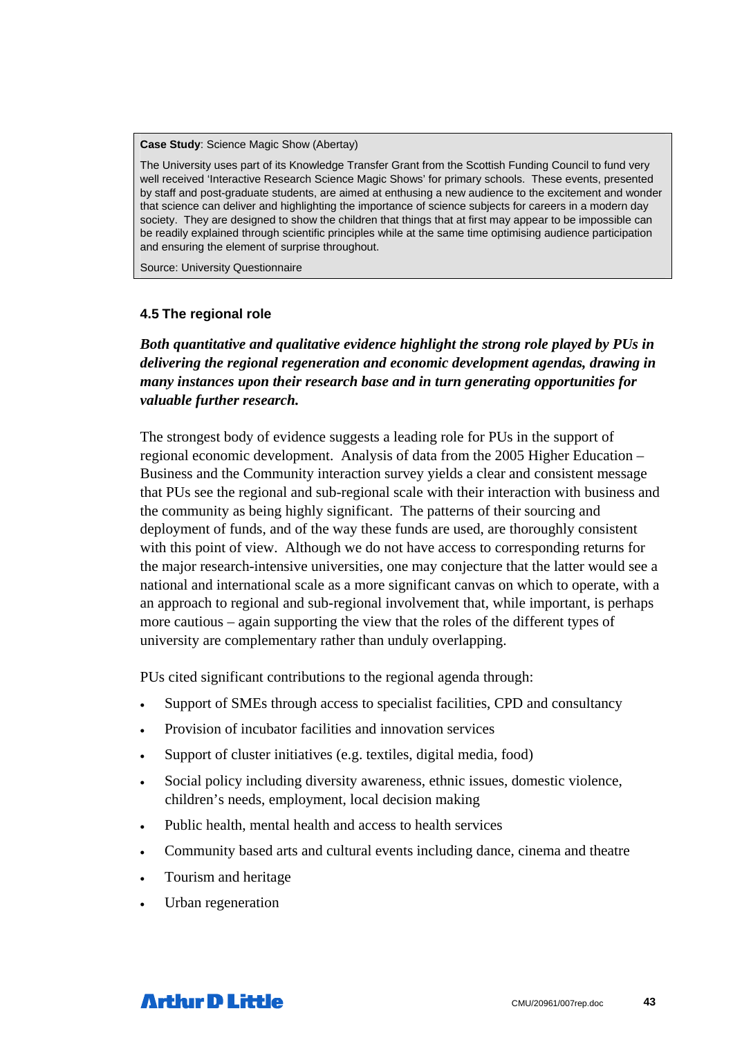> **Case Study**: Science Magic Show (Abertay)
>
> The University uses part of its Knowledge Transfer Grant from the Scottish Funding Council to fund very well received 'Interactive Research Science Magic Shows' for primary schools. These events, presented by staff and post-graduate students, are aimed at enthusing a new audience to the excitement and wonder that science can deliver and highlighting the importance of science subjects for careers in a modern day society. They are designed to show the children that things that at first may appear to be impossible can be readily explained through scientific principles while at the same time optimising audience participation and ensuring the element of surprise throughout.
>
> Source: University Questionnaire

### 4.5 The regional role

***Both quantitative and qualitative evidence highlight the strong role played by PUs in delivering the regional regeneration and economic development agendas, drawing in many instances upon their research base and in turn generating opportunities for valuable further research.***

The strongest body of evidence suggests a leading role for PUs in the support of regional economic development. Analysis of data from the 2005 Higher Education – Business and the Community interaction survey yields a clear and consistent message that PUs see the regional and sub-regional scale with their interaction with business and the community as being highly significant. The patterns of their sourcing and deployment of funds, and of the way these funds are used, are thoroughly consistent with this point of view. Although we do not have access to corresponding returns for the major research-intensive universities, one may conjecture that the latter would see a national and international scale as a more significant canvas on which to operate, with a an approach to regional and sub-regional involvement that, while important, is perhaps more cautious – again supporting the view that the roles of the different types of university are complementary rather than unduly overlapping.

PUs cited significant contributions to the regional agenda through:

- Support of SMEs through access to specialist facilities, CPD and consultancy
- Provision of incubator facilities and innovation services
- Support of cluster initiatives (e.g. textiles, digital media, food)
- Social policy including diversity awareness, ethnic issues, domestic violence, children's needs, employment, local decision making
- Public health, mental health and access to health services
- Community based arts and cultural events including dance, cinema and theatre
- Tourism and heritage
- Urban regeneration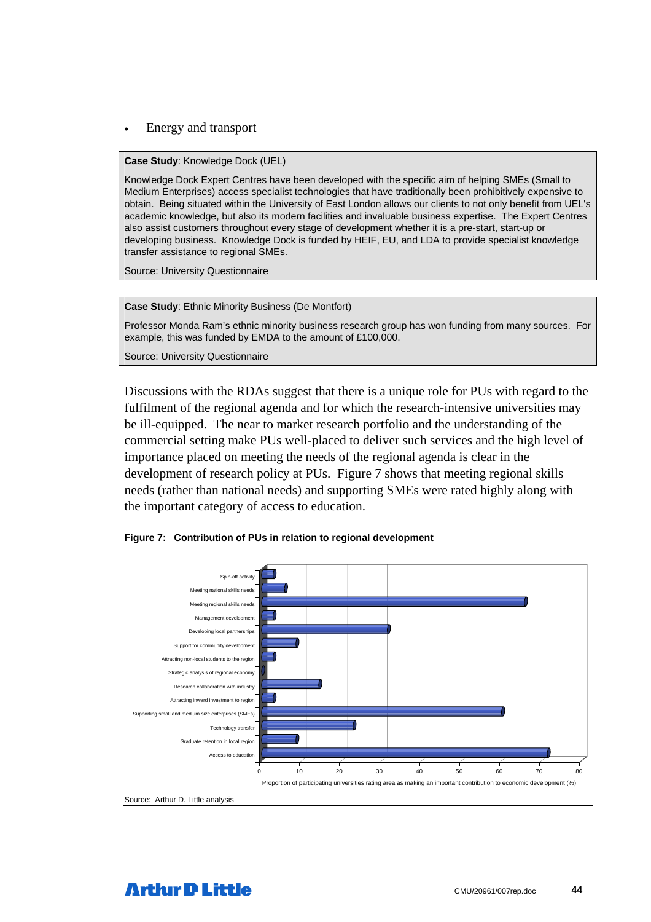- Energy and transport

**Case Study**: Knowledge Dock (UEL)

Knowledge Dock Expert Centres have been developed with the specific aim of helping SMEs (Small to Medium Enterprises) access specialist technologies that have traditionally been prohibitively expensive to obtain. Being situated within the University of East London allows our clients to not only benefit from UEL's academic knowledge, but also its modern facilities and invaluable business expertise. The Expert Centres also assist customers throughout every stage of development whether it is a pre-start, start-up or developing business. Knowledge Dock is funded by HEIF, EU, and LDA to provide specialist knowledge transfer assistance to regional SMEs.

Source: University Questionnaire

**Case Study**: Ethnic Minority Business (De Montfort)

Professor Monda Ram's ethnic minority business research group has won funding from many sources. For example, this was funded by EMDA to the amount of £100,000.

Source: University Questionnaire

Discussions with the RDAs suggest that there is a unique role for PUs with regard to the fulfilment of the regional agenda and for which the research-intensive universities may be ill-equipped. The near to market research portfolio and the understanding of the commercial setting make PUs well-placed to deliver such services and the high level of importance placed on meeting the needs of the regional agenda is clear in the development of research policy at PUs. Figure 7 shows that meeting regional skills needs (rather than national needs) and supporting SMEs were rated highly along with the important category of access to education.

**Figure 7: Contribution of PUs in relation to regional development**

Spin-off activity
Meeting national skills needs
Meeting regional skills needs
Management development
Developing local partnerships
Support for community development
Attracting non-local students to the region
Strategic analysis of regional economy
Research collaboration with industry
Attracting inward investment to region
Supporting small and medium size enterprises (SMEs)
Technology transfer
Graduate retention in local region
Access to education

0 10 20 30 40 50 60 70 80

Proportion of participating universities rating area as making an important contribution to economic development (%)

Source: Arthur D. Little analysis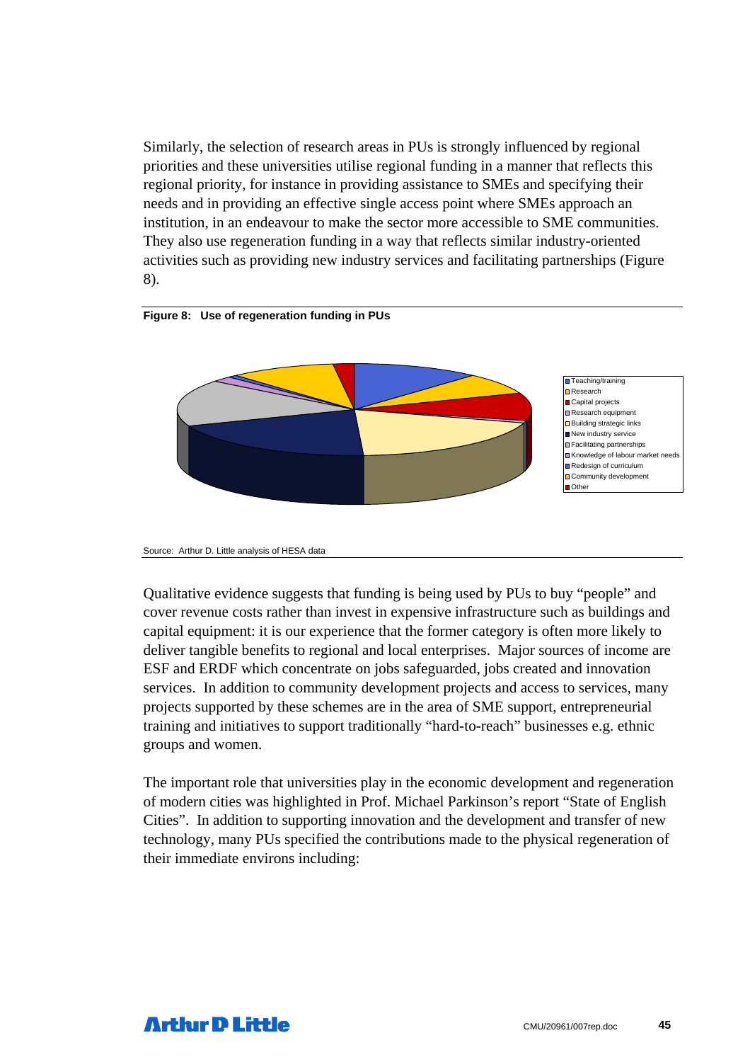Similarly, the selection of research areas in PUs is strongly influenced by regional priorities and these universities utilise regional funding in a manner that reflects this regional priority, for instance in providing assistance to SMEs and specifying their needs and in providing an effective single access point where SMEs approach an institution, in an endeavour to make the sector more accessible to SME communities. They also use regeneration funding in a way that reflects similar industry-oriented activities such as providing new industry services and facilitating partnerships (Figure 8).

**Figure 8: Use of regeneration funding in PUs**

- Teaching/training
- Research
- Capital projects
- Research equipment
- Building strategic links
- New industry service
- Facilitating partnerships
- Knowledge of labour market needs
- Redesign of curriculum
- Community development
- Other

Source: Arthur D. Little analysis of HESA data

Qualitative evidence suggests that funding is being used by PUs to buy "people" and cover revenue costs rather than invest in expensive infrastructure such as buildings and capital equipment: it is our experience that the former category is often more likely to deliver tangible benefits to regional and local enterprises. Major sources of income are ESF and ERDF which concentrate on jobs safeguarded, jobs created and innovation services. In addition to community development projects and access to services, many projects supported by these schemes are in the area of SME support, entrepreneurial training and initiatives to support traditionally "hard-to-reach" businesses e.g. ethnic groups and women.

The important role that universities play in the economic development and regeneration of modern cities was highlighted in Prof. Michael Parkinson's report "State of English Cities". In addition to supporting innovation and the development and transfer of new technology, many PUs specified the contributions made to the physical regeneration of their immediate environs including: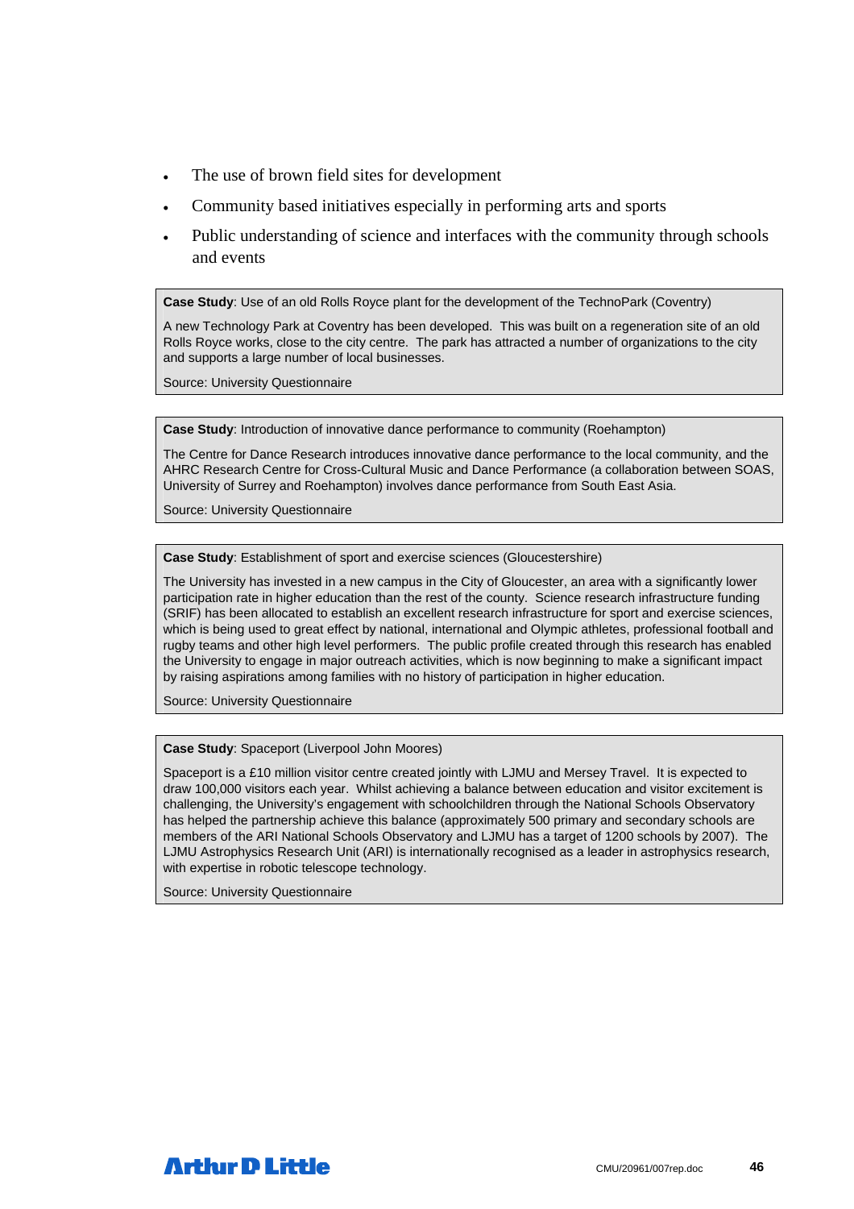- The use of brown field sites for development
- Community based initiatives especially in performing arts and sports
- Public understanding of science and interfaces with the community through schools and events

> **Case Study**: Use of an old Rolls Royce plant for the development of the TechnoPark (Coventry)
>
> A new Technology Park at Coventry has been developed. This was built on a regeneration site of an old Rolls Royce works, close to the city centre. The park has attracted a number of organizations to the city and supports a large number of local businesses.
>
> Source: University Questionnaire

> **Case Study**: Introduction of innovative dance performance to community (Roehampton)
>
> The Centre for Dance Research introduces innovative dance performance to the local community, and the AHRC Research Centre for Cross-Cultural Music and Dance Performance (a collaboration between SOAS, University of Surrey and Roehampton) involves dance performance from South East Asia.
>
> Source: University Questionnaire

> **Case Study**: Establishment of sport and exercise sciences (Gloucestershire)
>
> The University has invested in a new campus in the City of Gloucester, an area with a significantly lower participation rate in higher education than the rest of the county. Science research infrastructure funding (SRIF) has been allocated to establish an excellent research infrastructure for sport and exercise sciences, which is being used to great effect by national, international and Olympic athletes, professional football and rugby teams and other high level performers. The public profile created through this research has enabled the University to engage in major outreach activities, which is now beginning to make a significant impact by raising aspirations among families with no history of participation in higher education.
>
> Source: University Questionnaire

> **Case Study**: Spaceport (Liverpool John Moores)
>
> Spaceport is a £10 million visitor centre created jointly with LJMU and Mersey Travel. It is expected to draw 100,000 visitors each year. Whilst achieving a balance between education and visitor excitement is challenging, the University's engagement with schoolchildren through the National Schools Observatory has helped the partnership achieve this balance (approximately 500 primary and secondary schools are members of the ARI National Schools Observatory and LJMU has a target of 1200 schools by 2007). The LJMU Astrophysics Research Unit (ARI) is internationally recognised as a leader in astrophysics research, with expertise in robotic telescope technology.
>
> Source: University Questionnaire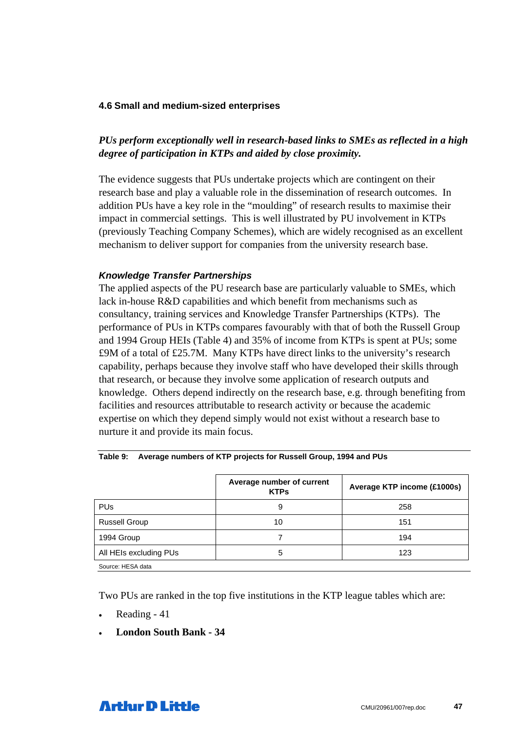### 4.6 Small and medium-sized enterprises

***PUs perform exceptionally well in research-based links to SMEs as reflected in a high degree of participation in KTPs and aided by close proximity.***

The evidence suggests that PUs undertake projects which are contingent on their research base and play a valuable role in the dissemination of research outcomes. In addition PUs have a key role in the "moulding" of research results to maximise their impact in commercial settings. This is well illustrated by PU involvement in KTPs (previously Teaching Company Schemes), which are widely recognised as an excellent mechanism to deliver support for companies from the university research base.

#### *Knowledge Transfer Partnerships*

The applied aspects of the PU research base are particularly valuable to SMEs, which lack in-house R&D capabilities and which benefit from mechanisms such as consultancy, training services and Knowledge Transfer Partnerships (KTPs). The performance of PUs in KTPs compares favourably with that of both the Russell Group and 1994 Group HEIs (Table 4) and 35% of income from KTPs is spent at PUs; some £9M of a total of £25.7M. Many KTPs have direct links to the university's research capability, perhaps because they involve staff who have developed their skills through that research, or because they involve some application of research outputs and knowledge. Others depend indirectly on the research base, e.g. through benefiting from facilities and resources attributable to research activity or because the academic expertise on which they depend simply would not exist without a research base to nurture it and provide its main focus.

**Table 9: Average numbers of KTP projects for Russell Group, 1994 and PUs**

| | Average number of current KTPs | Average KTP income (£1000s) |
|---|---|---|
| PUs | 9 | 258 |
| Russell Group | 10 | 151 |
| 1994 Group | 7 | 194 |
| All HEIs excluding PUs | 5 | 123 |

Source: HESA data

Two PUs are ranked in the top five institutions in the KTP league tables which are:

- Reading - 41
- **London South Bank - 34**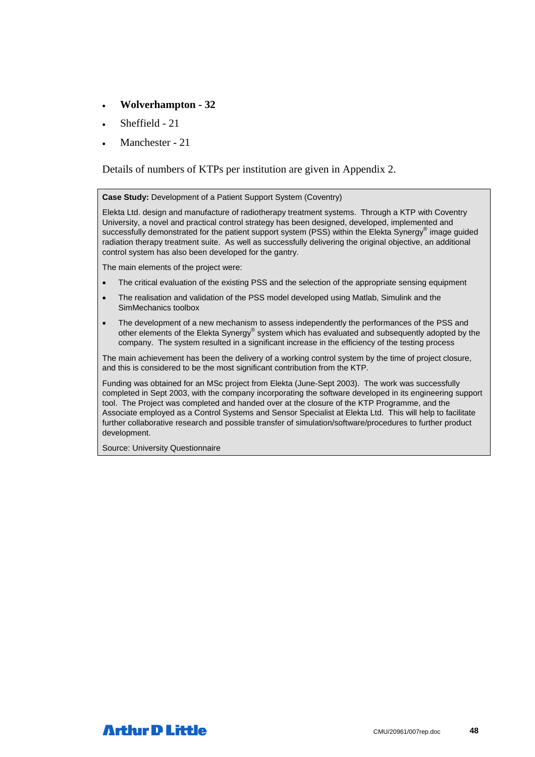- **Wolverhampton - 32**
- Sheffield - 21
- Manchester - 21

Details of numbers of KTPs per institution are given in Appendix 2.

**Case Study:** Development of a Patient Support System (Coventry)

Elekta Ltd. design and manufacture of radiotherapy treatment systems. Through a KTP with Coventry University, a novel and practical control strategy has been designed, developed, implemented and successfully demonstrated for the patient support system (PSS) within the Elekta Synergy® image guided radiation therapy treatment suite. As well as successfully delivering the original objective, an additional control system has also been developed for the gantry.

The main elements of the project were:

- The critical evaluation of the existing PSS and the selection of the appropriate sensing equipment
- The realisation and validation of the PSS model developed using Matlab, Simulink and the SimMechanics toolbox
- The development of a new mechanism to assess independently the performances of the PSS and other elements of the Elekta Synergy® system which has evaluated and subsequently adopted by the company. The system resulted in a significant increase in the efficiency of the testing process

The main achievement has been the delivery of a working control system by the time of project closure, and this is considered to be the most significant contribution from the KTP.

Funding was obtained for an MSc project from Elekta (June-Sept 2003). The work was successfully completed in Sept 2003, with the company incorporating the software developed in its engineering support tool. The Project was completed and handed over at the closure of the KTP Programme, and the Associate employed as a Control Systems and Sensor Specialist at Elekta Ltd. This will help to facilitate further collaborative research and possible transfer of simulation/software/procedures to further product development.

Source: University Questionnaire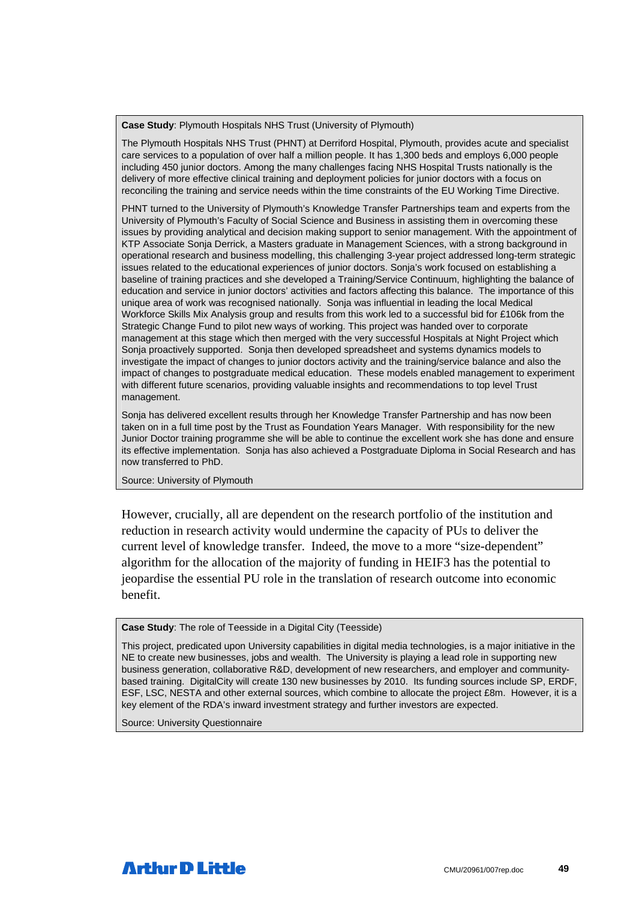**Case Study**: Plymouth Hospitals NHS Trust (University of Plymouth)

The Plymouth Hospitals NHS Trust (PHNT) at Derriford Hospital, Plymouth, provides acute and specialist care services to a population of over half a million people. It has 1,300 beds and employs 6,000 people including 450 junior doctors. Among the many challenges facing NHS Hospital Trusts nationally is the delivery of more effective clinical training and deployment policies for junior doctors with a focus on reconciling the training and service needs within the time constraints of the EU Working Time Directive.

PHNT turned to the University of Plymouth's Knowledge Transfer Partnerships team and experts from the University of Plymouth's Faculty of Social Science and Business in assisting them in overcoming these issues by providing analytical and decision making support to senior management. With the appointment of KTP Associate Sonja Derrick, a Masters graduate in Management Sciences, with a strong background in operational research and business modelling, this challenging 3-year project addressed long-term strategic issues related to the educational experiences of junior doctors. Sonja's work focused on establishing a baseline of training practices and she developed a Training/Service Continuum, highlighting the balance of education and service in junior doctors' activities and factors affecting this balance. The importance of this unique area of work was recognised nationally. Sonja was influential in leading the local Medical Workforce Skills Mix Analysis group and results from this work led to a successful bid for £106k from the Strategic Change Fund to pilot new ways of working. This project was handed over to corporate management at this stage which then merged with the very successful Hospitals at Night Project which Sonja proactively supported. Sonja then developed spreadsheet and systems dynamics models to investigate the impact of changes to junior doctors activity and the training/service balance and also the impact of changes to postgraduate medical education. These models enabled management to experiment with different future scenarios, providing valuable insights and recommendations to top level Trust management.

Sonja has delivered excellent results through her Knowledge Transfer Partnership and has now been taken on in a full time post by the Trust as Foundation Years Manager. With responsibility for the new Junior Doctor training programme she will be able to continue the excellent work she has done and ensure its effective implementation. Sonja has also achieved a Postgraduate Diploma in Social Research and has now transferred to PhD.

Source: University of Plymouth

However, crucially, all are dependent on the research portfolio of the institution and reduction in research activity would undermine the capacity of PUs to deliver the current level of knowledge transfer. Indeed, the move to a more "size-dependent" algorithm for the allocation of the majority of funding in HEIF3 has the potential to jeopardise the essential PU role in the translation of research outcome into economic benefit.

**Case Study**: The role of Teesside in a Digital City (Teesside)

This project, predicated upon University capabilities in digital media technologies, is a major initiative in the NE to create new businesses, jobs and wealth. The University is playing a lead role in supporting new business generation, collaborative R&D, development of new researchers, and employer and community-based training. DigitalCity will create 130 new businesses by 2010. Its funding sources include SP, ERDF, ESF, LSC, NESTA and other external sources, which combine to allocate the project £8m. However, it is a key element of the RDA's inward investment strategy and further investors are expected.

Source: University Questionnaire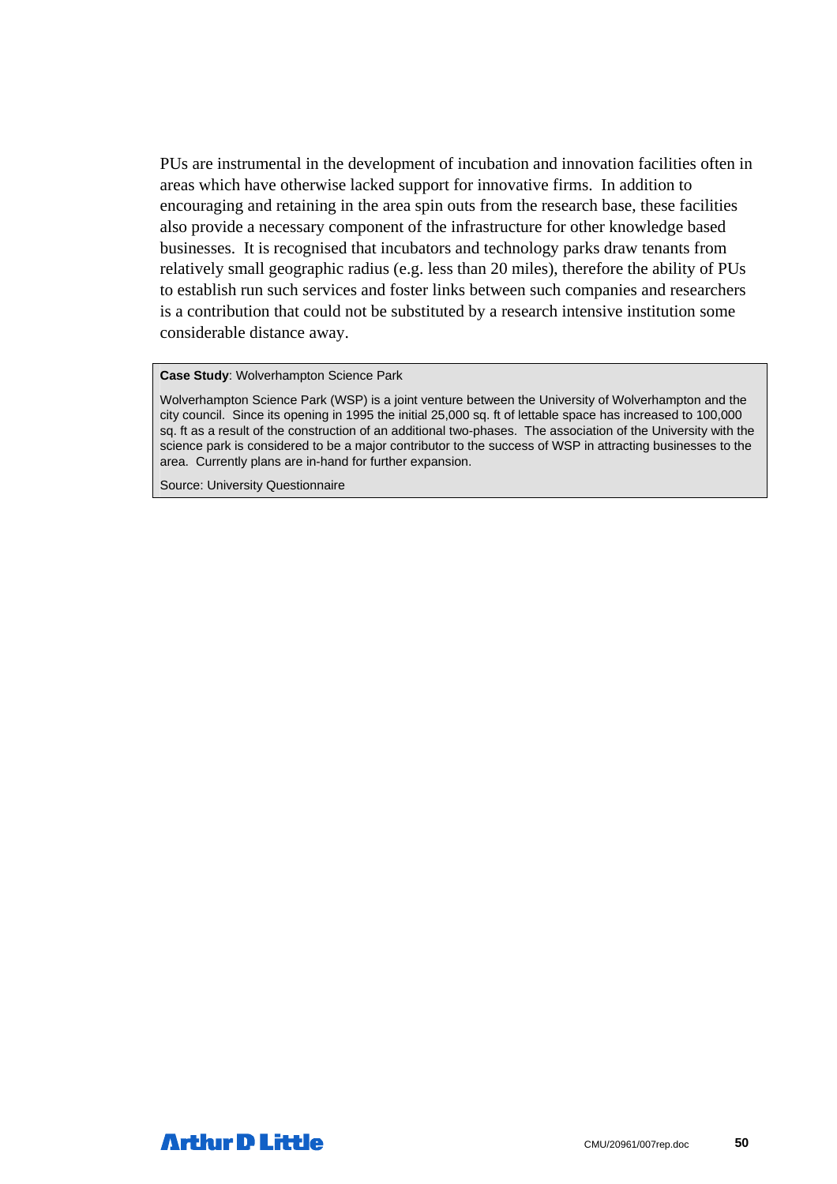PUs are instrumental in the development of incubation and innovation facilities often in areas which have otherwise lacked support for innovative firms. In addition to encouraging and retaining in the area spin outs from the research base, these facilities also provide a necessary component of the infrastructure for other knowledge based businesses. It is recognised that incubators and technology parks draw tenants from relatively small geographic radius (e.g. less than 20 miles), therefore the ability of PUs to establish run such services and foster links between such companies and researchers is a contribution that could not be substituted by a research intensive institution some considerable distance away.

> **Case Study**: Wolverhampton Science Park
>
> Wolverhampton Science Park (WSP) is a joint venture between the University of Wolverhampton and the city council. Since its opening in 1995 the initial 25,000 sq. ft of lettable space has increased to 100,000 sq. ft as a result of the construction of an additional two-phases. The association of the University with the science park is considered to be a major contributor to the success of WSP in attracting businesses to the area. Currently plans are in-hand for further expansion.
>
> Source: University Questionnaire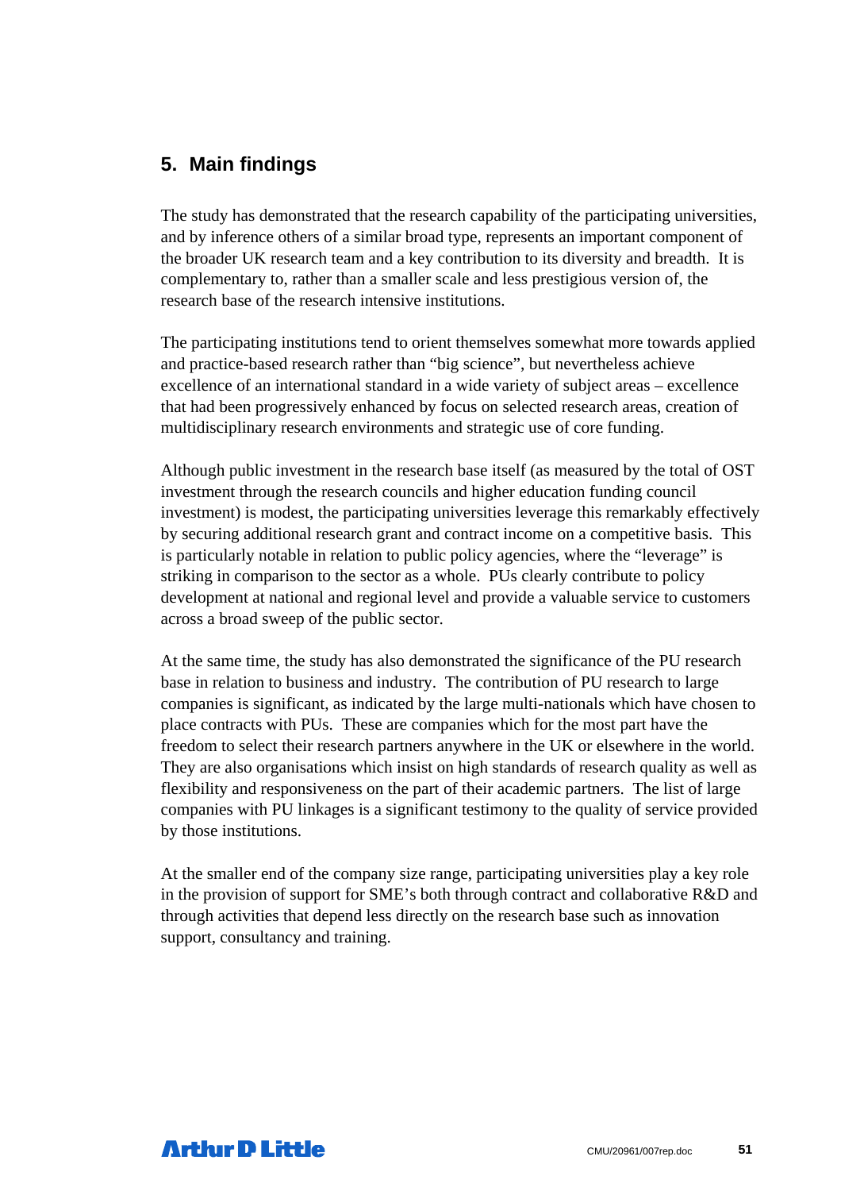# 5. Main findings

The study has demonstrated that the research capability of the participating universities, and by inference others of a similar broad type, represents an important component of the broader UK research team and a key contribution to its diversity and breadth. It is complementary to, rather than a smaller scale and less prestigious version of, the research base of the research intensive institutions.

The participating institutions tend to orient themselves somewhat more towards applied and practice-based research rather than "big science", but nevertheless achieve excellence of an international standard in a wide variety of subject areas – excellence that had been progressively enhanced by focus on selected research areas, creation of multidisciplinary research environments and strategic use of core funding.

Although public investment in the research base itself (as measured by the total of OST investment through the research councils and higher education funding council investment) is modest, the participating universities leverage this remarkably effectively by securing additional research grant and contract income on a competitive basis. This is particularly notable in relation to public policy agencies, where the "leverage" is striking in comparison to the sector as a whole. PUs clearly contribute to policy development at national and regional level and provide a valuable service to customers across a broad sweep of the public sector.

At the same time, the study has also demonstrated the significance of the PU research base in relation to business and industry. The contribution of PU research to large companies is significant, as indicated by the large multi-nationals which have chosen to place contracts with PUs. These are companies which for the most part have the freedom to select their research partners anywhere in the UK or elsewhere in the world. They are also organisations which insist on high standards of research quality as well as flexibility and responsiveness on the part of their academic partners. The list of large companies with PU linkages is a significant testimony to the quality of service provided by those institutions.

At the smaller end of the company size range, participating universities play a key role in the provision of support for SME's both through contract and collaborative R&D and through activities that depend less directly on the research base such as innovation support, consultancy and training.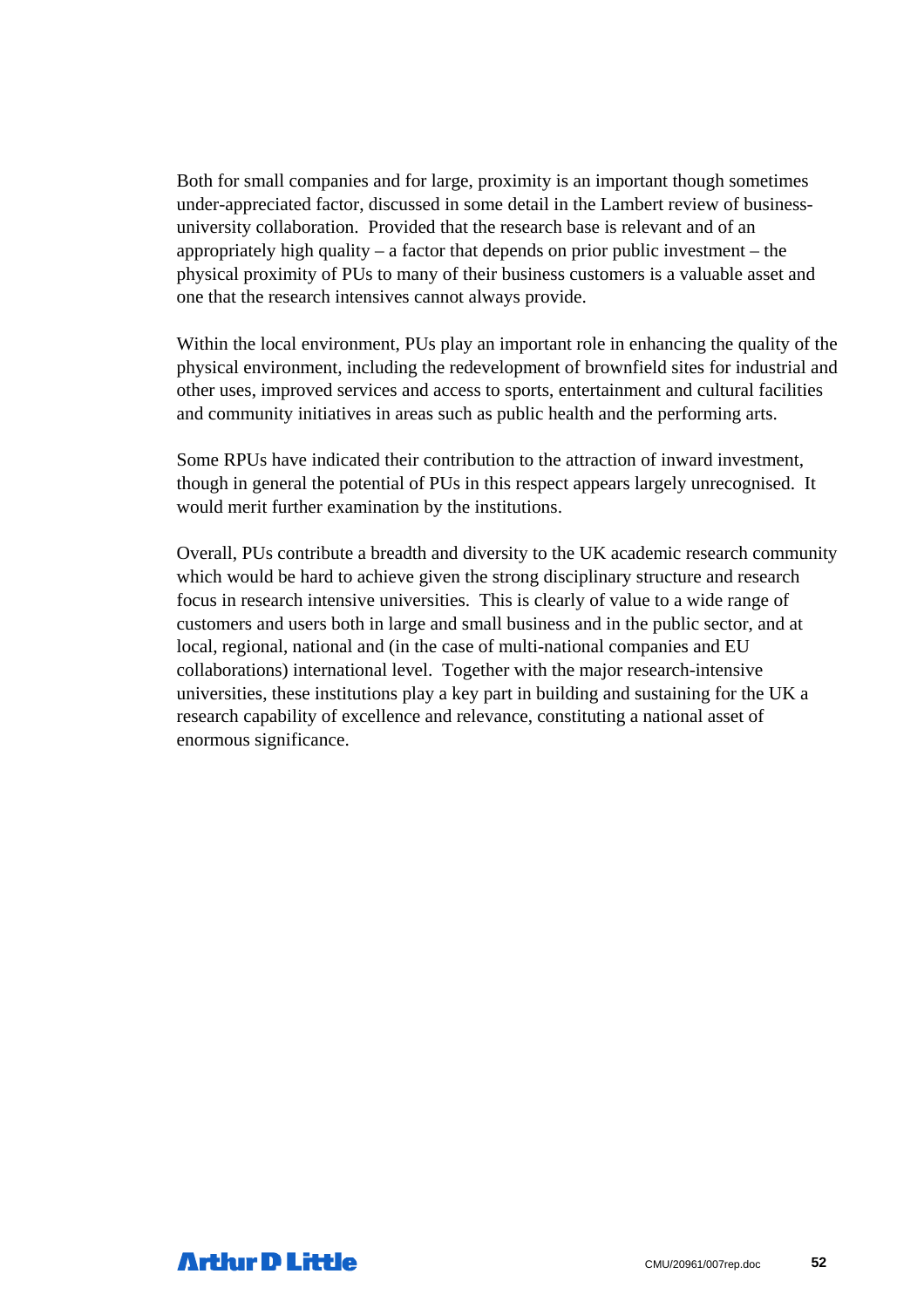Both for small companies and for large, proximity is an important though sometimes under-appreciated factor, discussed in some detail in the Lambert review of business-university collaboration. Provided that the research base is relevant and of an appropriately high quality – a factor that depends on prior public investment – the physical proximity of PUs to many of their business customers is a valuable asset and one that the research intensives cannot always provide.

Within the local environment, PUs play an important role in enhancing the quality of the physical environment, including the redevelopment of brownfield sites for industrial and other uses, improved services and access to sports, entertainment and cultural facilities and community initiatives in areas such as public health and the performing arts.

Some RPUs have indicated their contribution to the attraction of inward investment, though in general the potential of PUs in this respect appears largely unrecognised. It would merit further examination by the institutions.

Overall, PUs contribute a breadth and diversity to the UK academic research community which would be hard to achieve given the strong disciplinary structure and research focus in research intensive universities. This is clearly of value to a wide range of customers and users both in large and small business and in the public sector, and at local, regional, national and (in the case of multi-national companies and EU collaborations) international level. Together with the major research-intensive universities, these institutions play a key part in building and sustaining for the UK a research capability of excellence and relevance, constituting a national asset of enormous significance.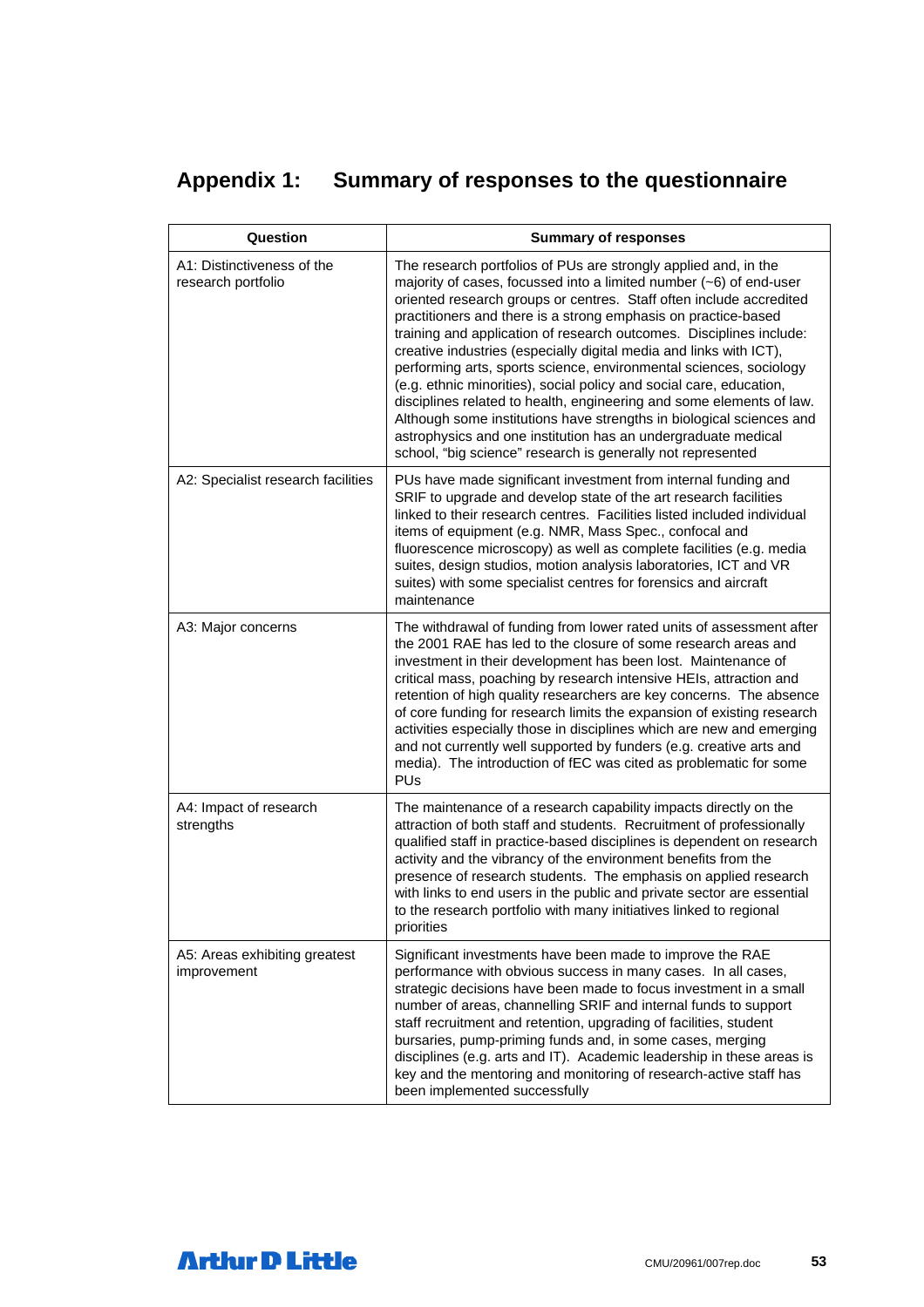# Appendix 1: Summary of responses to the questionnaire

| Question | Summary of responses |
|---|---|
| A1: Distinctiveness of the research portfolio | The research portfolios of PUs are strongly applied and, in the majority of cases, focussed into a limited number (~6) of end-user oriented research groups or centres. Staff often include accredited practitioners and there is a strong emphasis on practice-based training and application of research outcomes. Disciplines include: creative industries (especially digital media and links with ICT), performing arts, sports science, environmental sciences, sociology (e.g. ethnic minorities), social policy and social care, education, disciplines related to health, engineering and some elements of law. Although some institutions have strengths in biological sciences and astrophysics and one institution has an undergraduate medical school, "big science" research is generally not represented |
| A2: Specialist research facilities | PUs have made significant investment from internal funding and SRIF to upgrade and develop state of the art research facilities linked to their research centres. Facilities listed included individual items of equipment (e.g. NMR, Mass Spec., confocal and fluorescence microscopy) as well as complete facilities (e.g. media suites, design studios, motion analysis laboratories, ICT and VR suites) with some specialist centres for forensics and aircraft maintenance |
| A3: Major concerns | The withdrawal of funding from lower rated units of assessment after the 2001 RAE has led to the closure of some research areas and investment in their development has been lost. Maintenance of critical mass, poaching by research intensive HEIs, attraction and retention of high quality researchers are key concerns. The absence of core funding for research limits the expansion of existing research activities especially those in disciplines which are new and emerging and not currently well supported by funders (e.g. creative arts and media). The introduction of fEC was cited as problematic for some PUs |
| A4: Impact of research strengths | The maintenance of a research capability impacts directly on the attraction of both staff and students. Recruitment of professionally qualified staff in practice-based disciplines is dependent on research activity and the vibrancy of the environment benefits from the presence of research students. The emphasis on applied research with links to end users in the public and private sector are essential to the research portfolio with many initiatives linked to regional priorities |
| A5: Areas exhibiting greatest improvement | Significant investments have been made to improve the RAE performance with obvious success in many cases. In all cases, strategic decisions have been made to focus investment in a small number of areas, channelling SRIF and internal funds to support staff recruitment and retention, upgrading of facilities, student bursaries, pump-priming funds and, in some cases, merging disciplines (e.g. arts and IT). Academic leadership in these areas is key and the mentoring and monitoring of research-active staff has been implemented successfully |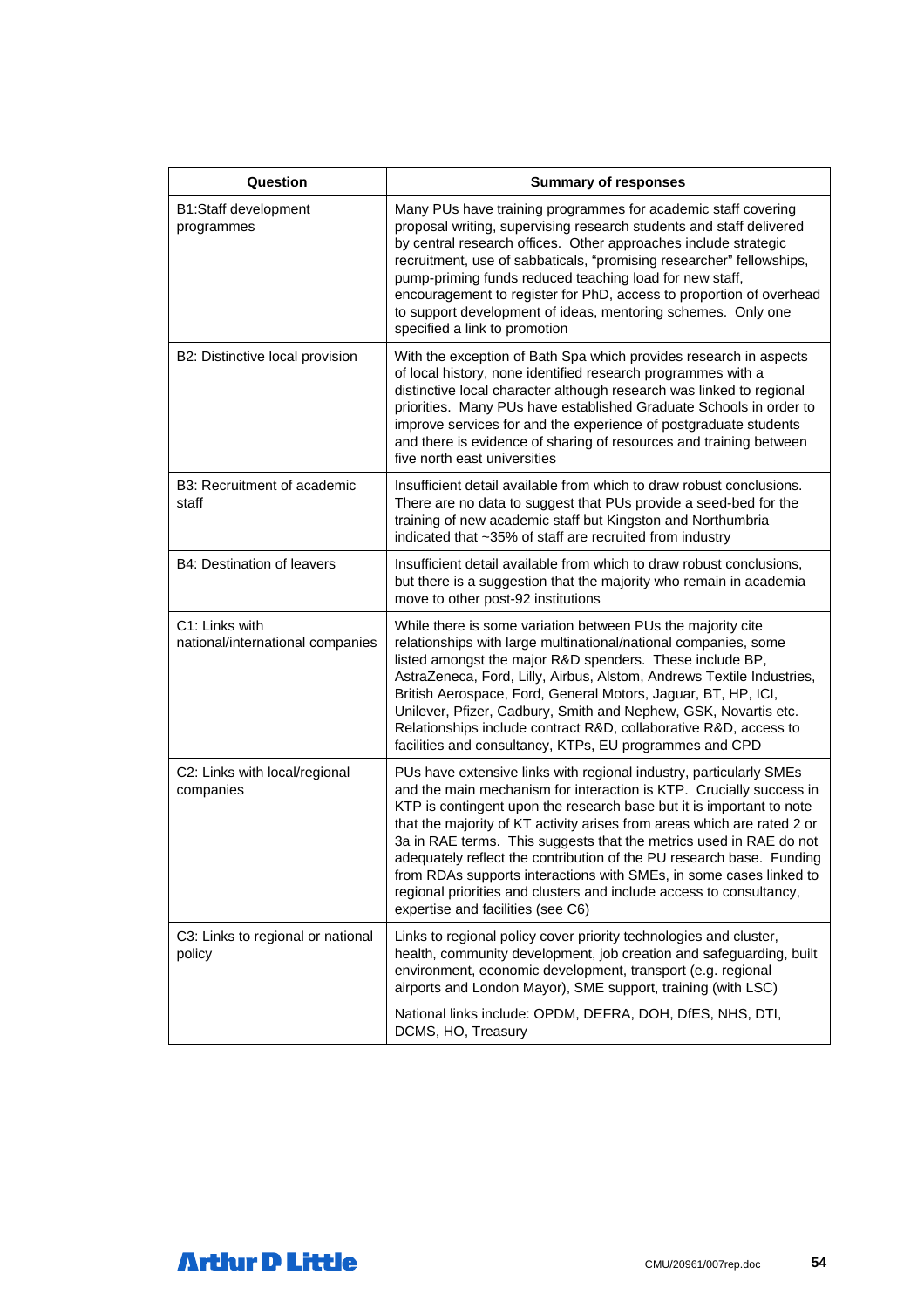| Question | Summary of responses |
| --- | --- |
| B1:Staff development programmes | Many PUs have training programmes for academic staff covering proposal writing, supervising research students and staff delivered by central research offices. Other approaches include strategic recruitment, use of sabbaticals, "promising researcher" fellowships, pump-priming funds reduced teaching load for new staff, encouragement to register for PhD, access to proportion of overhead to support development of ideas, mentoring schemes. Only one specified a link to promotion |
| B2: Distinctive local provision | With the exception of Bath Spa which provides research in aspects of local history, none identified research programmes with a distinctive local character although research was linked to regional priorities. Many PUs have established Graduate Schools in order to improve services for and the experience of postgraduate students and there is evidence of sharing of resources and training between five north east universities |
| B3: Recruitment of academic staff | Insufficient detail available from which to draw robust conclusions. There are no data to suggest that PUs provide a seed-bed for the training of new academic staff but Kingston and Northumbria indicated that ~35% of staff are recruited from industry |
| B4: Destination of leavers | Insufficient detail available from which to draw robust conclusions, but there is a suggestion that the majority who remain in academia move to other post-92 institutions |
| C1: Links with national/international companies | While there is some variation between PUs the majority cite relationships with large multinational/national companies, some listed amongst the major R&D spenders. These include BP, AstraZeneca, Ford, Lilly, Airbus, Alstom, Andrews Textile Industries, British Aerospace, Ford, General Motors, Jaguar, BT, HP, ICI, Unilever, Pfizer, Cadbury, Smith and Nephew, GSK, Novartis etc. Relationships include contract R&D, collaborative R&D, access to facilities and consultancy, KTPs, EU programmes and CPD |
| C2: Links with local/regional companies | PUs have extensive links with regional industry, particularly SMEs and the main mechanism for interaction is KTP. Crucially success in KTP is contingent upon the research base but it is important to note that the majority of KT activity arises from areas which are rated 2 or 3a in RAE terms. This suggests that the metrics used in RAE do not adequately reflect the contribution of the PU research base. Funding from RDAs supports interactions with SMEs, in some cases linked to regional priorities and clusters and include access to consultancy, expertise and facilities (see C6) |
| C3: Links to regional or national policy | Links to regional policy cover priority technologies and cluster, health, community development, job creation and safeguarding, built environment, economic development, transport (e.g. regional airports and London Mayor), SME support, training (with LSC)<br><br>National links include: OPDM, DEFRA, DOH, DfES, NHS, DTI, DCMS, HO, Treasury |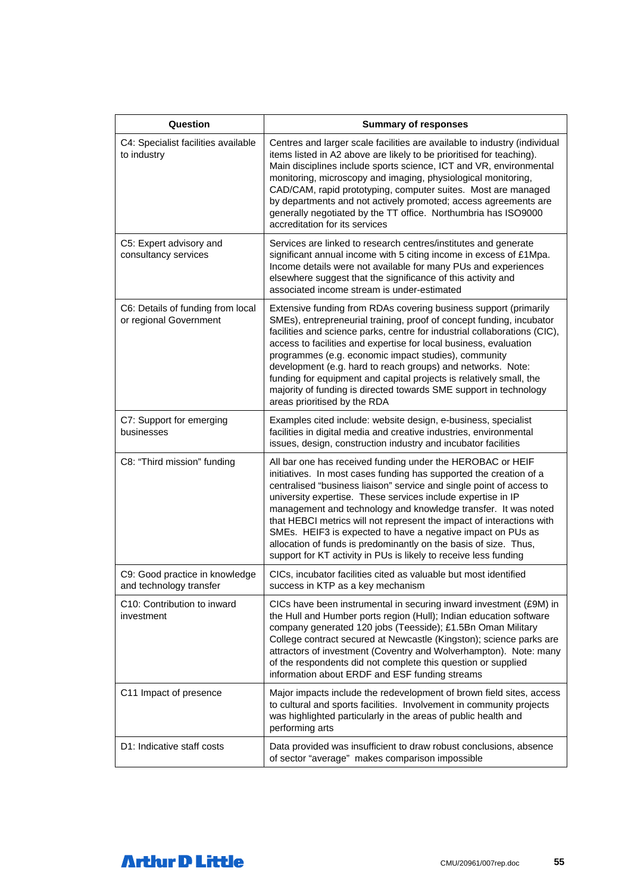| Question | Summary of responses |
|---|---|
| C4: Specialist facilities available to industry | Centres and larger scale facilities are available to industry (individual items listed in A2 above are likely to be prioritised for teaching). Main disciplines include sports science, ICT and VR, environmental monitoring, microscopy and imaging, physiological monitoring, CAD/CAM, rapid prototyping, computer suites. Most are managed by departments and not actively promoted; access agreements are generally negotiated by the TT office. Northumbria has ISO9000 accreditation for its services |
| C5: Expert advisory and consultancy services | Services are linked to research centres/institutes and generate significant annual income with 5 citing income in excess of £1Mpa. Income details were not available for many PUs and experiences elsewhere suggest that the significance of this activity and associated income stream is under-estimated |
| C6: Details of funding from local or regional Government | Extensive funding from RDAs covering business support (primarily SMEs), entrepreneurial training, proof of concept funding, incubator facilities and science parks, centre for industrial collaborations (CIC), access to facilities and expertise for local business, evaluation programmes (e.g. economic impact studies), community development (e.g. hard to reach groups) and networks. Note: funding for equipment and capital projects is relatively small, the majority of funding is directed towards SME support in technology areas prioritised by the RDA |
| C7: Support for emerging businesses | Examples cited include: website design, e-business, specialist facilities in digital media and creative industries, environmental issues, design, construction industry and incubator facilities |
| C8: "Third mission" funding | All bar one has received funding under the HEROBAC or HEIF initiatives. In most cases funding has supported the creation of a centralised "business liaison" service and single point of access to university expertise. These services include expertise in IP management and technology and knowledge transfer. It was noted that HEBCI metrics will not represent the impact of interactions with SMEs. HEIF3 is expected to have a negative impact on PUs as allocation of funds is predominantly on the basis of size. Thus, support for KT activity in PUs is likely to receive less funding |
| C9: Good practice in knowledge and technology transfer | CICs, incubator facilities cited as valuable but most identified success in KTP as a key mechanism |
| C10: Contribution to inward investment | CICs have been instrumental in securing inward investment (£9M) in the Hull and Humber ports region (Hull); Indian education software company generated 120 jobs (Teesside); £1.5Bn Oman Military College contract secured at Newcastle (Kingston); science parks are attractors of investment (Coventry and Wolverhampton). Note: many of the respondents did not complete this question or supplied information about ERDF and ESF funding streams |
| C11 Impact of presence | Major impacts include the redevelopment of brown field sites, access to cultural and sports facilities. Involvement in community projects was highlighted particularly in the areas of public health and performing arts |
| D1: Indicative staff costs | Data provided was insufficient to draw robust conclusions, absence of sector "average" makes comparison impossible |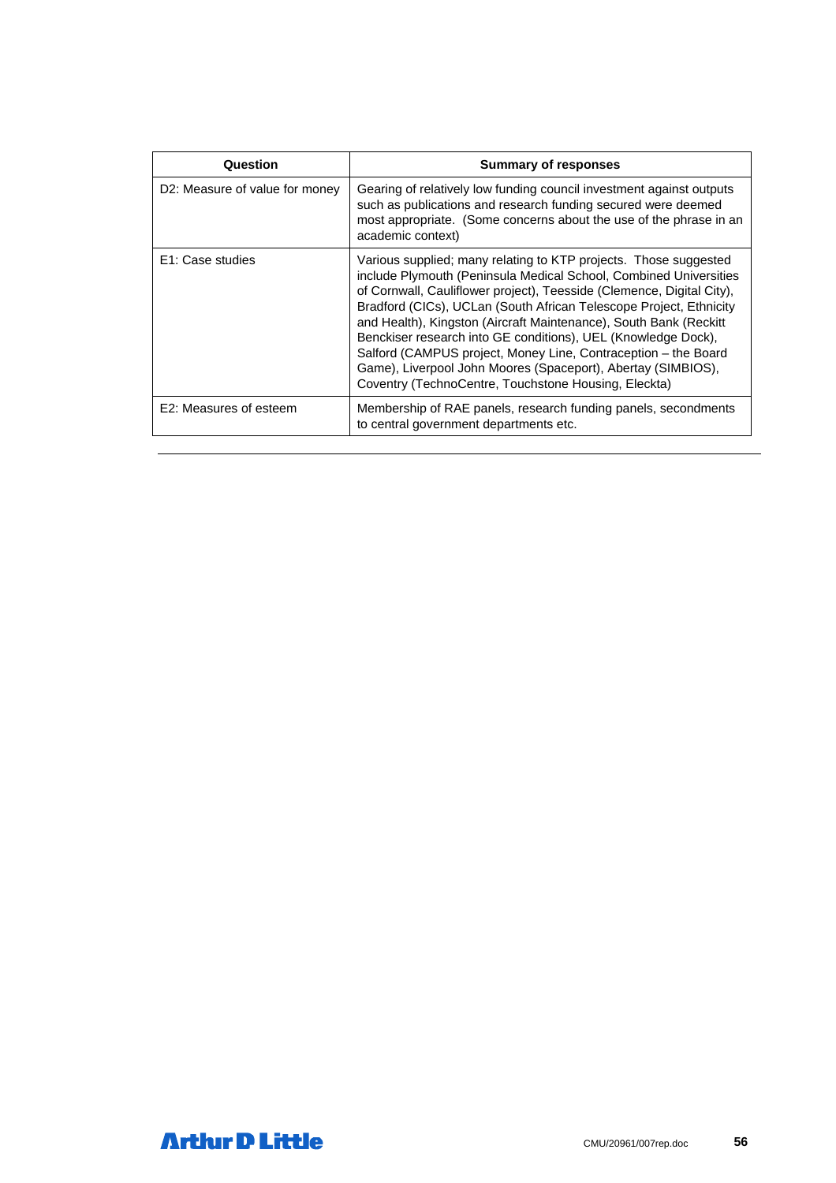| Question | Summary of responses |
| --- | --- |
| D2: Measure of value for money | Gearing of relatively low funding council investment against outputs such as publications and research funding secured were deemed most appropriate. (Some concerns about the use of the phrase in an academic context) |
| E1: Case studies | Various supplied; many relating to KTP projects. Those suggested include Plymouth (Peninsula Medical School, Combined Universities of Cornwall, Cauliflower project), Teesside (Clemence, Digital City), Bradford (CICs), UCLan (South African Telescope Project, Ethnicity and Health), Kingston (Aircraft Maintenance), South Bank (Reckitt Benckiser research into GE conditions), UEL (Knowledge Dock), Salford (CAMPUS project, Money Line, Contraception – the Board Game), Liverpool John Moores (Spaceport), Abertay (SIMBIOS), Coventry (TechnoCentre, Touchstone Housing, Eleckta) |
| E2: Measures of esteem | Membership of RAE panels, research funding panels, secondments to central government departments etc. |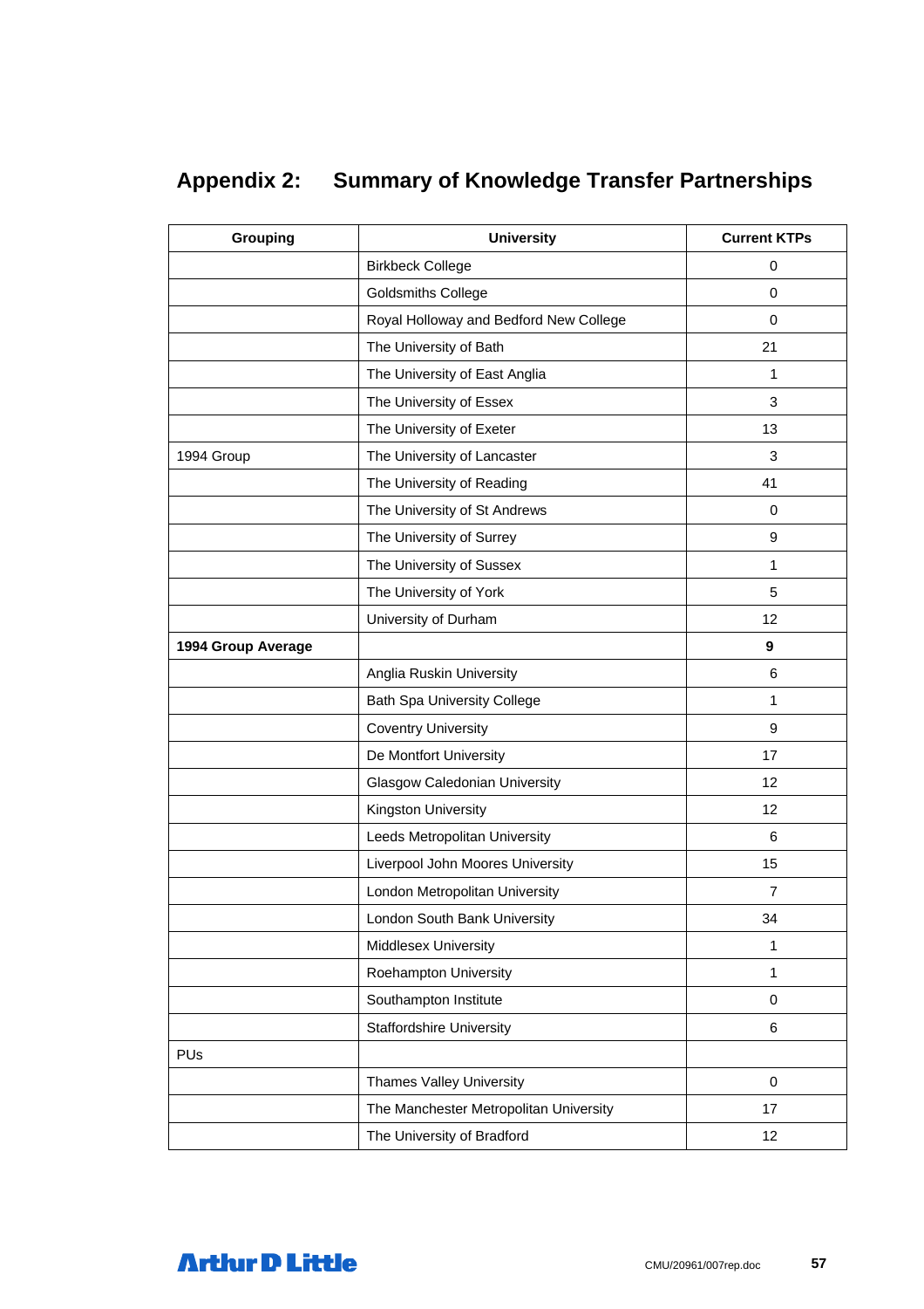# Appendix 2: Summary of Knowledge Transfer Partnerships

| Grouping | University | Current KTPs |
|---|---|---|
| | Birkbeck College | 0 |
| | Goldsmiths College | 0 |
| | Royal Holloway and Bedford New College | 0 |
| | The University of Bath | 21 |
| | The University of East Anglia | 1 |
| | The University of Essex | 3 |
| | The University of Exeter | 13 |
| 1994 Group | The University of Lancaster | 3 |
| | The University of Reading | 41 |
| | The University of St Andrews | 0 |
| | The University of Surrey | 9 |
| | The University of Sussex | 1 |
| | The University of York | 5 |
| | University of Durham | 12 |
| **1994 Group Average** | | **9** |
| | Anglia Ruskin University | 6 |
| | Bath Spa University College | 1 |
| | Coventry University | 9 |
| | De Montfort University | 17 |
| | Glasgow Caledonian University | 12 |
| | Kingston University | 12 |
| | Leeds Metropolitan University | 6 |
| | Liverpool John Moores University | 15 |
| | London Metropolitan University | 7 |
| | London South Bank University | 34 |
| | Middlesex University | 1 |
| | Roehampton University | 1 |
| | Southampton Institute | 0 |
| | Staffordshire University | 6 |
| PUs | | |
| | Thames Valley University | 0 |
| | The Manchester Metropolitan University | 17 |
| | The University of Bradford | 12 |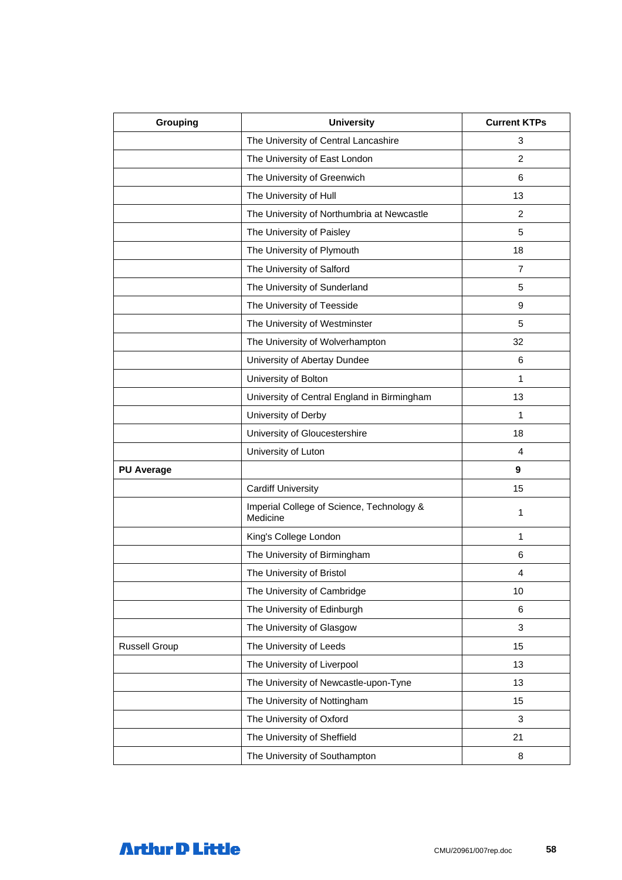| Grouping | University | Current KTPs |
|---|---|---|
| | The University of Central Lancashire | 3 |
| | The University of East London | 2 |
| | The University of Greenwich | 6 |
| | The University of Hull | 13 |
| | The University of Northumbria at Newcastle | 2 |
| | The University of Paisley | 5 |
| | The University of Plymouth | 18 |
| | The University of Salford | 7 |
| | The University of Sunderland | 5 |
| | The University of Teesside | 9 |
| | The University of Westminster | 5 |
| | The University of Wolverhampton | 32 |
| | University of Abertay Dundee | 6 |
| | University of Bolton | 1 |
| | University of Central England in Birmingham | 13 |
| | University of Derby | 1 |
| | University of Gloucestershire | 18 |
| | University of Luton | 4 |
| **PU Average** | | **9** |
| | Cardiff University | 15 |
| | Imperial College of Science, Technology & Medicine | 1 |
| | King's College London | 1 |
| | The University of Birmingham | 6 |
| | The University of Bristol | 4 |
| | The University of Cambridge | 10 |
| | The University of Edinburgh | 6 |
| | The University of Glasgow | 3 |
| Russell Group | The University of Leeds | 15 |
| | The University of Liverpool | 13 |
| | The University of Newcastle-upon-Tyne | 13 |
| | The University of Nottingham | 15 |
| | The University of Oxford | 3 |
| | The University of Sheffield | 21 |
| | The University of Southampton | 8 |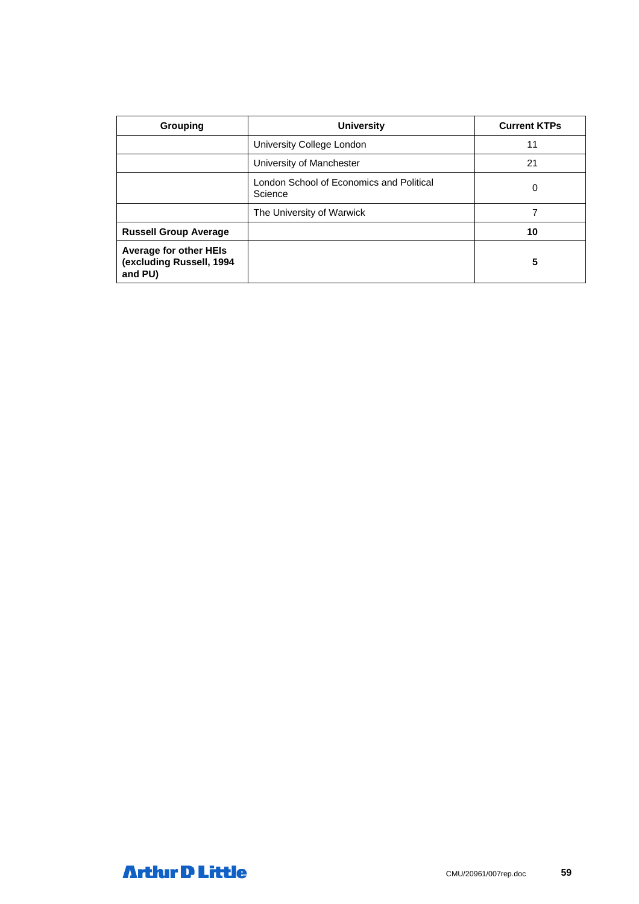| Grouping | University | Current KTPs |
|---|---|---|
| | University College London | 11 |
| | University of Manchester | 21 |
| | London School of Economics and Political Science | 0 |
| | The University of Warwick | 7 |
| **Russell Group Average** | | **10** |
| **Average for other HEIs (excluding Russell, 1994 and PU)** | | **5** |